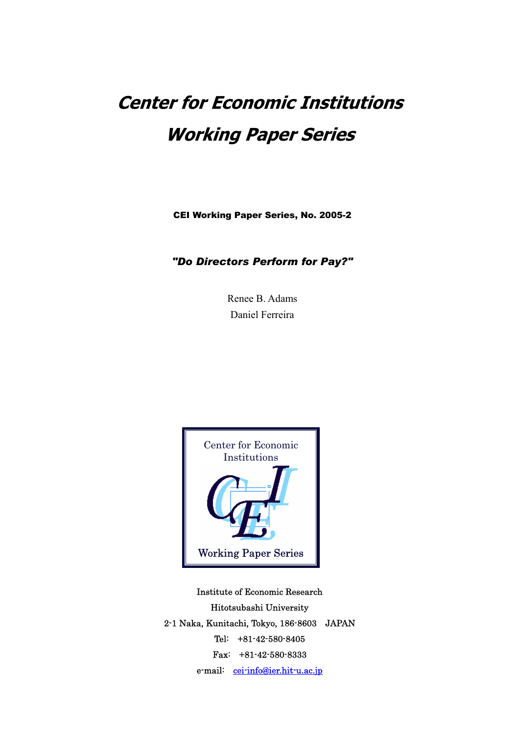# *Center for Economic Institutions Working Paper Series*

**CEI Working Paper Series, No. 2005-2**

***"Do Directors Perform for Pay?"***

Renee B. Adams

Daniel Ferreira

Center for Economic Institutions

Working Paper Series

Institute of Economic Research

Hitotsubashi University

2-1 Naka, Kunitachi, Tokyo, 186-8603 JAPAN

Tel: +81-42-580-8405

Fax: +81-42-580-8333

e-mail: cei-info@ier.hit-u.ac.jp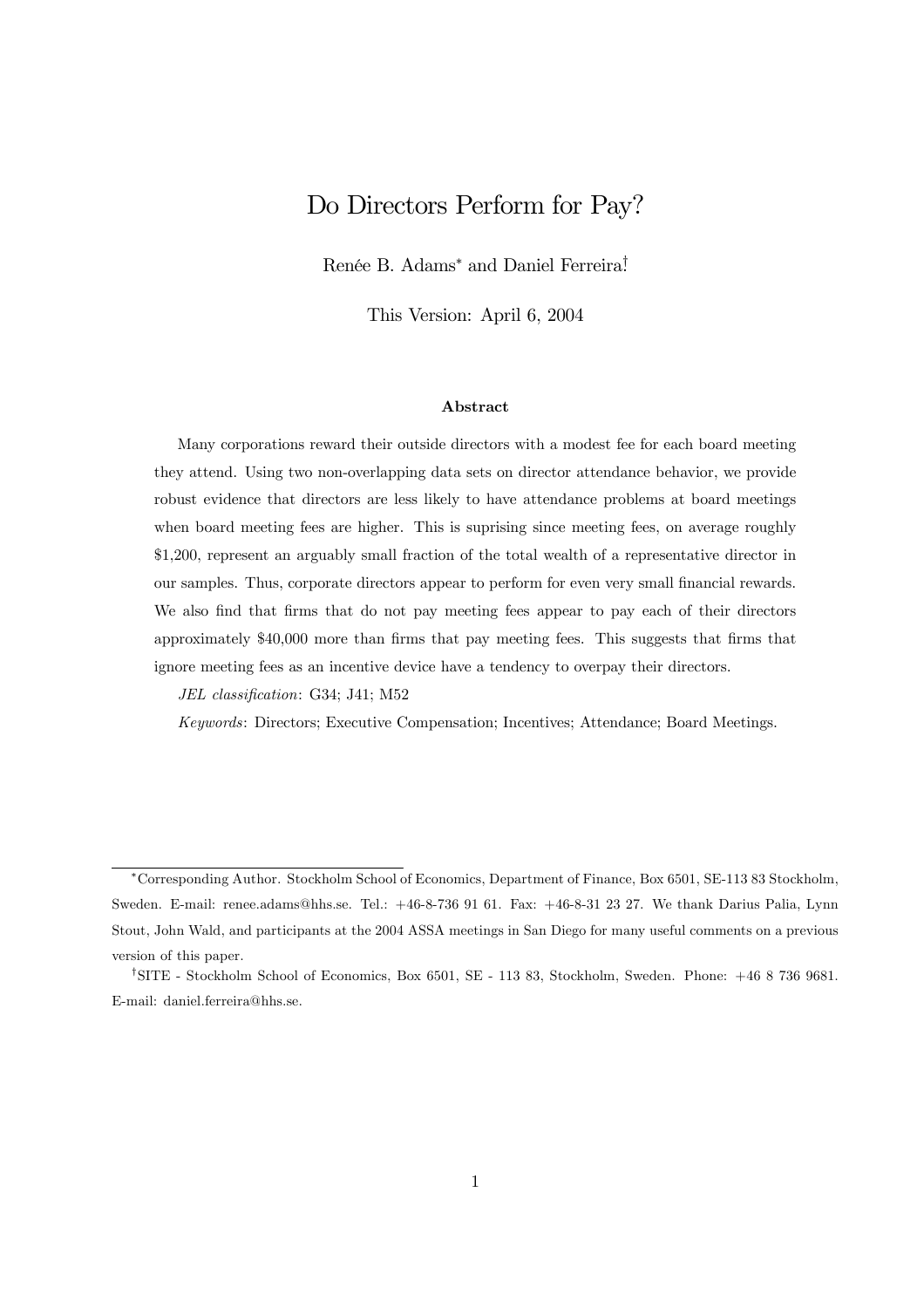# Do Directors Perform for Pay?

Renée B. Adams* and Daniel Ferreira†

This Version: April 6, 2004

### Abstract

Many corporations reward their outside directors with a modest fee for each board meeting they attend. Using two non-overlapping data sets on director attendance behavior, we provide robust evidence that directors are less likely to have attendance problems at board meetings when board meeting fees are higher. This is suprising since meeting fees, on average roughly $1,200, represent an arguably small fraction of the total wealth of a representative director in our samples. Thus, corporate directors appear to perform for even very small financial rewards. We also find that firms that do not pay meeting fees appear to pay each of their directors approximately $40,000 more than firms that pay meeting fees. This suggests that firms that ignore meeting fees as an incentive device have a tendency to overpay their directors.

*JEL classification*: G34; J41; M52

*Keywords*: Directors; Executive Compensation; Incentives; Attendance; Board Meetings.

---

*Corresponding Author. Stockholm School of Economics, Department of Finance, Box 6501, SE-113 83 Stockholm, Sweden. E-mail: renee.adams@hhs.se. Tel.: +46-8-736 91 61. Fax: +46-8-31 23 27. We thank Darius Palia, Lynn Stout, John Wald, and participants at the 2004 ASSA meetings in San Diego for many useful comments on a previous version of this paper.

†SITE - Stockholm School of Economics, Box 6501, SE - 113 83, Stockholm, Sweden. Phone: +46 8 736 9681. E-mail: daniel.ferreira@hhs.se.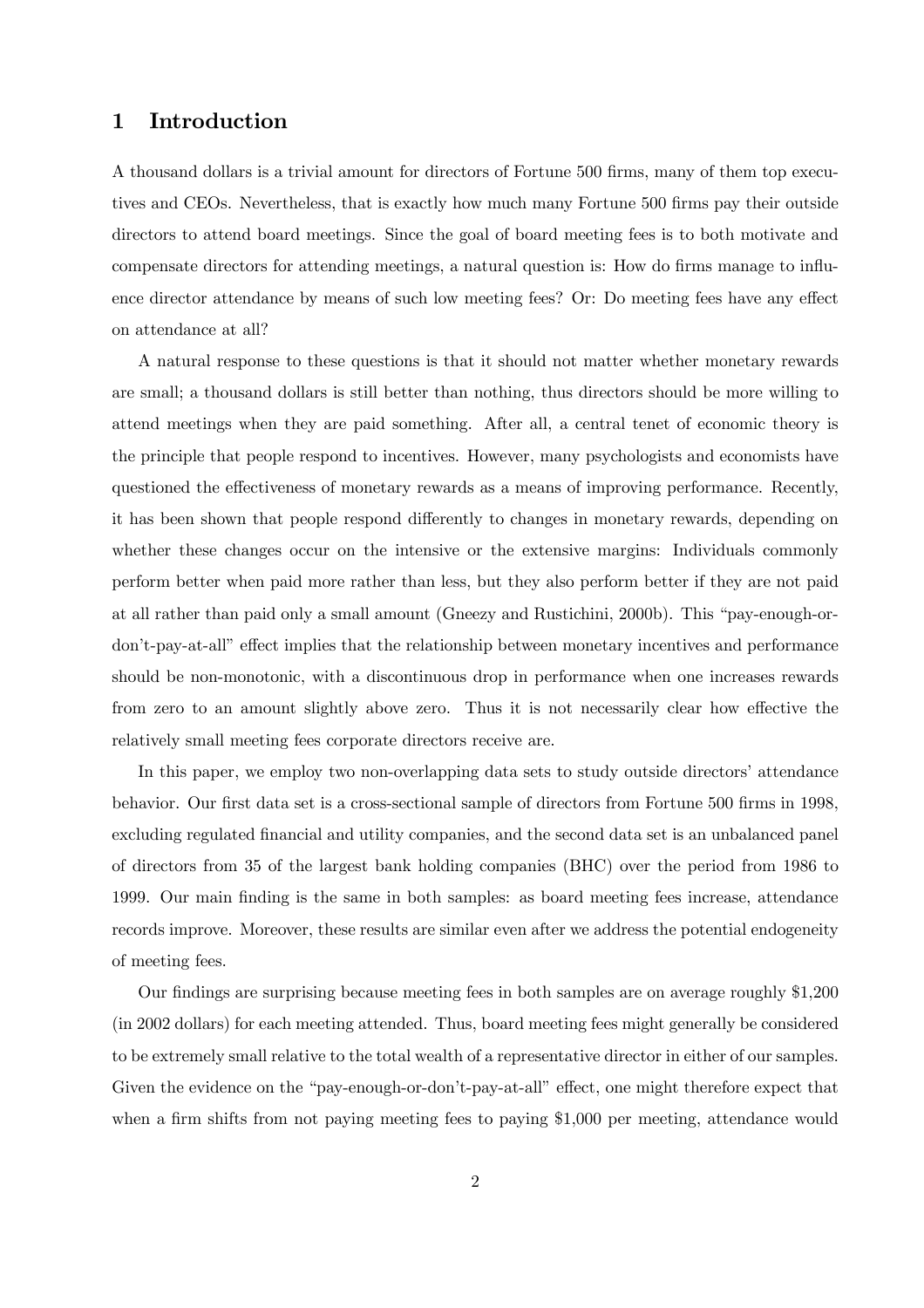# 1 Introduction

A thousand dollars is a trivial amount for directors of Fortune 500 firms, many of them top executives and CEOs. Nevertheless, that is exactly how much many Fortune 500 firms pay their outside directors to attend board meetings. Since the goal of board meeting fees is to both motivate and compensate directors for attending meetings, a natural question is: How do firms manage to influence director attendance by means of such low meeting fees? Or: Do meeting fees have any effect on attendance at all?

A natural response to these questions is that it should not matter whether monetary rewards are small; a thousand dollars is still better than nothing, thus directors should be more willing to attend meetings when they are paid something. After all, a central tenet of economic theory is the principle that people respond to incentives. However, many psychologists and economists have questioned the effectiveness of monetary rewards as a means of improving performance. Recently, it has been shown that people respond differently to changes in monetary rewards, depending on whether these changes occur on the intensive or the extensive margins: Individuals commonly perform better when paid more rather than less, but they also perform better if they are not paid at all rather than paid only a small amount (Gneezy and Rustichini, 2000b). This "pay-enough-or-don't-pay-at-all" effect implies that the relationship between monetary incentives and performance should be non-monotonic, with a discontinuous drop in performance when one increases rewards from zero to an amount slightly above zero. Thus it is not necessarily clear how effective the relatively small meeting fees corporate directors receive are.

In this paper, we employ two non-overlapping data sets to study outside directors' attendance behavior. Our first data set is a cross-sectional sample of directors from Fortune 500 firms in 1998, excluding regulated financial and utility companies, and the second data set is an unbalanced panel of directors from 35 of the largest bank holding companies (BHC) over the period from 1986 to 1999. Our main finding is the same in both samples: as board meeting fees increase, attendance records improve. Moreover, these results are similar even after we address the potential endogeneity of meeting fees.

Our findings are surprising because meeting fees in both samples are on average roughly $1,200 (in 2002 dollars) for each meeting attended. Thus, board meeting fees might generally be considered to be extremely small relative to the total wealth of a representative director in either of our samples. Given the evidence on the "pay-enough-or-don't-pay-at-all" effect, one might therefore expect that when a firm shifts from not paying meeting fees to paying $1,000 per meeting, attendance would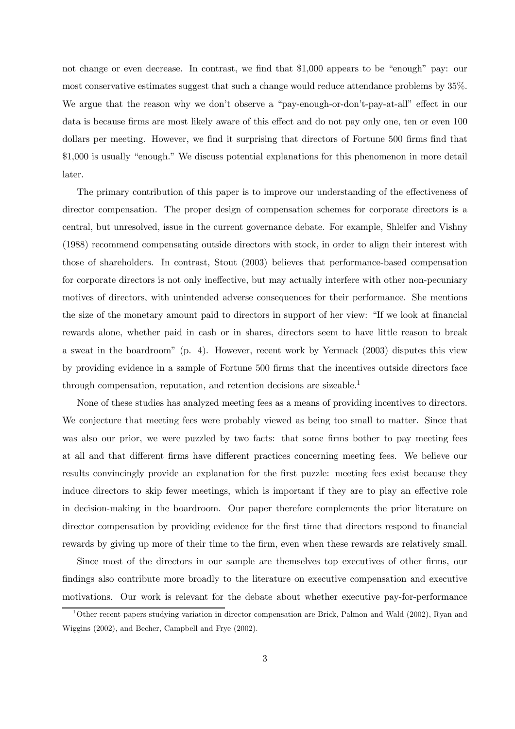not change or even decrease. In contrast, we find that $1,000 appears to be "enough" pay: our most conservative estimates suggest that such a change would reduce attendance problems by 35%. We argue that the reason why we don't observe a "pay-enough-or-don't-pay-at-all" effect in our data is because firms are most likely aware of this effect and do not pay only one, ten or even 100 dollars per meeting. However, we find it surprising that directors of Fortune 500 firms find that $1,000 is usually "enough." We discuss potential explanations for this phenomenon in more detail later.

The primary contribution of this paper is to improve our understanding of the effectiveness of director compensation. The proper design of compensation schemes for corporate directors is a central, but unresolved, issue in the current governance debate. For example, Shleifer and Vishny (1988) recommend compensating outside directors with stock, in order to align their interest with those of shareholders. In contrast, Stout (2003) believes that performance-based compensation for corporate directors is not only ineffective, but may actually interfere with other non-pecuniary motives of directors, with unintended adverse consequences for their performance. She mentions the size of the monetary amount paid to directors in support of her view: "If we look at financial rewards alone, whether paid in cash or in shares, directors seem to have little reason to break a sweat in the boardroom" (p. 4). However, recent work by Yermack (2003) disputes this view by providing evidence in a sample of Fortune 500 firms that the incentives outside directors face through compensation, reputation, and retention decisions are sizeable.[1]

None of these studies has analyzed meeting fees as a means of providing incentives to directors. We conjecture that meeting fees were probably viewed as being too small to matter. Since that was also our prior, we were puzzled by two facts: that some firms bother to pay meeting fees at all and that different firms have different practices concerning meeting fees. We believe our results convincingly provide an explanation for the first puzzle: meeting fees exist because they induce directors to skip fewer meetings, which is important if they are to play an effective role in decision-making in the boardroom. Our paper therefore complements the prior literature on director compensation by providing evidence for the first time that directors respond to financial rewards by giving up more of their time to the firm, even when these rewards are relatively small.

Since most of the directors in our sample are themselves top executives of other firms, our findings also contribute more broadly to the literature on executive compensation and executive motivations. Our work is relevant for the debate about whether executive pay-for-performance

[1] Other recent papers studying variation in director compensation are Brick, Palmon and Wald (2002), Ryan and Wiggins (2002), and Becher, Campbell and Frye (2002).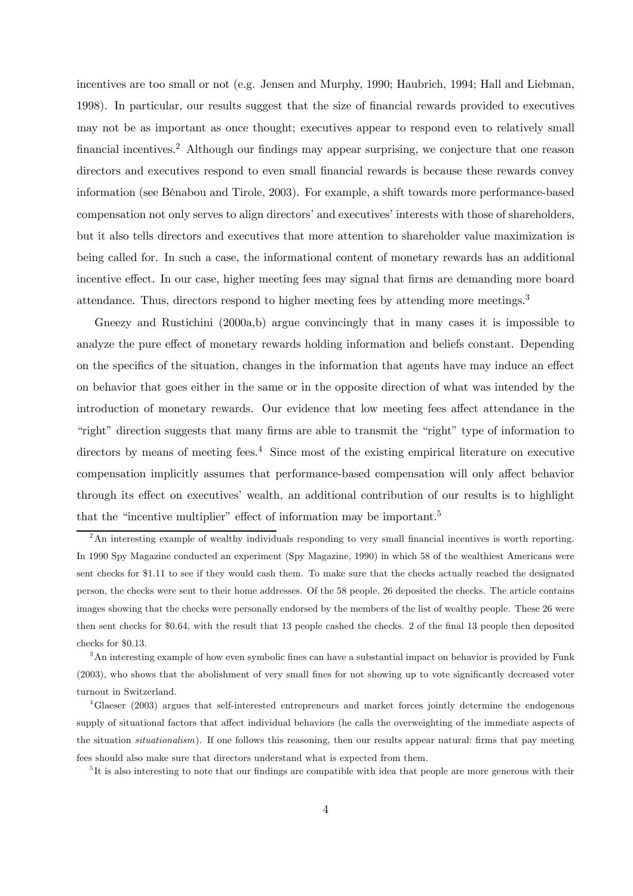incentives are too small or not (e.g. Jensen and Murphy, 1990; Haubrich, 1994; Hall and Liebman, 1998). In particular, our results suggest that the size of financial rewards provided to executives may not be as important as once thought; executives appear to respond even to relatively small financial incentives.[2] Although our findings may appear surprising, we conjecture that one reason directors and executives respond to even small financial rewards is because these rewards convey information (see Bénabou and Tirole, 2003). For example, a shift towards more performance-based compensation not only serves to align directors' and executives' interests with those of shareholders, but it also tells directors and executives that more attention to shareholder value maximization is being called for. In such a case, the informational content of monetary rewards has an additional incentive effect. In our case, higher meeting fees may signal that firms are demanding more board attendance. Thus, directors respond to higher meeting fees by attending more meetings.[3]

Gneezy and Rustichini (2000a,b) argue convincingly that in many cases it is impossible to analyze the pure effect of monetary rewards holding information and beliefs constant. Depending on the specifics of the situation, changes in the information that agents have may induce an effect on behavior that goes either in the same or in the opposite direction of what was intended by the introduction of monetary rewards. Our evidence that low meeting fees affect attendance in the "right" direction suggests that many firms are able to transmit the "right" type of information to directors by means of meeting fees.[4] Since most of the existing empirical literature on executive compensation implicitly assumes that performance-based compensation will only affect behavior through its effect on executives' wealth, an additional contribution of our results is to highlight that the "incentive multiplier" effect of information may be important.[5]

[2] An interesting example of wealthy individuals responding to very small financial incentives is worth reporting. In 1990 Spy Magazine conducted an experiment (Spy Magazine, 1990) in which 58 of the wealthiest Americans were sent checks for \$1.11 to see if they would cash them. To make sure that the checks actually reached the designated person, the checks were sent to their home addresses. Of the 58 people, 26 deposited the checks. The article contains images showing that the checks were personally endorsed by the members of the list of wealthy people. These 26 were then sent checks for \$0.64, with the result that 13 people cashed the checks. 2 of the final 13 people then deposited checks for \$0.13.

[3] An interesting example of how even symbolic fines can have a substantial impact on behavior is provided by Funk (2003), who shows that the abolishment of very small fines for not showing up to vote significantly decreased voter turnout in Switzerland.

[4] Glaeser (2003) argues that self-interested entrepreneurs and market forces jointly determine the endogenous supply of situational factors that affect individual behaviors (he calls the overweighting of the immediate aspects of the situation *situationalism*). If one follows this reasoning, then our results appear natural: firms that pay meeting fees should also make sure that directors understand what is expected from them.

[5] It is also interesting to note that our findings are compatible with idea that people are more generous with their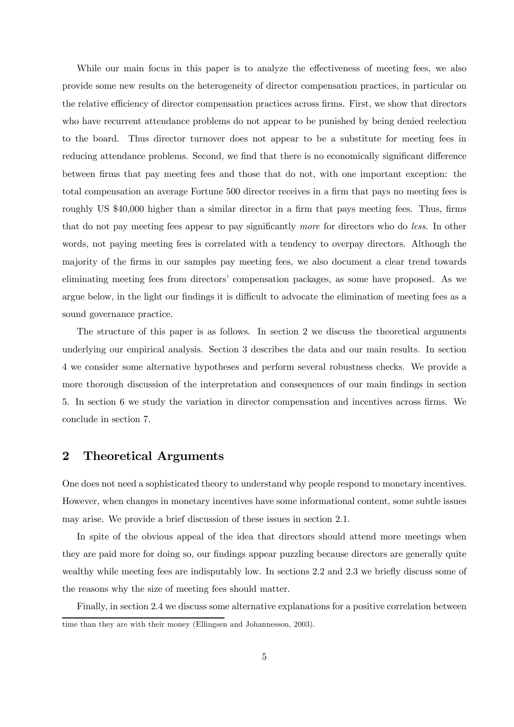While our main focus in this paper is to analyze the effectiveness of meeting fees, we also provide some new results on the heterogeneity of director compensation practices, in particular on the relative efficiency of director compensation practices across firms. First, we show that directors who have recurrent attendance problems do not appear to be punished by being denied reelection to the board. Thus director turnover does not appear to be a substitute for meeting fees in reducing attendance problems. Second, we find that there is no economically significant difference between firms that pay meeting fees and those that do not, with one important exception: the total compensation an average Fortune 500 director receives in a firm that pays no meeting fees is roughly US $40,000 higher than a similar director in a firm that pays meeting fees. Thus, firms that do not pay meeting fees appear to pay significantly *more* for directors who do *less*. In other words, not paying meeting fees is correlated with a tendency to overpay directors. Although the majority of the firms in our samples pay meeting fees, we also document a clear trend towards eliminating meeting fees from directors' compensation packages, as some have proposed. As we argue below, in the light our findings it is difficult to advocate the elimination of meeting fees as a sound governance practice.

The structure of this paper is as follows. In section 2 we discuss the theoretical arguments underlying our empirical analysis. Section 3 describes the data and our main results. In section 4 we consider some alternative hypotheses and perform several robustness checks. We provide a more thorough discussion of the interpretation and consequences of our main findings in section 5. In section 6 we study the variation in director compensation and incentives across firms. We conclude in section 7.

## 2 Theoretical Arguments

One does not need a sophisticated theory to understand why people respond to monetary incentives. However, when changes in monetary incentives have some informational content, some subtle issues may arise. We provide a brief discussion of these issues in section 2.1.

In spite of the obvious appeal of the idea that directors should attend more meetings when they are paid more for doing so, our findings appear puzzling because directors are generally quite wealthy while meeting fees are indisputably low. In sections 2.2 and 2.3 we briefly discuss some of the reasons why the size of meeting fees should matter.

Finally, in section 2.4 we discuss some alternative explanations for a positive correlation between

time than they are with their money (Ellingsen and Johannesson, 2003).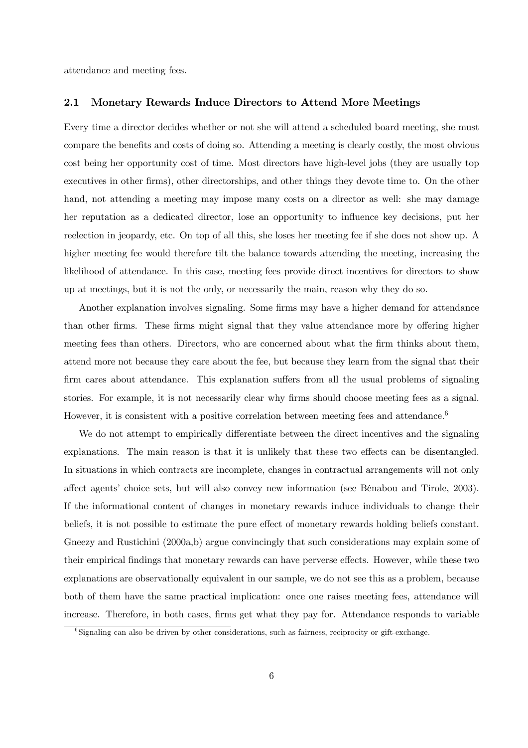attendance and meeting fees.

### 2.1 Monetary Rewards Induce Directors to Attend More Meetings

Every time a director decides whether or not she will attend a scheduled board meeting, she must compare the benefits and costs of doing so. Attending a meeting is clearly costly, the most obvious cost being her opportunity cost of time. Most directors have high-level jobs (they are usually top executives in other firms), other directorships, and other things they devote time to. On the other hand, not attending a meeting may impose many costs on a director as well: she may damage her reputation as a dedicated director, lose an opportunity to influence key decisions, put her reelection in jeopardy, etc. On top of all this, she loses her meeting fee if she does not show up. A higher meeting fee would therefore tilt the balance towards attending the meeting, increasing the likelihood of attendance. In this case, meeting fees provide direct incentives for directors to show up at meetings, but it is not the only, or necessarily the main, reason why they do so.

Another explanation involves signaling. Some firms may have a higher demand for attendance than other firms. These firms might signal that they value attendance more by offering higher meeting fees than others. Directors, who are concerned about what the firm thinks about them, attend more not because they care about the fee, but because they learn from the signal that their firm cares about attendance. This explanation suffers from all the usual problems of signaling stories. For example, it is not necessarily clear why firms should choose meeting fees as a signal. However, it is consistent with a positive correlation between meeting fees and attendance.[6]

We do not attempt to empirically differentiate between the direct incentives and the signaling explanations. The main reason is that it is unlikely that these two effects can be disentangled. In situations in which contracts are incomplete, changes in contractual arrangements will not only affect agents' choice sets, but will also convey new information (see Bénabou and Tirole, 2003). If the informational content of changes in monetary rewards induce individuals to change their beliefs, it is not possible to estimate the pure effect of monetary rewards holding beliefs constant. Gneezy and Rustichini (2000a,b) argue convincingly that such considerations may explain some of their empirical findings that monetary rewards can have perverse effects. However, while these two explanations are observationally equivalent in our sample, we do not see this as a problem, because both of them have the same practical implication: once one raises meeting fees, attendance will increase. Therefore, in both cases, firms get what they pay for. Attendance responds to variable

[6] Signaling can also be driven by other considerations, such as fairness, reciprocity or gift-exchange.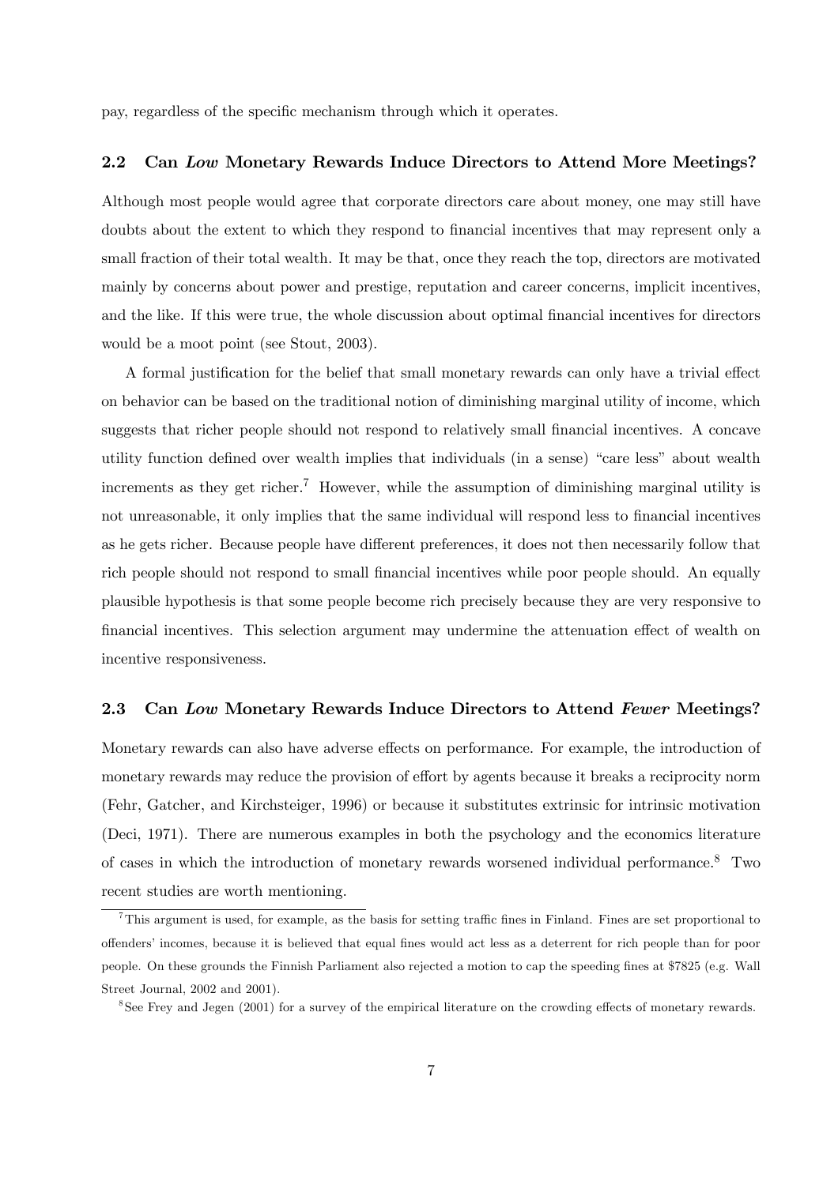pay, regardless of the specific mechanism through which it operates.

### 2.2 Can *Low* Monetary Rewards Induce Directors to Attend More Meetings?

Although most people would agree that corporate directors care about money, one may still have doubts about the extent to which they respond to financial incentives that may represent only a small fraction of their total wealth. It may be that, once they reach the top, directors are motivated mainly by concerns about power and prestige, reputation and career concerns, implicit incentives, and the like. If this were true, the whole discussion about optimal financial incentives for directors would be a moot point (see Stout, 2003).

A formal justification for the belief that small monetary rewards can only have a trivial effect on behavior can be based on the traditional notion of diminishing marginal utility of income, which suggests that richer people should not respond to relatively small financial incentives. A concave utility function defined over wealth implies that individuals (in a sense) "care less" about wealth increments as they get richer.[7] However, while the assumption of diminishing marginal utility is not unreasonable, it only implies that the same individual will respond less to financial incentives as he gets richer. Because people have different preferences, it does not then necessarily follow that rich people should not respond to small financial incentives while poor people should. An equally plausible hypothesis is that some people become rich precisely because they are very responsive to financial incentives. This selection argument may undermine the attenuation effect of wealth on incentive responsiveness.

### 2.3 Can *Low* Monetary Rewards Induce Directors to Attend *Fewer* Meetings?

Monetary rewards can also have adverse effects on performance. For example, the introduction of monetary rewards may reduce the provision of effort by agents because it breaks a reciprocity norm (Fehr, Gatcher, and Kirchsteiger, 1996) or because it substitutes extrinsic for intrinsic motivation (Deci, 1971). There are numerous examples in both the psychology and the economics literature of cases in which the introduction of monetary rewards worsened individual performance.[8] Two recent studies are worth mentioning.

---

[7] This argument is used, for example, as the basis for setting traffic fines in Finland. Fines are set proportional to offenders' incomes, because it is believed that equal fines would act less as a deterrent for rich people than for poor people. On these grounds the Finnish Parliament also rejected a motion to cap the speeding fines at $7825 (e.g. Wall Street Journal, 2002 and 2001).

[8] See Frey and Jegen (2001) for a survey of the empirical literature on the crowding effects of monetary rewards.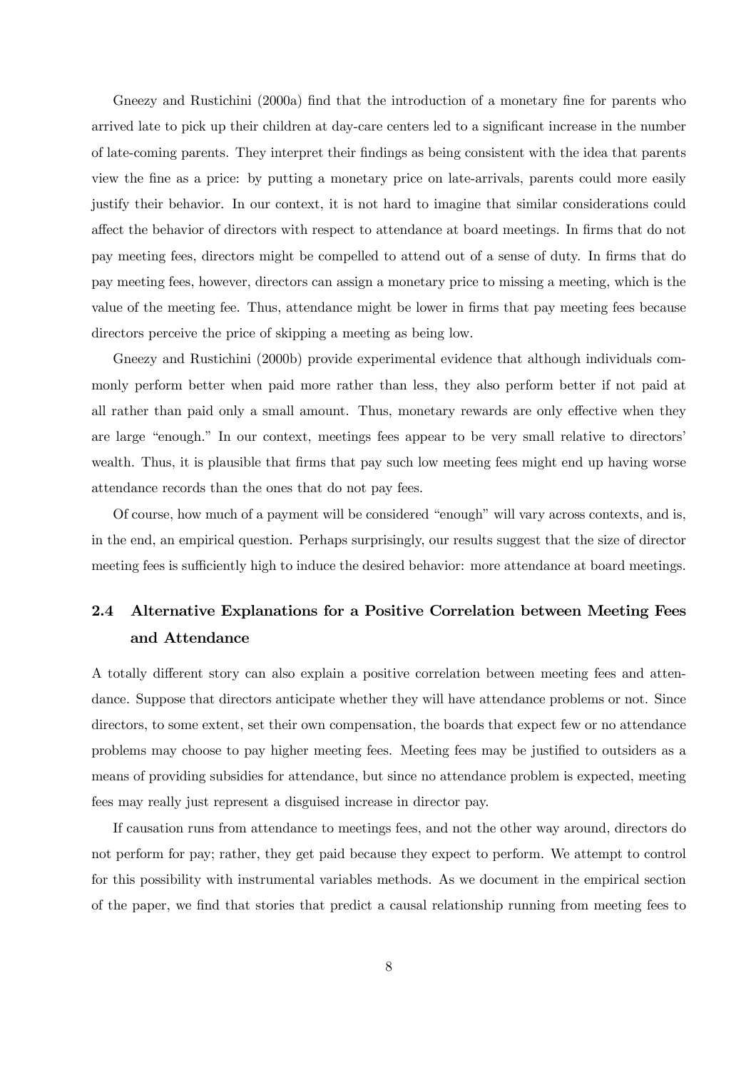Gneezy and Rustichini (2000a) find that the introduction of a monetary fine for parents who arrived late to pick up their children at day-care centers led to a significant increase in the number of late-coming parents. They interpret their findings as being consistent with the idea that parents view the fine as a price: by putting a monetary price on late-arrivals, parents could more easily justify their behavior. In our context, it is not hard to imagine that similar considerations could affect the behavior of directors with respect to attendance at board meetings. In firms that do not pay meeting fees, directors might be compelled to attend out of a sense of duty. In firms that do pay meeting fees, however, directors can assign a monetary price to missing a meeting, which is the value of the meeting fee. Thus, attendance might be lower in firms that pay meeting fees because directors perceive the price of skipping a meeting as being low.

Gneezy and Rustichini (2000b) provide experimental evidence that although individuals commonly perform better when paid more rather than less, they also perform better if not paid at all rather than paid only a small amount. Thus, monetary rewards are only effective when they are large "enough." In our context, meetings fees appear to be very small relative to directors' wealth. Thus, it is plausible that firms that pay such low meeting fees might end up having worse attendance records than the ones that do not pay fees.

Of course, how much of a payment will be considered "enough" will vary across contexts, and is, in the end, an empirical question. Perhaps surprisingly, our results suggest that the size of director meeting fees is sufficiently high to induce the desired behavior: more attendance at board meetings.

## 2.4 Alternative Explanations for a Positive Correlation between Meeting Fees and Attendance

A totally different story can also explain a positive correlation between meeting fees and attendance. Suppose that directors anticipate whether they will have attendance problems or not. Since directors, to some extent, set their own compensation, the boards that expect few or no attendance problems may choose to pay higher meeting fees. Meeting fees may be justified to outsiders as a means of providing subsidies for attendance, but since no attendance problem is expected, meeting fees may really just represent a disguised increase in director pay.

If causation runs from attendance to meetings fees, and not the other way around, directors do not perform for pay; rather, they get paid because they expect to perform. We attempt to control for this possibility with instrumental variables methods. As we document in the empirical section of the paper, we find that stories that predict a causal relationship running from meeting fees to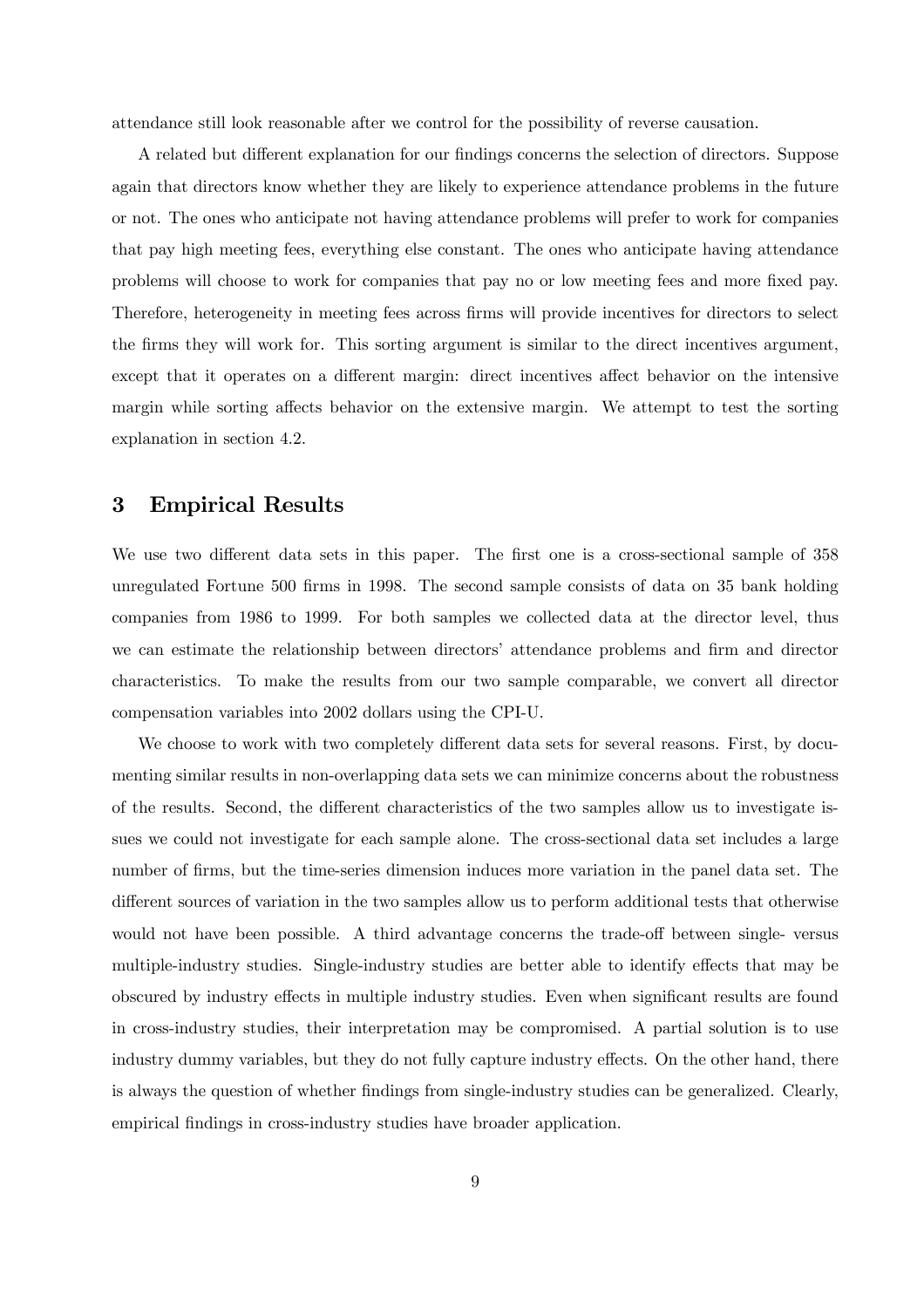attendance still look reasonable after we control for the possibility of reverse causation.

A related but different explanation for our findings concerns the selection of directors. Suppose again that directors know whether they are likely to experience attendance problems in the future or not. The ones who anticipate not having attendance problems will prefer to work for companies that pay high meeting fees, everything else constant. The ones who anticipate having attendance problems will choose to work for companies that pay no or low meeting fees and more fixed pay. Therefore, heterogeneity in meeting fees across firms will provide incentives for directors to select the firms they will work for. This sorting argument is similar to the direct incentives argument, except that it operates on a different margin: direct incentives affect behavior on the intensive margin while sorting affects behavior on the extensive margin. We attempt to test the sorting explanation in section 4.2.

# 3 Empirical Results

We use two different data sets in this paper. The first one is a cross-sectional sample of 358 unregulated Fortune 500 firms in 1998. The second sample consists of data on 35 bank holding companies from 1986 to 1999. For both samples we collected data at the director level, thus we can estimate the relationship between directors' attendance problems and firm and director characteristics. To make the results from our two sample comparable, we convert all director compensation variables into 2002 dollars using the CPI-U.

We choose to work with two completely different data sets for several reasons. First, by documenting similar results in non-overlapping data sets we can minimize concerns about the robustness of the results. Second, the different characteristics of the two samples allow us to investigate issues we could not investigate for each sample alone. The cross-sectional data set includes a large number of firms, but the time-series dimension induces more variation in the panel data set. The different sources of variation in the two samples allow us to perform additional tests that otherwise would not have been possible. A third advantage concerns the trade-off between single- versus multiple-industry studies. Single-industry studies are better able to identify effects that may be obscured by industry effects in multiple industry studies. Even when significant results are found in cross-industry studies, their interpretation may be compromised. A partial solution is to use industry dummy variables, but they do not fully capture industry effects. On the other hand, there is always the question of whether findings from single-industry studies can be generalized. Clearly, empirical findings in cross-industry studies have broader application.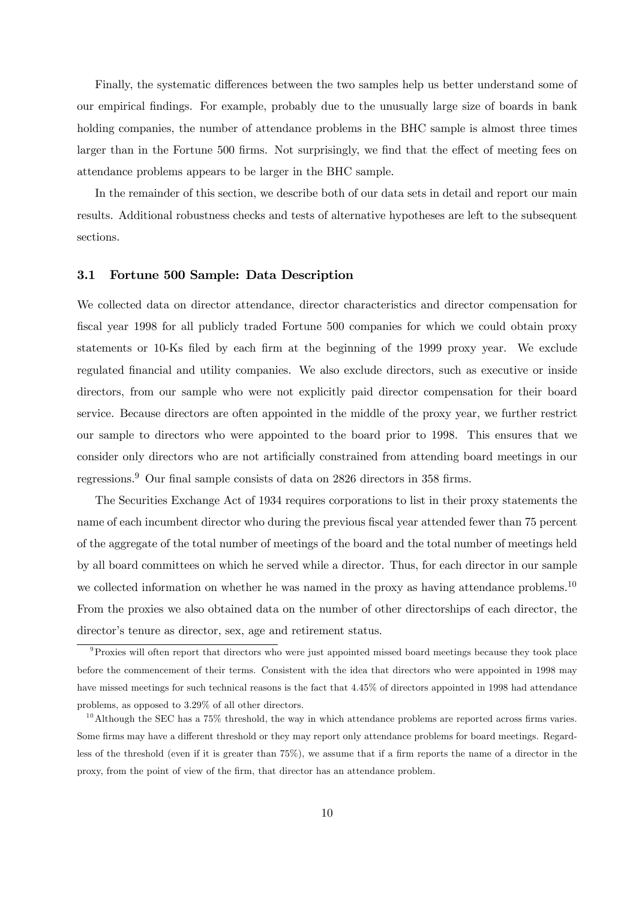Finally, the systematic differences between the two samples help us better understand some of our empirical findings. For example, probably due to the unusually large size of boards in bank holding companies, the number of attendance problems in the BHC sample is almost three times larger than in the Fortune 500 firms. Not surprisingly, we find that the effect of meeting fees on attendance problems appears to be larger in the BHC sample.

In the remainder of this section, we describe both of our data sets in detail and report our main results. Additional robustness checks and tests of alternative hypotheses are left to the subsequent sections.

### 3.1 Fortune 500 Sample: Data Description

We collected data on director attendance, director characteristics and director compensation for fiscal year 1998 for all publicly traded Fortune 500 companies for which we could obtain proxy statements or 10-Ks filed by each firm at the beginning of the 1999 proxy year. We exclude regulated financial and utility companies. We also exclude directors, such as executive or inside directors, from our sample who were not explicitly paid director compensation for their board service. Because directors are often appointed in the middle of the proxy year, we further restrict our sample to directors who were appointed to the board prior to 1998. This ensures that we consider only directors who are not artificially constrained from attending board meetings in our regressions.[9] Our final sample consists of data on 2826 directors in 358 firms.

The Securities Exchange Act of 1934 requires corporations to list in their proxy statements the name of each incumbent director who during the previous fiscal year attended fewer than 75 percent of the aggregate of the total number of meetings of the board and the total number of meetings held by all board committees on which he served while a director. Thus, for each director in our sample we collected information on whether he was named in the proxy as having attendance problems.[10] From the proxies we also obtained data on the number of other directorships of each director, the director's tenure as director, sex, age and retirement status.

[9] Proxies will often report that directors who were just appointed missed board meetings because they took place before the commencement of their terms. Consistent with the idea that directors who were appointed in 1998 may have missed meetings for such technical reasons is the fact that 4.45% of directors appointed in 1998 had attendance problems, as opposed to 3.29% of all other directors.

[10] Although the SEC has a 75% threshold, the way in which attendance problems are reported across firms varies. Some firms may have a different threshold or they may report only attendance problems for board meetings. Regardless of the threshold (even if it is greater than 75%), we assume that if a firm reports the name of a director in the proxy, from the point of view of the firm, that director has an attendance problem.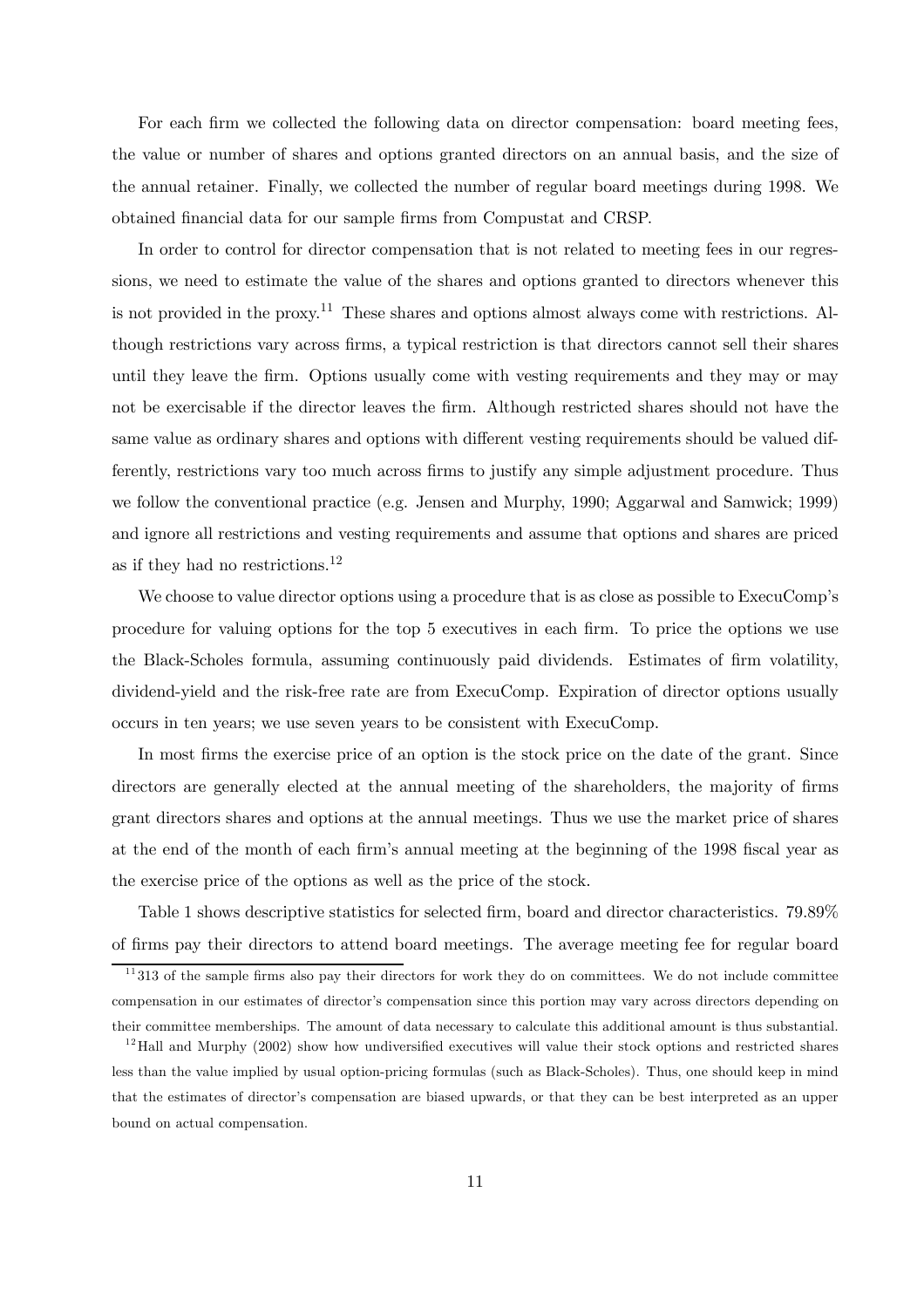For each firm we collected the following data on director compensation: board meeting fees, the value or number of shares and options granted directors on an annual basis, and the size of the annual retainer. Finally, we collected the number of regular board meetings during 1998. We obtained financial data for our sample firms from Compustat and CRSP.

In order to control for director compensation that is not related to meeting fees in our regressions, we need to estimate the value of the shares and options granted to directors whenever this is not provided in the proxy.[11] These shares and options almost always come with restrictions. Although restrictions vary across firms, a typical restriction is that directors cannot sell their shares until they leave the firm. Options usually come with vesting requirements and they may or may not be exercisable if the director leaves the firm. Although restricted shares should not have the same value as ordinary shares and options with different vesting requirements should be valued differently, restrictions vary too much across firms to justify any simple adjustment procedure. Thus we follow the conventional practice (e.g. Jensen and Murphy, 1990; Aggarwal and Samwick; 1999) and ignore all restrictions and vesting requirements and assume that options and shares are priced as if they had no restrictions.[12]

We choose to value director options using a procedure that is as close as possible to ExecuComp's procedure for valuing options for the top 5 executives in each firm. To price the options we use the Black-Scholes formula, assuming continuously paid dividends. Estimates of firm volatility, dividend-yield and the risk-free rate are from ExecuComp. Expiration of director options usually occurs in ten years; we use seven years to be consistent with ExecuComp.

In most firms the exercise price of an option is the stock price on the date of the grant. Since directors are generally elected at the annual meeting of the shareholders, the majority of firms grant directors shares and options at the annual meetings. Thus we use the market price of shares at the end of the month of each firm's annual meeting at the beginning of the 1998 fiscal year as the exercise price of the options as well as the price of the stock.

Table 1 shows descriptive statistics for selected firm, board and director characteristics. 79.89% of firms pay their directors to attend board meetings. The average meeting fee for regular board

[11] 313 of the sample firms also pay their directors for work they do on committees. We do not include committee compensation in our estimates of director's compensation since this portion may vary across directors depending on their committee memberships. The amount of data necessary to calculate this additional amount is thus substantial.

[12] Hall and Murphy (2002) show how undiversified executives will value their stock options and restricted shares less than the value implied by usual option-pricing formulas (such as Black-Scholes). Thus, one should keep in mind that the estimates of director's compensation are biased upwards, or that they can be best interpreted as an upper bound on actual compensation.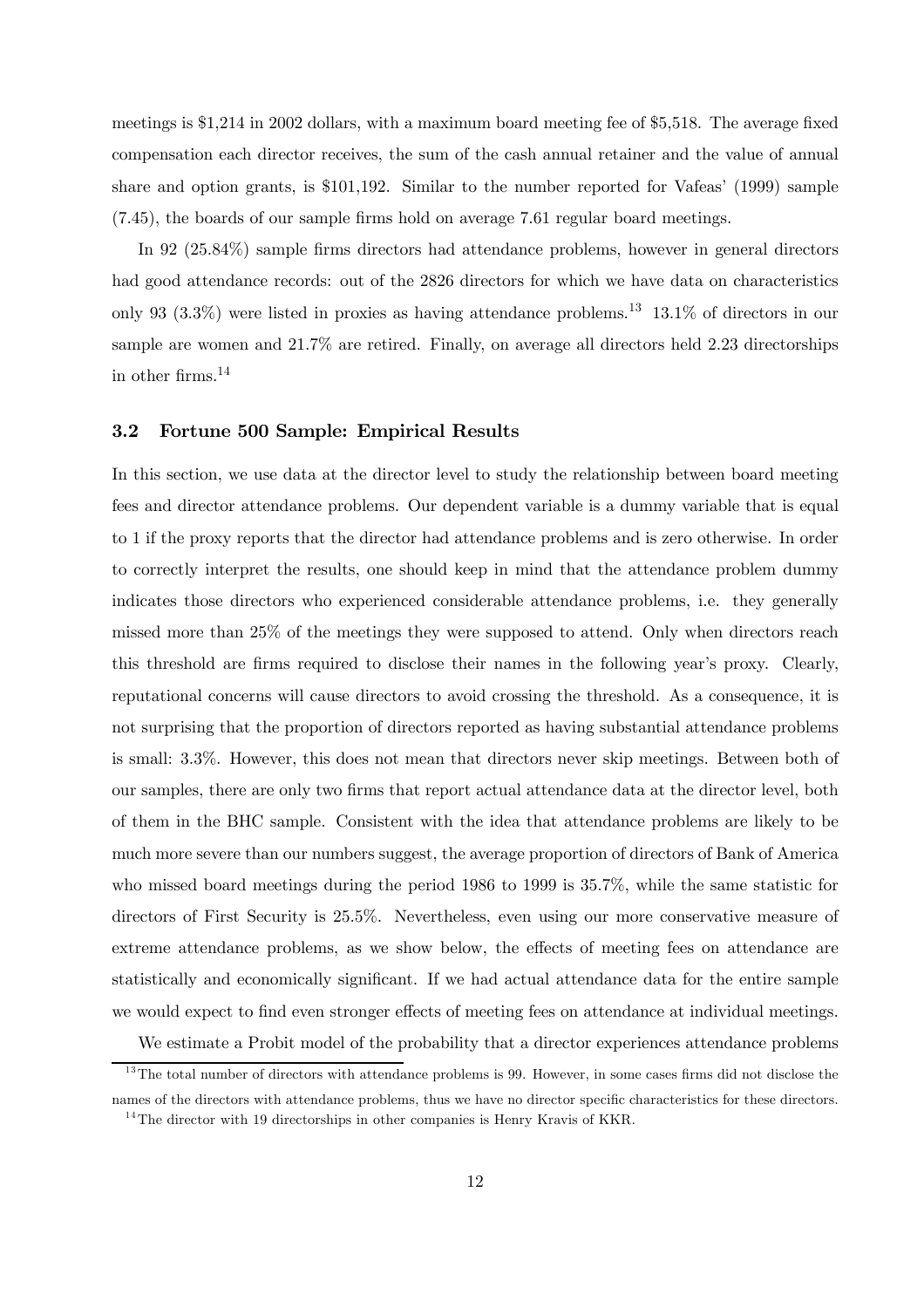meetings is \$1,214 in 2002 dollars, with a maximum board meeting fee of \$5,518. The average fixed compensation each director receives, the sum of the cash annual retainer and the value of annual share and option grants, is \$101,192. Similar to the number reported for Vafeas' (1999) sample (7.45), the boards of our sample firms hold on average 7.61 regular board meetings.

In 92 (25.84%) sample firms directors had attendance problems, however in general directors had good attendance records: out of the 2826 directors for which we have data on characteristics only 93 (3.3%) were listed in proxies as having attendance problems.[13] 13.1% of directors in our sample are women and 21.7% are retired. Finally, on average all directors held 2.23 directorships in other firms.[14]

### 3.2 Fortune 500 Sample: Empirical Results

In this section, we use data at the director level to study the relationship between board meeting fees and director attendance problems. Our dependent variable is a dummy variable that is equal to 1 if the proxy reports that the director had attendance problems and is zero otherwise. In order to correctly interpret the results, one should keep in mind that the attendance problem dummy indicates those directors who experienced considerable attendance problems, i.e. they generally missed more than 25% of the meetings they were supposed to attend. Only when directors reach this threshold are firms required to disclose their names in the following year's proxy. Clearly, reputational concerns will cause directors to avoid crossing the threshold. As a consequence, it is not surprising that the proportion of directors reported as having substantial attendance problems is small: 3.3%. However, this does not mean that directors never skip meetings. Between both of our samples, there are only two firms that report actual attendance data at the director level, both of them in the BHC sample. Consistent with the idea that attendance problems are likely to be much more severe than our numbers suggest, the average proportion of directors of Bank of America who missed board meetings during the period 1986 to 1999 is 35.7%, while the same statistic for directors of First Security is 25.5%. Nevertheless, even using our more conservative measure of extreme attendance problems, as we show below, the effects of meeting fees on attendance are statistically and economically significant. If we had actual attendance data for the entire sample we would expect to find even stronger effects of meeting fees on attendance at individual meetings.

We estimate a Probit model of the probability that a director experiences attendance problems

[13] The total number of directors with attendance problems is 99. However, in some cases firms did not disclose the names of the directors with attendance problems, thus we have no director specific characteristics for these directors.

[14] The director with 19 directorships in other companies is Henry Kravis of KKR.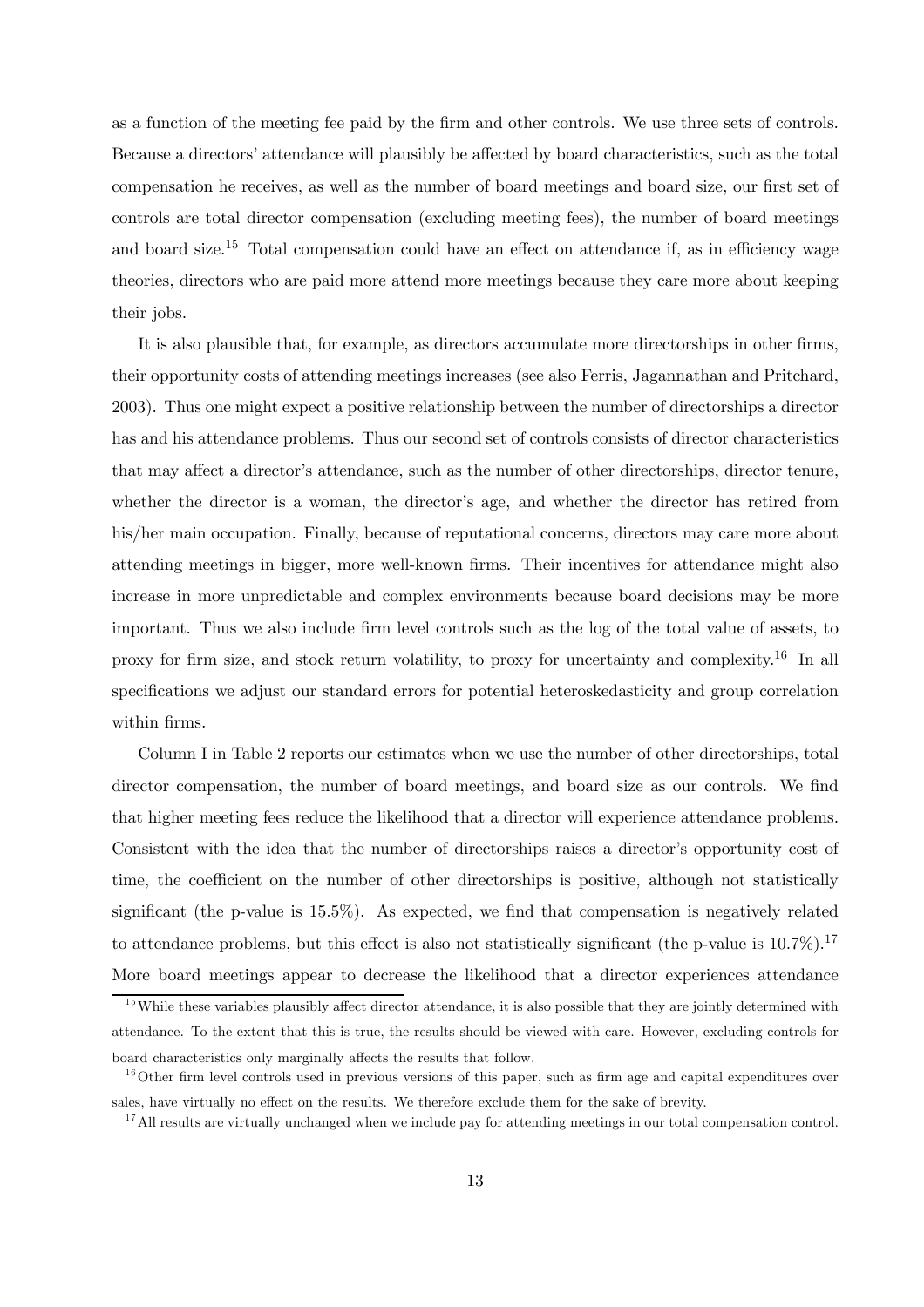as a function of the meeting fee paid by the firm and other controls. We use three sets of controls. Because a directors' attendance will plausibly be affected by board characteristics, such as the total compensation he receives, as well as the number of board meetings and board size, our first set of controls are total director compensation (excluding meeting fees), the number of board meetings and board size.[15] Total compensation could have an effect on attendance if, as in efficiency wage theories, directors who are paid more attend more meetings because they care more about keeping their jobs.

It is also plausible that, for example, as directors accumulate more directorships in other firms, their opportunity costs of attending meetings increases (see also Ferris, Jagannathan and Pritchard, 2003). Thus one might expect a positive relationship between the number of directorships a director has and his attendance problems. Thus our second set of controls consists of director characteristics that may affect a director's attendance, such as the number of other directorships, director tenure, whether the director is a woman, the director's age, and whether the director has retired from his/her main occupation. Finally, because of reputational concerns, directors may care more about attending meetings in bigger, more well-known firms. Their incentives for attendance might also increase in more unpredictable and complex environments because board decisions may be more important. Thus we also include firm level controls such as the log of the total value of assets, to proxy for firm size, and stock return volatility, to proxy for uncertainty and complexity.[16] In all specifications we adjust our standard errors for potential heteroskedasticity and group correlation within firms.

Column I in Table 2 reports our estimates when we use the number of other directorships, total director compensation, the number of board meetings, and board size as our controls. We find that higher meeting fees reduce the likelihood that a director will experience attendance problems. Consistent with the idea that the number of directorships raises a director's opportunity cost of time, the coefficient on the number of other directorships is positive, although not statistically significant (the p-value is 15.5%). As expected, we find that compensation is negatively related to attendance problems, but this effect is also not statistically significant (the p-value is 10.7%).[17] More board meetings appear to decrease the likelihood that a director experiences attendance

[15] While these variables plausibly affect director attendance, it is also possible that they are jointly determined with attendance. To the extent that this is true, the results should be viewed with care. However, excluding controls for board characteristics only marginally affects the results that follow.

[16] Other firm level controls used in previous versions of this paper, such as firm age and capital expenditures over sales, have virtually no effect on the results. We therefore exclude them for the sake of brevity.

[17] All results are virtually unchanged when we include pay for attending meetings in our total compensation control.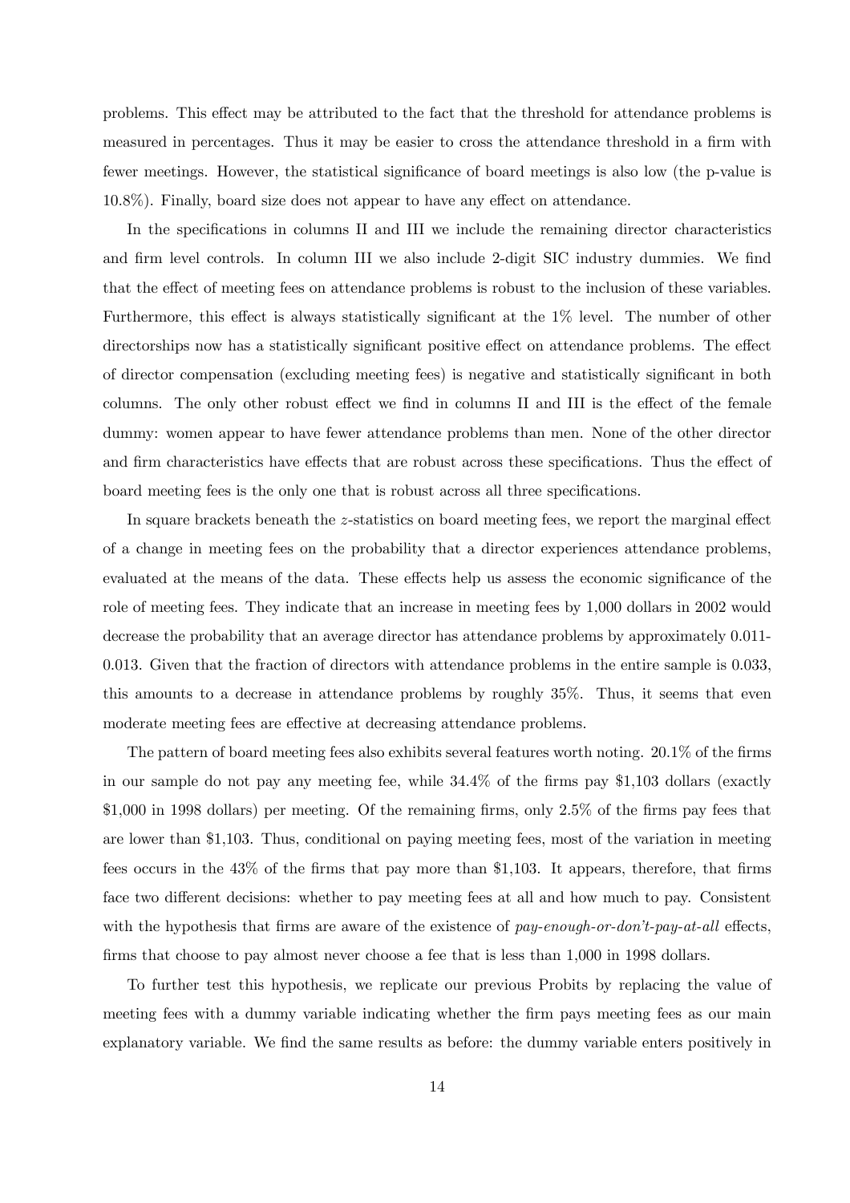problems. This effect may be attributed to the fact that the threshold for attendance problems is measured in percentages. Thus it may be easier to cross the attendance threshold in a firm with fewer meetings. However, the statistical significance of board meetings is also low (the p-value is 10.8%). Finally, board size does not appear to have any effect on attendance.

In the specifications in columns II and III we include the remaining director characteristics and firm level controls. In column III we also include 2-digit SIC industry dummies. We find that the effect of meeting fees on attendance problems is robust to the inclusion of these variables. Furthermore, this effect is always statistically significant at the 1% level. The number of other directorships now has a statistically significant positive effect on attendance problems. The effect of director compensation (excluding meeting fees) is negative and statistically significant in both columns. The only other robust effect we find in columns II and III is the effect of the female dummy: women appear to have fewer attendance problems than men. None of the other director and firm characteristics have effects that are robust across these specifications. Thus the effect of board meeting fees is the only one that is robust across all three specifications.

In square brackets beneath the $z$-statistics on board meeting fees, we report the marginal effect of a change in meeting fees on the probability that a director experiences attendance problems, evaluated at the means of the data. These effects help us assess the economic significance of the role of meeting fees. They indicate that an increase in meeting fees by 1,000 dollars in 2002 would decrease the probability that an average director has attendance problems by approximately 0.011-0.013. Given that the fraction of directors with attendance problems in the entire sample is 0.033, this amounts to a decrease in attendance problems by roughly 35%. Thus, it seems that even moderate meeting fees are effective at decreasing attendance problems.

The pattern of board meeting fees also exhibits several features worth noting. 20.1% of the firms in our sample do not pay any meeting fee, while 34.4% of the firms pay \$1,103 dollars (exactly \$1,000 in 1998 dollars) per meeting. Of the remaining firms, only 2.5% of the firms pay fees that are lower than \$1,103. Thus, conditional on paying meeting fees, most of the variation in meeting fees occurs in the 43% of the firms that pay more than \$1,103. It appears, therefore, that firms face two different decisions: whether to pay meeting fees at all and how much to pay. Consistent with the hypothesis that firms are aware of the existence of *pay-enough-or-don't-pay-at-all* effects, firms that choose to pay almost never choose a fee that is less than 1,000 in 1998 dollars.

To further test this hypothesis, we replicate our previous Probits by replacing the value of meeting fees with a dummy variable indicating whether the firm pays meeting fees as our main explanatory variable. We find the same results as before: the dummy variable enters positively in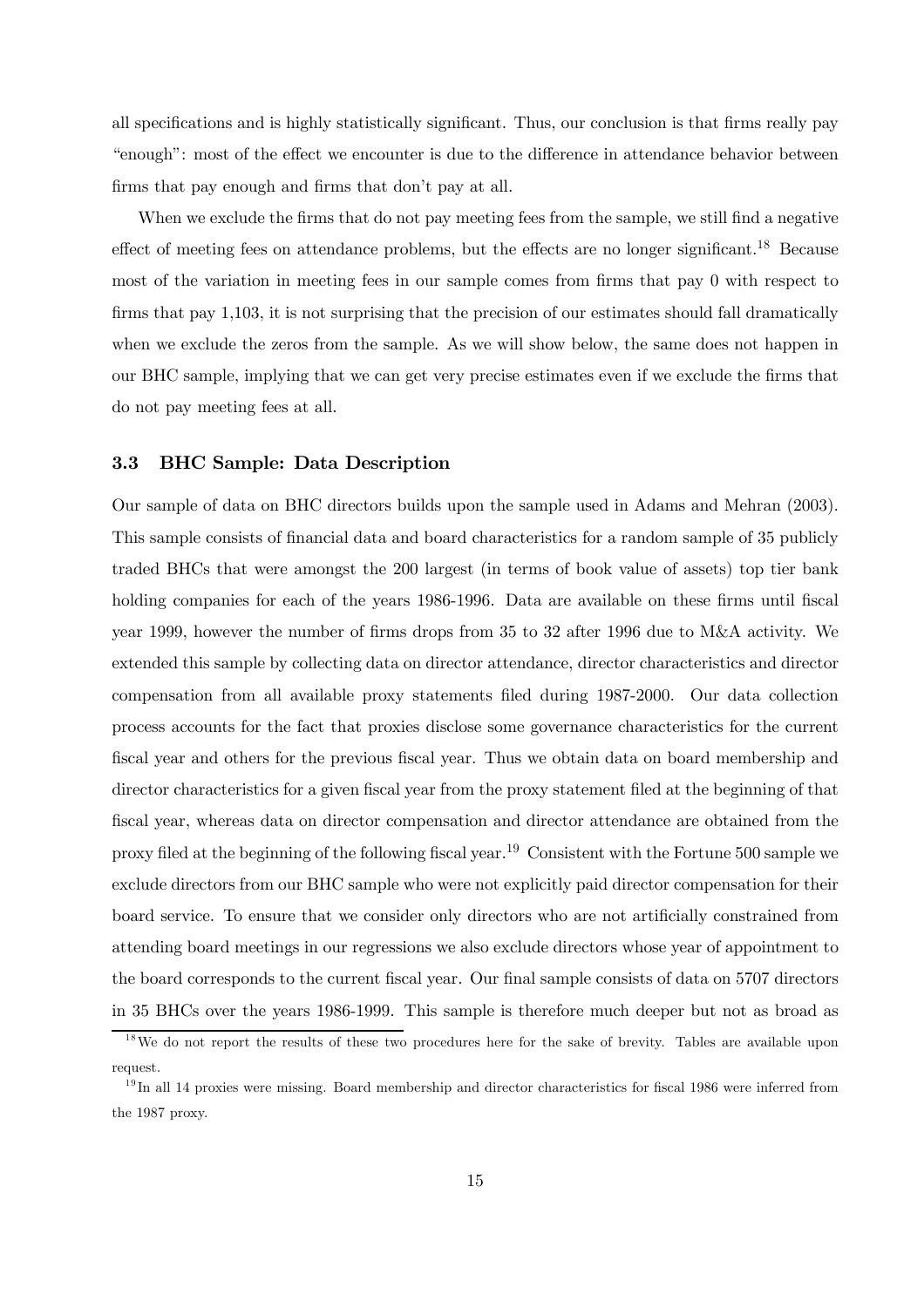all specifications and is highly statistically significant. Thus, our conclusion is that firms really pay "enough": most of the effect we encounter is due to the difference in attendance behavior between firms that pay enough and firms that don't pay at all.

When we exclude the firms that do not pay meeting fees from the sample, we still find a negative effect of meeting fees on attendance problems, but the effects are no longer significant.[18] Because most of the variation in meeting fees in our sample comes from firms that pay 0 with respect to firms that pay 1,103, it is not surprising that the precision of our estimates should fall dramatically when we exclude the zeros from the sample. As we will show below, the same does not happen in our BHC sample, implying that we can get very precise estimates even if we exclude the firms that do not pay meeting fees at all.

### 3.3 BHC Sample: Data Description

Our sample of data on BHC directors builds upon the sample used in Adams and Mehran (2003). This sample consists of financial data and board characteristics for a random sample of 35 publicly traded BHCs that were amongst the 200 largest (in terms of book value of assets) top tier bank holding companies for each of the years 1986-1996. Data are available on these firms until fiscal year 1999, however the number of firms drops from 35 to 32 after 1996 due to M&A activity. We extended this sample by collecting data on director attendance, director characteristics and director compensation from all available proxy statements filed during 1987-2000. Our data collection process accounts for the fact that proxies disclose some governance characteristics for the current fiscal year and others for the previous fiscal year. Thus we obtain data on board membership and director characteristics for a given fiscal year from the proxy statement filed at the beginning of that fiscal year, whereas data on director compensation and director attendance are obtained from the proxy filed at the beginning of the following fiscal year.[19] Consistent with the Fortune 500 sample we exclude directors from our BHC sample who were not explicitly paid director compensation for their board service. To ensure that we consider only directors who are not artificially constrained from attending board meetings in our regressions we also exclude directors whose year of appointment to the board corresponds to the current fiscal year. Our final sample consists of data on 5707 directors in 35 BHCs over the years 1986-1999. This sample is therefore much deeper but not as broad as

[18] We do not report the results of these two procedures here for the sake of brevity. Tables are available upon request.

[19] In all 14 proxies were missing. Board membership and director characteristics for fiscal 1986 were inferred from the 1987 proxy.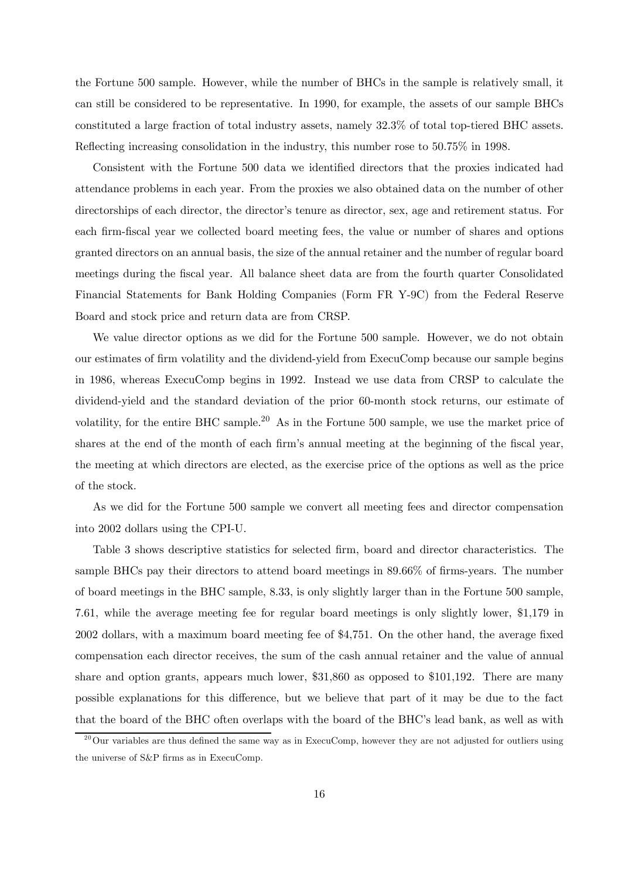the Fortune 500 sample. However, while the number of BHCs in the sample is relatively small, it can still be considered to be representative. In 1990, for example, the assets of our sample BHCs constituted a large fraction of total industry assets, namely 32.3% of total top-tiered BHC assets. Reflecting increasing consolidation in the industry, this number rose to 50.75% in 1998.

Consistent with the Fortune 500 data we identified directors that the proxies indicated had attendance problems in each year. From the proxies we also obtained data on the number of other directorships of each director, the director's tenure as director, sex, age and retirement status. For each firm-fiscal year we collected board meeting fees, the value or number of shares and options granted directors on an annual basis, the size of the annual retainer and the number of regular board meetings during the fiscal year. All balance sheet data are from the fourth quarter Consolidated Financial Statements for Bank Holding Companies (Form FR Y-9C) from the Federal Reserve Board and stock price and return data are from CRSP.

We value director options as we did for the Fortune 500 sample. However, we do not obtain our estimates of firm volatility and the dividend-yield from ExecuComp because our sample begins in 1986, whereas ExecuComp begins in 1992. Instead we use data from CRSP to calculate the dividend-yield and the standard deviation of the prior 60-month stock returns, our estimate of volatility, for the entire BHC sample.[20] As in the Fortune 500 sample, we use the market price of shares at the end of the month of each firm's annual meeting at the beginning of the fiscal year, the meeting at which directors are elected, as the exercise price of the options as well as the price of the stock.

As we did for the Fortune 500 sample we convert all meeting fees and director compensation into 2002 dollars using the CPI-U.

Table 3 shows descriptive statistics for selected firm, board and director characteristics. The sample BHCs pay their directors to attend board meetings in 89.66% of firms-years. The number of board meetings in the BHC sample, 8.33, is only slightly larger than in the Fortune 500 sample, 7.61, while the average meeting fee for regular board meetings is only slightly lower, $1,179 in 2002 dollars, with a maximum board meeting fee of $4,751. On the other hand, the average fixed compensation each director receives, the sum of the cash annual retainer and the value of annual share and option grants, appears much lower, $31,860 as opposed to $101,192. There are many possible explanations for this difference, but we believe that part of it may be due to the fact that the board of the BHC often overlaps with the board of the BHC's lead bank, as well as with

[20] Our variables are thus defined the same way as in ExecuComp, however they are not adjusted for outliers using the universe of S&P firms as in ExecuComp.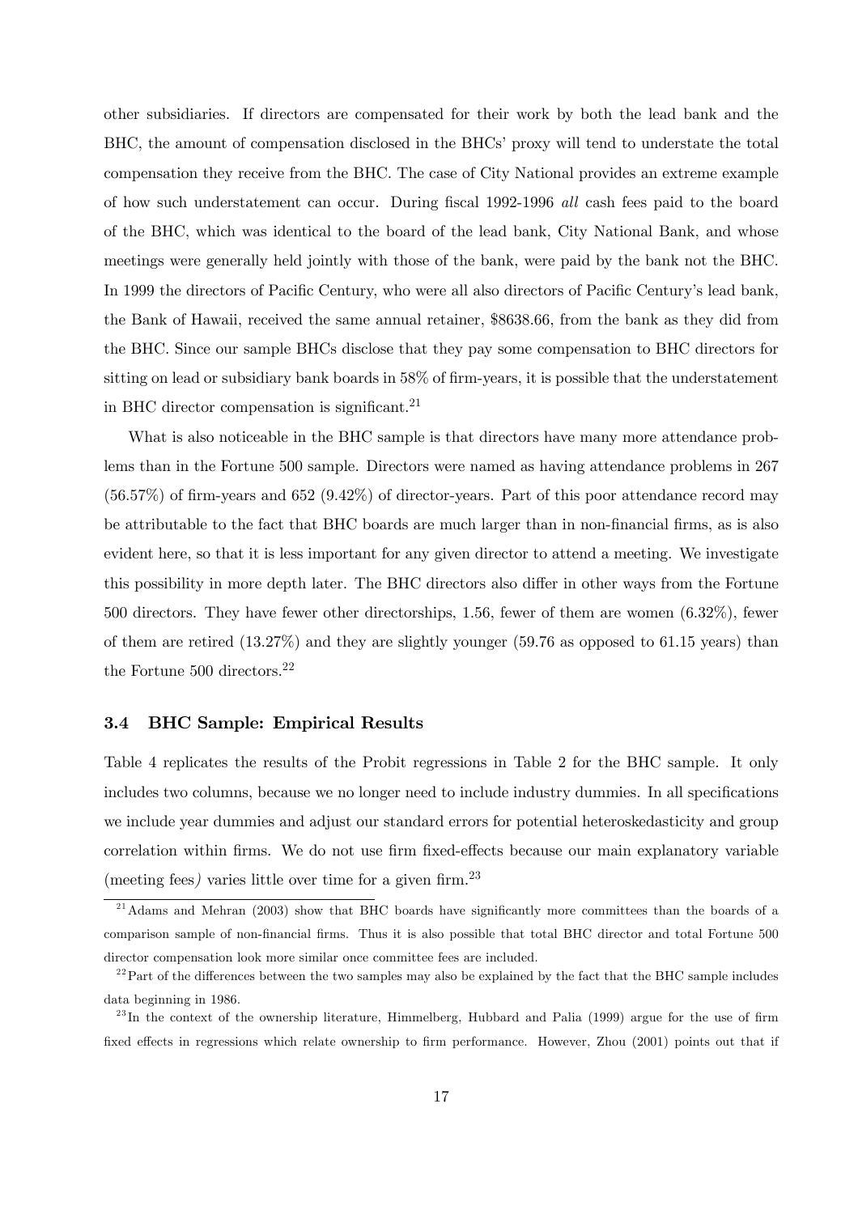other subsidiaries. If directors are compensated for their work by both the lead bank and the BHC, the amount of compensation disclosed in the BHCs' proxy will tend to understate the total compensation they receive from the BHC. The case of City National provides an extreme example of how such understatement can occur. During fiscal 1992-1996 *all* cash fees paid to the board of the BHC, which was identical to the board of the lead bank, City National Bank, and whose meetings were generally held jointly with those of the bank, were paid by the bank not the BHC. In 1999 the directors of Pacific Century, who were all also directors of Pacific Century's lead bank, the Bank of Hawaii, received the same annual retainer, \$8638.66, from the bank as they did from the BHC. Since our sample BHCs disclose that they pay some compensation to BHC directors for sitting on lead or subsidiary bank boards in 58% of firm-years, it is possible that the understatement in BHC director compensation is significant.[21]

What is also noticeable in the BHC sample is that directors have many more attendance problems than in the Fortune 500 sample. Directors were named as having attendance problems in 267 (56.57%) of firm-years and 652 (9.42%) of director-years. Part of this poor attendance record may be attributable to the fact that BHC boards are much larger than in non-financial firms, as is also evident here, so that it is less important for any given director to attend a meeting. We investigate this possibility in more depth later. The BHC directors also differ in other ways from the Fortune 500 directors. They have fewer other directorships, 1.56, fewer of them are women (6.32%), fewer of them are retired (13.27%) and they are slightly younger (59.76 as opposed to 61.15 years) than the Fortune 500 directors.[22]

### 3.4 BHC Sample: Empirical Results

Table 4 replicates the results of the Probit regressions in Table 2 for the BHC sample. It only includes two columns, because we no longer need to include industry dummies. In all specifications we include year dummies and adjust our standard errors for potential heteroskedasticity and group correlation within firms. We do not use firm fixed-effects because our main explanatory variable (meeting fees*)* varies little over time for a given firm.[23]

---

[21] Adams and Mehran (2003) show that BHC boards have significantly more committees than the boards of a comparison sample of non-financial firms. Thus it is also possible that total BHC director and total Fortune 500 director compensation look more similar once committee fees are included.

[22] Part of the differences between the two samples may also be explained by the fact that the BHC sample includes data beginning in 1986.

[23] In the context of the ownership literature, Himmelberg, Hubbard and Palia (1999) argue for the use of firm fixed effects in regressions which relate ownership to firm performance. However, Zhou (2001) points out that if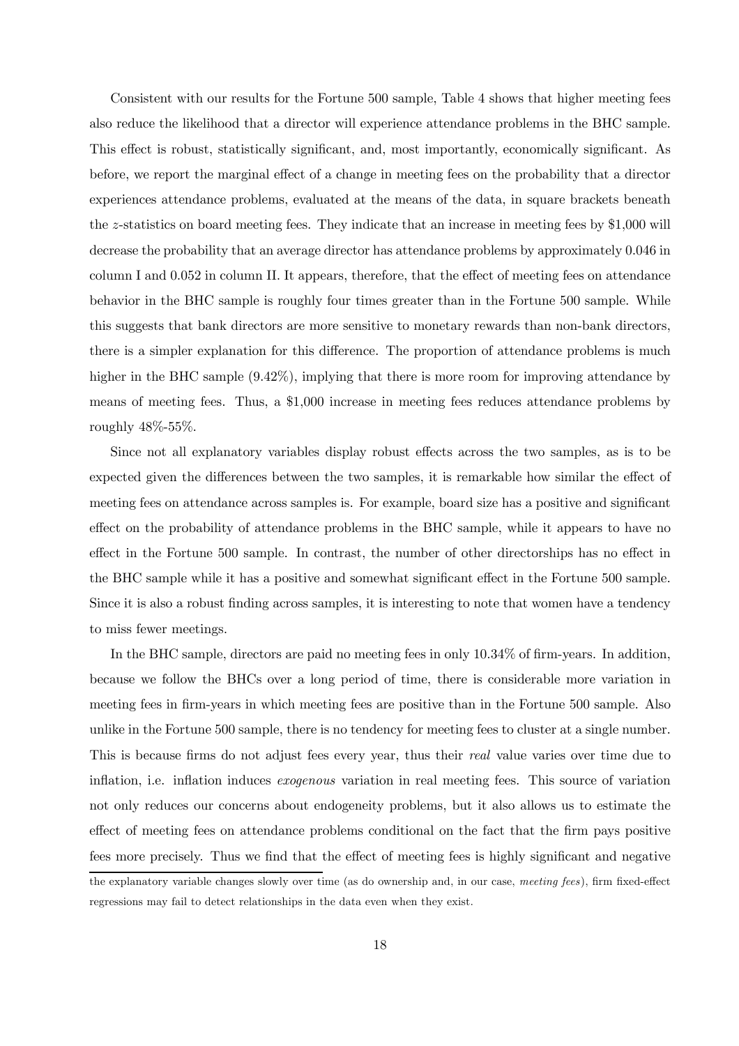Consistent with our results for the Fortune 500 sample, Table 4 shows that higher meeting fees also reduce the likelihood that a director will experience attendance problems in the BHC sample. This effect is robust, statistically significant, and, most importantly, economically significant. As before, we report the marginal effect of a change in meeting fees on the probability that a director experiences attendance problems, evaluated at the means of the data, in square brackets beneath the $z$-statistics on board meeting fees. They indicate that an increase in meeting fees by \$1,000 will decrease the probability that an average director has attendance problems by approximately 0.046 in column I and 0.052 in column II. It appears, therefore, that the effect of meeting fees on attendance behavior in the BHC sample is roughly four times greater than in the Fortune 500 sample. While this suggests that bank directors are more sensitive to monetary rewards than non-bank directors, there is a simpler explanation for this difference. The proportion of attendance problems is much higher in the BHC sample (9.42%), implying that there is more room for improving attendance by means of meeting fees. Thus, a \$1,000 increase in meeting fees reduces attendance problems by roughly 48%-55%.

Since not all explanatory variables display robust effects across the two samples, as is to be expected given the differences between the two samples, it is remarkable how similar the effect of meeting fees on attendance across samples is. For example, board size has a positive and significant effect on the probability of attendance problems in the BHC sample, while it appears to have no effect in the Fortune 500 sample. In contrast, the number of other directorships has no effect in the BHC sample while it has a positive and somewhat significant effect in the Fortune 500 sample. Since it is also a robust finding across samples, it is interesting to note that women have a tendency to miss fewer meetings.

In the BHC sample, directors are paid no meeting fees in only 10.34% of firm-years. In addition, because we follow the BHCs over a long period of time, there is considerable more variation in meeting fees in firm-years in which meeting fees are positive than in the Fortune 500 sample. Also unlike in the Fortune 500 sample, there is no tendency for meeting fees to cluster at a single number. This is because firms do not adjust fees every year, thus their *real* value varies over time due to inflation, i.e. inflation induces *exogenous* variation in real meeting fees. This source of variation not only reduces our concerns about endogeneity problems, but it also allows us to estimate the effect of meeting fees on attendance problems conditional on the fact that the firm pays positive fees more precisely. Thus we find that the effect of meeting fees is highly significant and negative

the explanatory variable changes slowly over time (as do ownership and, in our case, *meeting fees*), firm fixed-effect regressions may fail to detect relationships in the data even when they exist.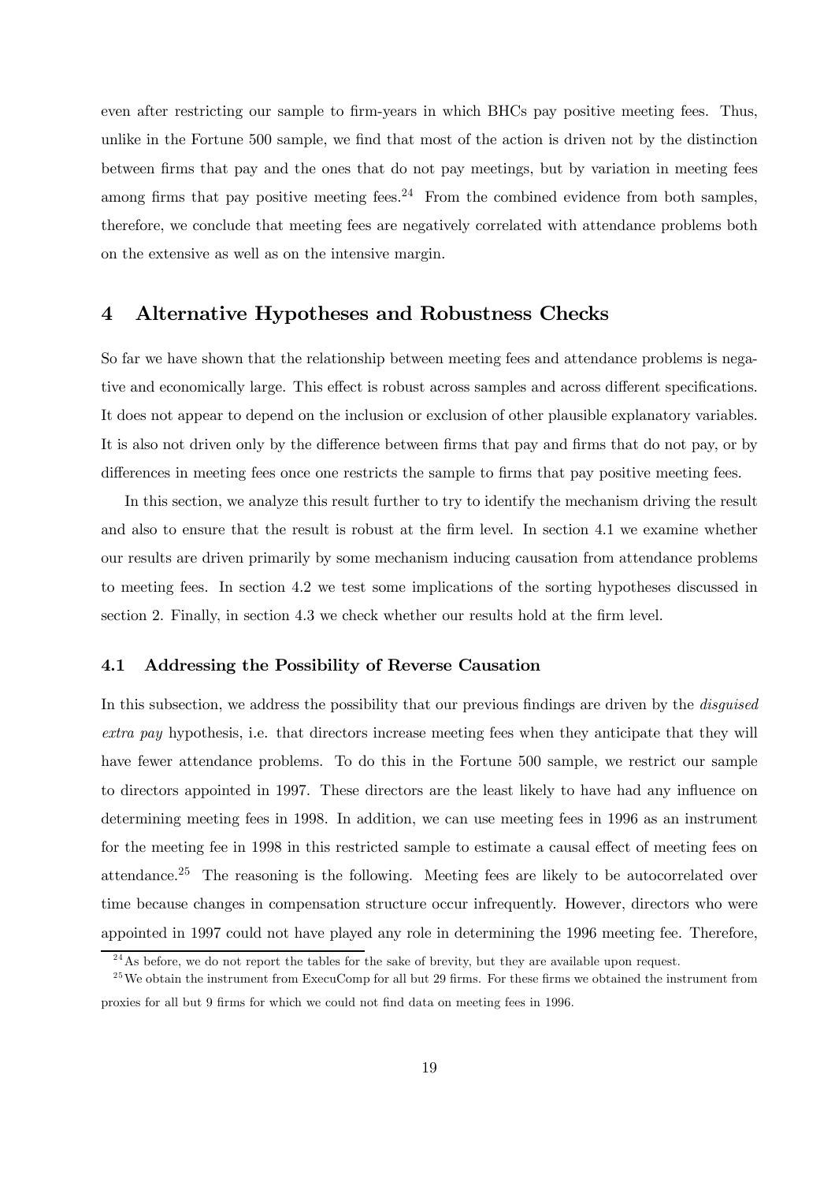even after restricting our sample to firm-years in which BHCs pay positive meeting fees. Thus, unlike in the Fortune 500 sample, we find that most of the action is driven not by the distinction between firms that pay and the ones that do not pay meetings, but by variation in meeting fees among firms that pay positive meeting fees.[24] From the combined evidence from both samples, therefore, we conclude that meeting fees are negatively correlated with attendance problems both on the extensive as well as on the intensive margin.

# 4 Alternative Hypotheses and Robustness Checks

So far we have shown that the relationship between meeting fees and attendance problems is negative and economically large. This effect is robust across samples and across different specifications. It does not appear to depend on the inclusion or exclusion of other plausible explanatory variables. It is also not driven only by the difference between firms that pay and firms that do not pay, or by differences in meeting fees once one restricts the sample to firms that pay positive meeting fees.

In this section, we analyze this result further to try to identify the mechanism driving the result and also to ensure that the result is robust at the firm level. In section 4.1 we examine whether our results are driven primarily by some mechanism inducing causation from attendance problems to meeting fees. In section 4.2 we test some implications of the sorting hypotheses discussed in section 2. Finally, in section 4.3 we check whether our results hold at the firm level.

## 4.1 Addressing the Possibility of Reverse Causation

In this subsection, we address the possibility that our previous findings are driven by the *disguised extra pay* hypothesis, i.e. that directors increase meeting fees when they anticipate that they will have fewer attendance problems. To do this in the Fortune 500 sample, we restrict our sample to directors appointed in 1997. These directors are the least likely to have had any influence on determining meeting fees in 1998. In addition, we can use meeting fees in 1996 as an instrument for the meeting fee in 1998 in this restricted sample to estimate a causal effect of meeting fees on attendance.[25] The reasoning is the following. Meeting fees are likely to be autocorrelated over time because changes in compensation structure occur infrequently. However, directors who were appointed in 1997 could not have played any role in determining the 1996 meeting fee. Therefore,

[24] As before, we do not report the tables for the sake of brevity, but they are available upon request.

[25] We obtain the instrument from ExecuComp for all but 29 firms. For these firms we obtained the instrument from proxies for all but 9 firms for which we could not find data on meeting fees in 1996.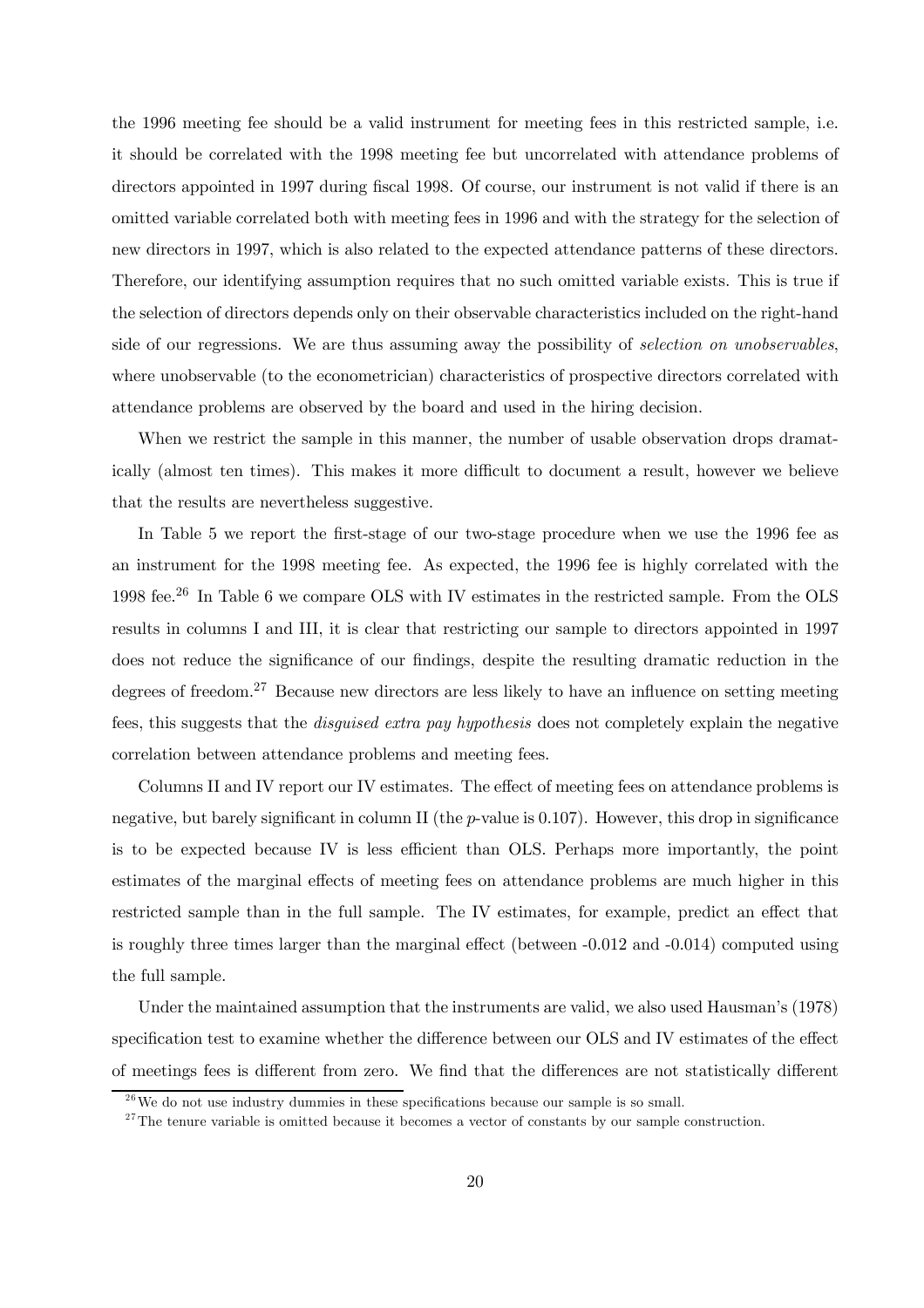the 1996 meeting fee should be a valid instrument for meeting fees in this restricted sample, i.e. it should be correlated with the 1998 meeting fee but uncorrelated with attendance problems of directors appointed in 1997 during fiscal 1998. Of course, our instrument is not valid if there is an omitted variable correlated both with meeting fees in 1996 and with the strategy for the selection of new directors in 1997, which is also related to the expected attendance patterns of these directors. Therefore, our identifying assumption requires that no such omitted variable exists. This is true if the selection of directors depends only on their observable characteristics included on the right-hand side of our regressions. We are thus assuming away the possibility of *selection on unobservables*, where unobservable (to the econometrician) characteristics of prospective directors correlated with attendance problems are observed by the board and used in the hiring decision.

When we restrict the sample in this manner, the number of usable observation drops dramatically (almost ten times). This makes it more difficult to document a result, however we believe that the results are nevertheless suggestive.

In Table 5 we report the first-stage of our two-stage procedure when we use the 1996 fee as an instrument for the 1998 meeting fee. As expected, the 1996 fee is highly correlated with the 1998 fee.[26] In Table 6 we compare OLS with IV estimates in the restricted sample. From the OLS results in columns I and III, it is clear that restricting our sample to directors appointed in 1997 does not reduce the significance of our findings, despite the resulting dramatic reduction in the degrees of freedom.[27] Because new directors are less likely to have an influence on setting meeting fees, this suggests that the *disguised extra pay hypothesis* does not completely explain the negative correlation between attendance problems and meeting fees.

Columns II and IV report our IV estimates. The effect of meeting fees on attendance problems is negative, but barely significant in column II (the $p$-value is 0.107). However, this drop in significance is to be expected because IV is less efficient than OLS. Perhaps more importantly, the point estimates of the marginal effects of meeting fees on attendance problems are much higher in this restricted sample than in the full sample. The IV estimates, for example, predict an effect that is roughly three times larger than the marginal effect (between -0.012 and -0.014) computed using the full sample.

Under the maintained assumption that the instruments are valid, we also used Hausman's (1978) specification test to examine whether the difference between our OLS and IV estimates of the effect of meetings fees is different from zero. We find that the differences are not statistically different

[26] We do not use industry dummies in these specifications because our sample is so small.

[27] The tenure variable is omitted because it becomes a vector of constants by our sample construction.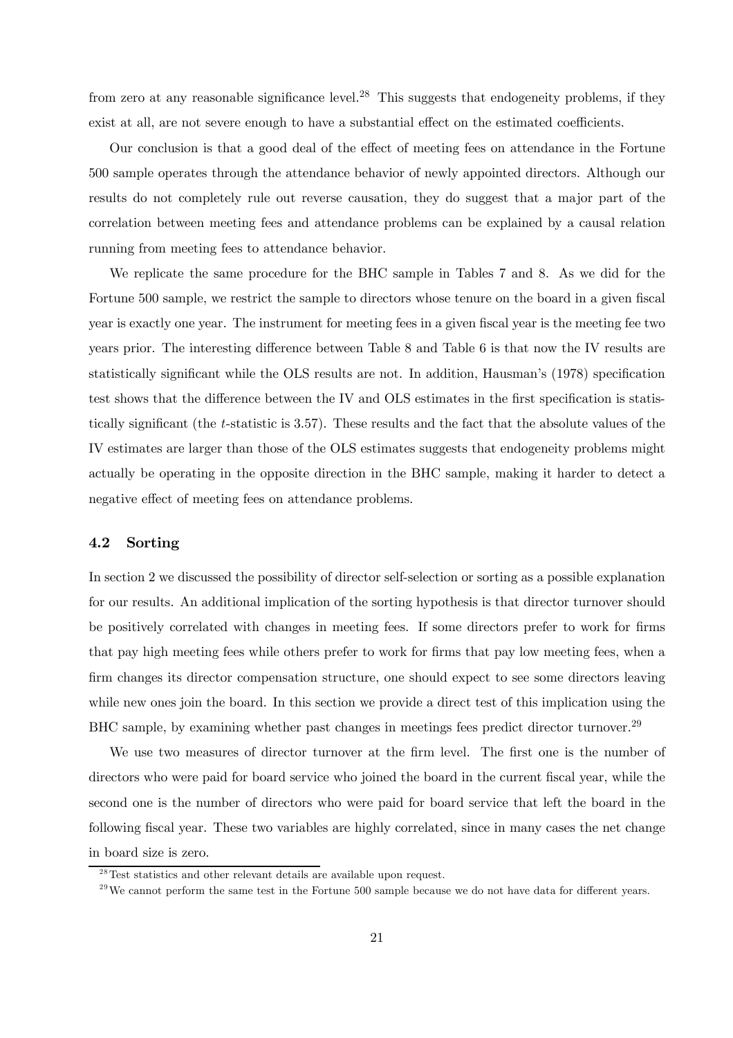from zero at any reasonable significance level.[28] This suggests that endogeneity problems, if they exist at all, are not severe enough to have a substantial effect on the estimated coefficients.

Our conclusion is that a good deal of the effect of meeting fees on attendance in the Fortune 500 sample operates through the attendance behavior of newly appointed directors. Although our results do not completely rule out reverse causation, they do suggest that a major part of the correlation between meeting fees and attendance problems can be explained by a causal relation running from meeting fees to attendance behavior.

We replicate the same procedure for the BHC sample in Tables 7 and 8. As we did for the Fortune 500 sample, we restrict the sample to directors whose tenure on the board in a given fiscal year is exactly one year. The instrument for meeting fees in a given fiscal year is the meeting fee two years prior. The interesting difference between Table 8 and Table 6 is that now the IV results are statistically significant while the OLS results are not. In addition, Hausman's (1978) specification test shows that the difference between the IV and OLS estimates in the first specification is statistically significant (the $t$-statistic is 3.57). These results and the fact that the absolute values of the IV estimates are larger than those of the OLS estimates suggests that endogeneity problems might actually be operating in the opposite direction in the BHC sample, making it harder to detect a negative effect of meeting fees on attendance problems.

### 4.2 Sorting

In section 2 we discussed the possibility of director self-selection or sorting as a possible explanation for our results. An additional implication of the sorting hypothesis is that director turnover should be positively correlated with changes in meeting fees. If some directors prefer to work for firms that pay high meeting fees while others prefer to work for firms that pay low meeting fees, when a firm changes its director compensation structure, one should expect to see some directors leaving while new ones join the board. In this section we provide a direct test of this implication using the BHC sample, by examining whether past changes in meetings fees predict director turnover.[29]

We use two measures of director turnover at the firm level. The first one is the number of directors who were paid for board service who joined the board in the current fiscal year, while the second one is the number of directors who were paid for board service that left the board in the following fiscal year. These two variables are highly correlated, since in many cases the net change in board size is zero.

[28] Test statistics and other relevant details are available upon request.

[29] We cannot perform the same test in the Fortune 500 sample because we do not have data for different years.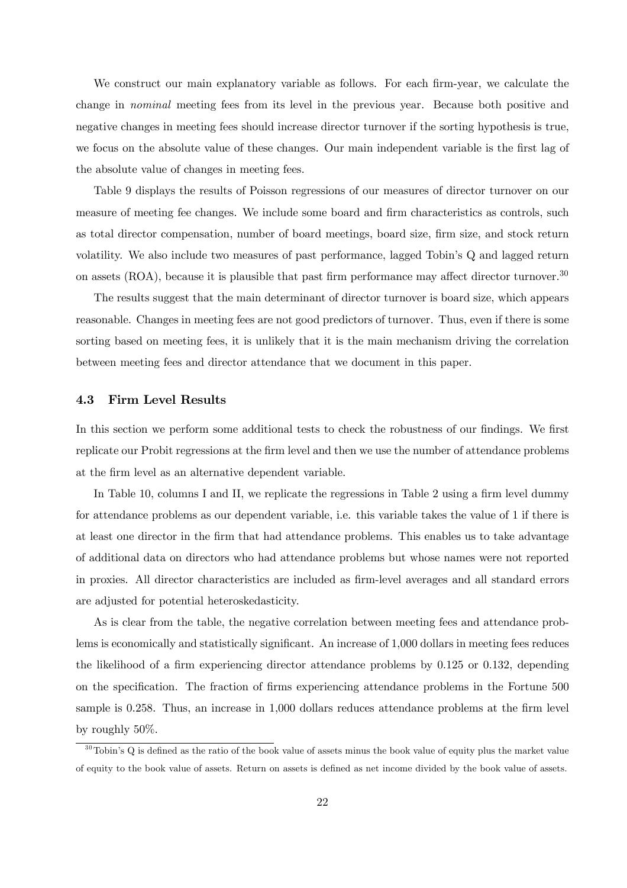We construct our main explanatory variable as follows. For each firm-year, we calculate the change in *nominal* meeting fees from its level in the previous year. Because both positive and negative changes in meeting fees should increase director turnover if the sorting hypothesis is true, we focus on the absolute value of these changes. Our main independent variable is the first lag of the absolute value of changes in meeting fees.

Table 9 displays the results of Poisson regressions of our measures of director turnover on our measure of meeting fee changes. We include some board and firm characteristics as controls, such as total director compensation, number of board meetings, board size, firm size, and stock return volatility. We also include two measures of past performance, lagged Tobin's Q and lagged return on assets (ROA), because it is plausible that past firm performance may affect director turnover.[30]

The results suggest that the main determinant of director turnover is board size, which appears reasonable. Changes in meeting fees are not good predictors of turnover. Thus, even if there is some sorting based on meeting fees, it is unlikely that it is the main mechanism driving the correlation between meeting fees and director attendance that we document in this paper.

### 4.3 Firm Level Results

In this section we perform some additional tests to check the robustness of our findings. We first replicate our Probit regressions at the firm level and then we use the number of attendance problems at the firm level as an alternative dependent variable.

In Table 10, columns I and II, we replicate the regressions in Table 2 using a firm level dummy for attendance problems as our dependent variable, i.e. this variable takes the value of 1 if there is at least one director in the firm that had attendance problems. This enables us to take advantage of additional data on directors who had attendance problems but whose names were not reported in proxies. All director characteristics are included as firm-level averages and all standard errors are adjusted for potential heteroskedasticity.

As is clear from the table, the negative correlation between meeting fees and attendance problems is economically and statistically significant. An increase of 1,000 dollars in meeting fees reduces the likelihood of a firm experiencing director attendance problems by 0.125 or 0.132, depending on the specification. The fraction of firms experiencing attendance problems in the Fortune 500 sample is 0.258. Thus, an increase in 1,000 dollars reduces attendance problems at the firm level by roughly 50%.

[30] Tobin's Q is defined as the ratio of the book value of assets minus the book value of equity plus the market value of equity to the book value of assets. Return on assets is defined as net income divided by the book value of assets.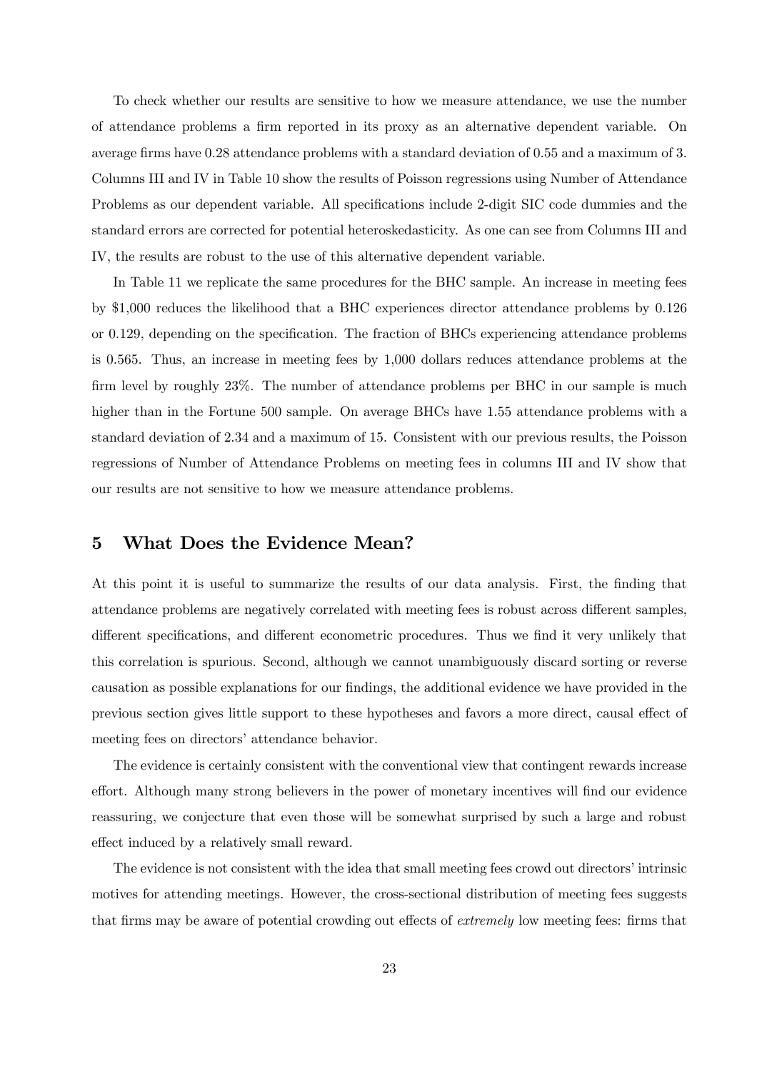To check whether our results are sensitive to how we measure attendance, we use the number of attendance problems a firm reported in its proxy as an alternative dependent variable. On average firms have 0.28 attendance problems with a standard deviation of 0.55 and a maximum of 3. Columns III and IV in Table 10 show the results of Poisson regressions using Number of Attendance Problems as our dependent variable. All specifications include 2-digit SIC code dummies and the standard errors are corrected for potential heteroskedasticity. As one can see from Columns III and IV, the results are robust to the use of this alternative dependent variable.

In Table 11 we replicate the same procedures for the BHC sample. An increase in meeting fees by $1,000 reduces the likelihood that a BHC experiences director attendance problems by 0.126 or 0.129, depending on the specification. The fraction of BHCs experiencing attendance problems is 0.565. Thus, an increase in meeting fees by 1,000 dollars reduces attendance problems at the firm level by roughly 23%. The number of attendance problems per BHC in our sample is much higher than in the Fortune 500 sample. On average BHCs have 1.55 attendance problems with a standard deviation of 2.34 and a maximum of 15. Consistent with our previous results, the Poisson regressions of Number of Attendance Problems on meeting fees in columns III and IV show that our results are not sensitive to how we measure attendance problems.

## 5 What Does the Evidence Mean?

At this point it is useful to summarize the results of our data analysis. First, the finding that attendance problems are negatively correlated with meeting fees is robust across different samples, different specifications, and different econometric procedures. Thus we find it very unlikely that this correlation is spurious. Second, although we cannot unambiguously discard sorting or reverse causation as possible explanations for our findings, the additional evidence we have provided in the previous section gives little support to these hypotheses and favors a more direct, causal effect of meeting fees on directors' attendance behavior.

The evidence is certainly consistent with the conventional view that contingent rewards increase effort. Although many strong believers in the power of monetary incentives will find our evidence reassuring, we conjecture that even those will be somewhat surprised by such a large and robust effect induced by a relatively small reward.

The evidence is not consistent with the idea that small meeting fees crowd out directors' intrinsic motives for attending meetings. However, the cross-sectional distribution of meeting fees suggests that firms may be aware of potential crowding out effects of *extremely* low meeting fees: firms that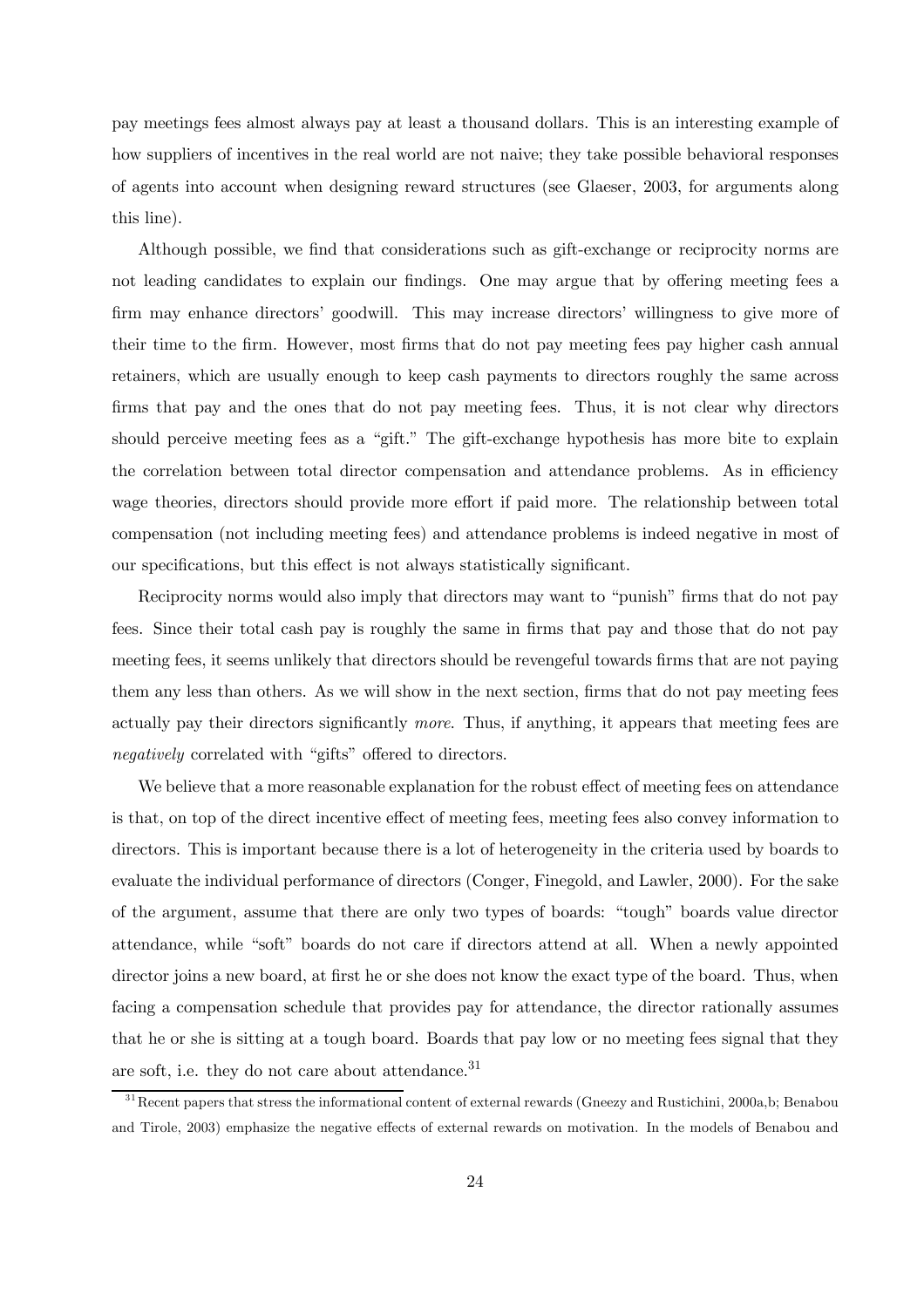pay meetings fees almost always pay at least a thousand dollars. This is an interesting example of how suppliers of incentives in the real world are not naive; they take possible behavioral responses of agents into account when designing reward structures (see Glaeser, 2003, for arguments along this line).

Although possible, we find that considerations such as gift-exchange or reciprocity norms are not leading candidates to explain our findings. One may argue that by offering meeting fees a firm may enhance directors' goodwill. This may increase directors' willingness to give more of their time to the firm. However, most firms that do not pay meeting fees pay higher cash annual retainers, which are usually enough to keep cash payments to directors roughly the same across firms that pay and the ones that do not pay meeting fees. Thus, it is not clear why directors should perceive meeting fees as a "gift." The gift-exchange hypothesis has more bite to explain the correlation between total director compensation and attendance problems. As in efficiency wage theories, directors should provide more effort if paid more. The relationship between total compensation (not including meeting fees) and attendance problems is indeed negative in most of our specifications, but this effect is not always statistically significant.

Reciprocity norms would also imply that directors may want to "punish" firms that do not pay fees. Since their total cash pay is roughly the same in firms that pay and those that do not pay meeting fees, it seems unlikely that directors should be revengeful towards firms that are not paying them any less than others. As we will show in the next section, firms that do not pay meeting fees actually pay their directors significantly *more*. Thus, if anything, it appears that meeting fees are *negatively* correlated with "gifts" offered to directors.

We believe that a more reasonable explanation for the robust effect of meeting fees on attendance is that, on top of the direct incentive effect of meeting fees, meeting fees also convey information to directors. This is important because there is a lot of heterogeneity in the criteria used by boards to evaluate the individual performance of directors (Conger, Finegold, and Lawler, 2000). For the sake of the argument, assume that there are only two types of boards: "tough" boards value director attendance, while "soft" boards do not care if directors attend at all. When a newly appointed director joins a new board, at first he or she does not know the exact type of the board. Thus, when facing a compensation schedule that provides pay for attendance, the director rationally assumes that he or she is sitting at a tough board. Boards that pay low or no meeting fees signal that they are soft, i.e. they do not care about attendance.[31]

[31] Recent papers that stress the informational content of external rewards (Gneezy and Rustichini, 2000a,b; Benabou and Tirole, 2003) emphasize the negative effects of external rewards on motivation. In the models of Benabou and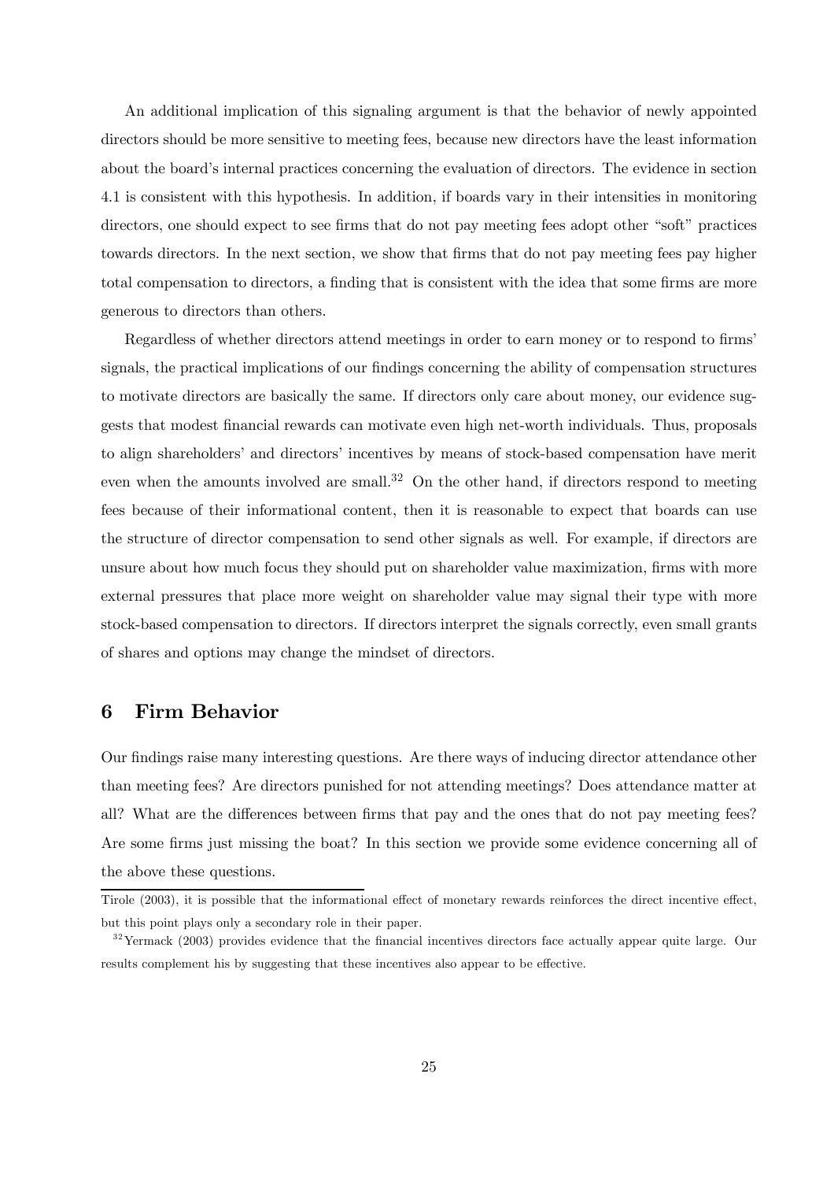An additional implication of this signaling argument is that the behavior of newly appointed directors should be more sensitive to meeting fees, because new directors have the least information about the board's internal practices concerning the evaluation of directors. The evidence in section 4.1 is consistent with this hypothesis. In addition, if boards vary in their intensities in monitoring directors, one should expect to see firms that do not pay meeting fees adopt other "soft" practices towards directors. In the next section, we show that firms that do not pay meeting fees pay higher total compensation to directors, a finding that is consistent with the idea that some firms are more generous to directors than others.

Regardless of whether directors attend meetings in order to earn money or to respond to firms' signals, the practical implications of our findings concerning the ability of compensation structures to motivate directors are basically the same. If directors only care about money, our evidence suggests that modest financial rewards can motivate even high net-worth individuals. Thus, proposals to align shareholders' and directors' incentives by means of stock-based compensation have merit even when the amounts involved are small.[32] On the other hand, if directors respond to meeting fees because of their informational content, then it is reasonable to expect that boards can use the structure of director compensation to send other signals as well. For example, if directors are unsure about how much focus they should put on shareholder value maximization, firms with more external pressures that place more weight on shareholder value may signal their type with more stock-based compensation to directors. If directors interpret the signals correctly, even small grants of shares and options may change the mindset of directors.

## 6 Firm Behavior

Our findings raise many interesting questions. Are there ways of inducing director attendance other than meeting fees? Are directors punished for not attending meetings? Does attendance matter at all? What are the differences between firms that pay and the ones that do not pay meeting fees? Are some firms just missing the boat? In this section we provide some evidence concerning all of the above these questions.

---

Tirole (2003), it is possible that the informational effect of monetary rewards reinforces the direct incentive effect, but this point plays only a secondary role in their paper.

[32] Yermack (2003) provides evidence that the financial incentives directors face actually appear quite large. Our results complement his by suggesting that these incentives also appear to be effective.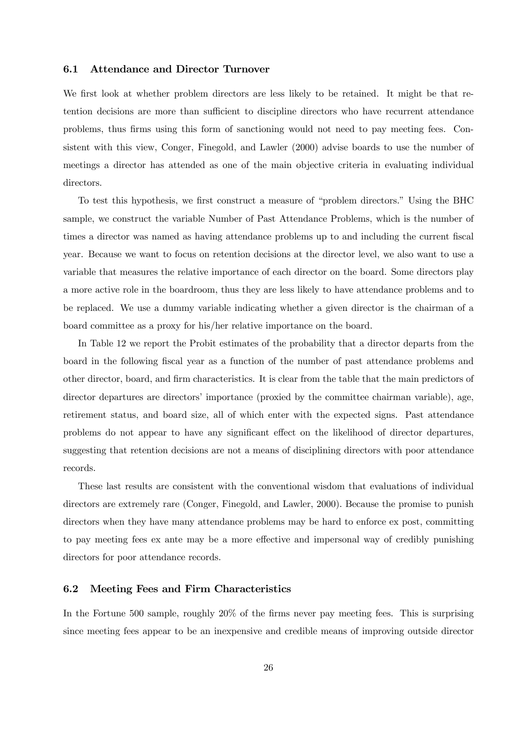### 6.1 Attendance and Director Turnover

We first look at whether problem directors are less likely to be retained. It might be that retention decisions are more than sufficient to discipline directors who have recurrent attendance problems, thus firms using this form of sanctioning would not need to pay meeting fees. Consistent with this view, Conger, Finegold, and Lawler (2000) advise boards to use the number of meetings a director has attended as one of the main objective criteria in evaluating individual directors.

To test this hypothesis, we first construct a measure of "problem directors." Using the BHC sample, we construct the variable Number of Past Attendance Problems, which is the number of times a director was named as having attendance problems up to and including the current fiscal year. Because we want to focus on retention decisions at the director level, we also want to use a variable that measures the relative importance of each director on the board. Some directors play a more active role in the boardroom, thus they are less likely to have attendance problems and to be replaced. We use a dummy variable indicating whether a given director is the chairman of a board committee as a proxy for his/her relative importance on the board.

In Table 12 we report the Probit estimates of the probability that a director departs from the board in the following fiscal year as a function of the number of past attendance problems and other director, board, and firm characteristics. It is clear from the table that the main predictors of director departures are directors' importance (proxied by the committee chairman variable), age, retirement status, and board size, all of which enter with the expected signs. Past attendance problems do not appear to have any significant effect on the likelihood of director departures, suggesting that retention decisions are not a means of disciplining directors with poor attendance records.

These last results are consistent with the conventional wisdom that evaluations of individual directors are extremely rare (Conger, Finegold, and Lawler, 2000). Because the promise to punish directors when they have many attendance problems may be hard to enforce ex post, committing to pay meeting fees ex ante may be a more effective and impersonal way of credibly punishing directors for poor attendance records.

### 6.2 Meeting Fees and Firm Characteristics

In the Fortune 500 sample, roughly 20% of the firms never pay meeting fees. This is surprising since meeting fees appear to be an inexpensive and credible means of improving outside director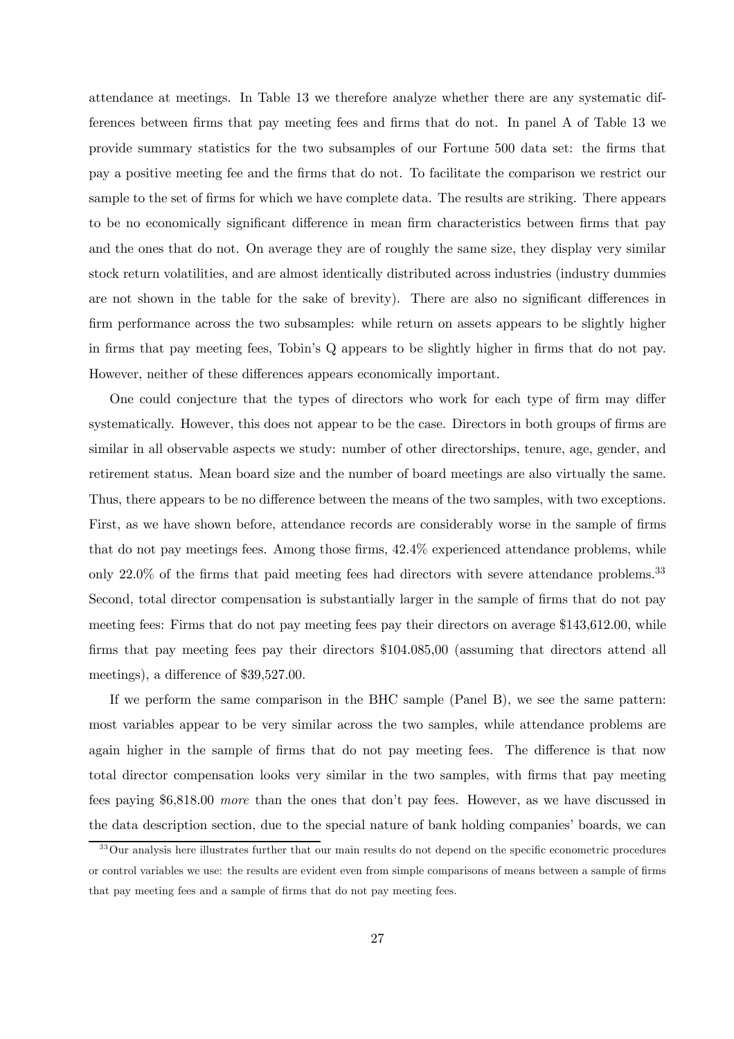attendance at meetings. In Table 13 we therefore analyze whether there are any systematic differences between firms that pay meeting fees and firms that do not. In panel A of Table 13 we provide summary statistics for the two subsamples of our Fortune 500 data set: the firms that pay a positive meeting fee and the firms that do not. To facilitate the comparison we restrict our sample to the set of firms for which we have complete data. The results are striking. There appears to be no economically significant difference in mean firm characteristics between firms that pay and the ones that do not. On average they are of roughly the same size, they display very similar stock return volatilities, and are almost identically distributed across industries (industry dummies are not shown in the table for the sake of brevity). There are also no significant differences in firm performance across the two subsamples: while return on assets appears to be slightly higher in firms that pay meeting fees, Tobin's Q appears to be slightly higher in firms that do not pay. However, neither of these differences appears economically important.

One could conjecture that the types of directors who work for each type of firm may differ systematically. However, this does not appear to be the case. Directors in both groups of firms are similar in all observable aspects we study: number of other directorships, tenure, age, gender, and retirement status. Mean board size and the number of board meetings are also virtually the same. Thus, there appears to be no difference between the means of the two samples, with two exceptions. First, as we have shown before, attendance records are considerably worse in the sample of firms that do not pay meetings fees. Among those firms, 42.4% experienced attendance problems, while only 22.0% of the firms that paid meeting fees had directors with severe attendance problems.[33] Second, total director compensation is substantially larger in the sample of firms that do not pay meeting fees: Firms that do not pay meeting fees pay their directors on average \$143,612.00, while firms that pay meeting fees pay their directors \$104.085,00 (assuming that directors attend all meetings), a difference of \$39,527.00.

If we perform the same comparison in the BHC sample (Panel B), we see the same pattern: most variables appear to be very similar across the two samples, while attendance problems are again higher in the sample of firms that do not pay meeting fees. The difference is that now total director compensation looks very similar in the two samples, with firms that pay meeting fees paying \$6,818.00 *more* than the ones that don't pay fees. However, as we have discussed in the data description section, due to the special nature of bank holding companies' boards, we can

[33] Our analysis here illustrates further that our main results do not depend on the specific econometric procedures or control variables we use: the results are evident even from simple comparisons of means between a sample of firms that pay meeting fees and a sample of firms that do not pay meeting fees.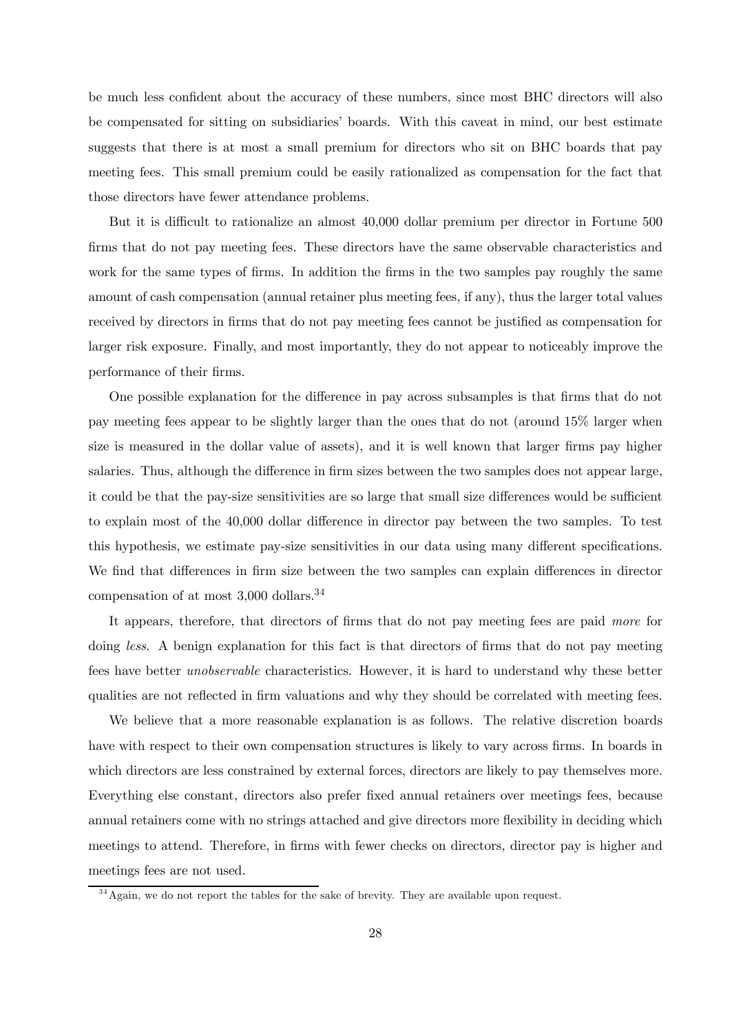be much less confident about the accuracy of these numbers, since most BHC directors will also be compensated for sitting on subsidiaries' boards. With this caveat in mind, our best estimate suggests that there is at most a small premium for directors who sit on BHC boards that pay meeting fees. This small premium could be easily rationalized as compensation for the fact that those directors have fewer attendance problems.

But it is difficult to rationalize an almost 40,000 dollar premium per director in Fortune 500 firms that do not pay meeting fees. These directors have the same observable characteristics and work for the same types of firms. In addition the firms in the two samples pay roughly the same amount of cash compensation (annual retainer plus meeting fees, if any), thus the larger total values received by directors in firms that do not pay meeting fees cannot be justified as compensation for larger risk exposure. Finally, and most importantly, they do not appear to noticeably improve the performance of their firms.

One possible explanation for the difference in pay across subsamples is that firms that do not pay meeting fees appear to be slightly larger than the ones that do not (around 15% larger when size is measured in the dollar value of assets), and it is well known that larger firms pay higher salaries. Thus, although the difference in firm sizes between the two samples does not appear large, it could be that the pay-size sensitivities are so large that small size differences would be sufficient to explain most of the 40,000 dollar difference in director pay between the two samples. To test this hypothesis, we estimate pay-size sensitivities in our data using many different specifications. We find that differences in firm size between the two samples can explain differences in director compensation of at most 3,000 dollars.[34]

It appears, therefore, that directors of firms that do not pay meeting fees are paid *more* for doing *less*. A benign explanation for this fact is that directors of firms that do not pay meeting fees have better *unobservable* characteristics. However, it is hard to understand why these better qualities are not reflected in firm valuations and why they should be correlated with meeting fees.

We believe that a more reasonable explanation is as follows. The relative discretion boards have with respect to their own compensation structures is likely to vary across firms. In boards in which directors are less constrained by external forces, directors are likely to pay themselves more. Everything else constant, directors also prefer fixed annual retainers over meetings fees, because annual retainers come with no strings attached and give directors more flexibility in deciding which meetings to attend. Therefore, in firms with fewer checks on directors, director pay is higher and meetings fees are not used.

[34] Again, we do not report the tables for the sake of brevity. They are available upon request.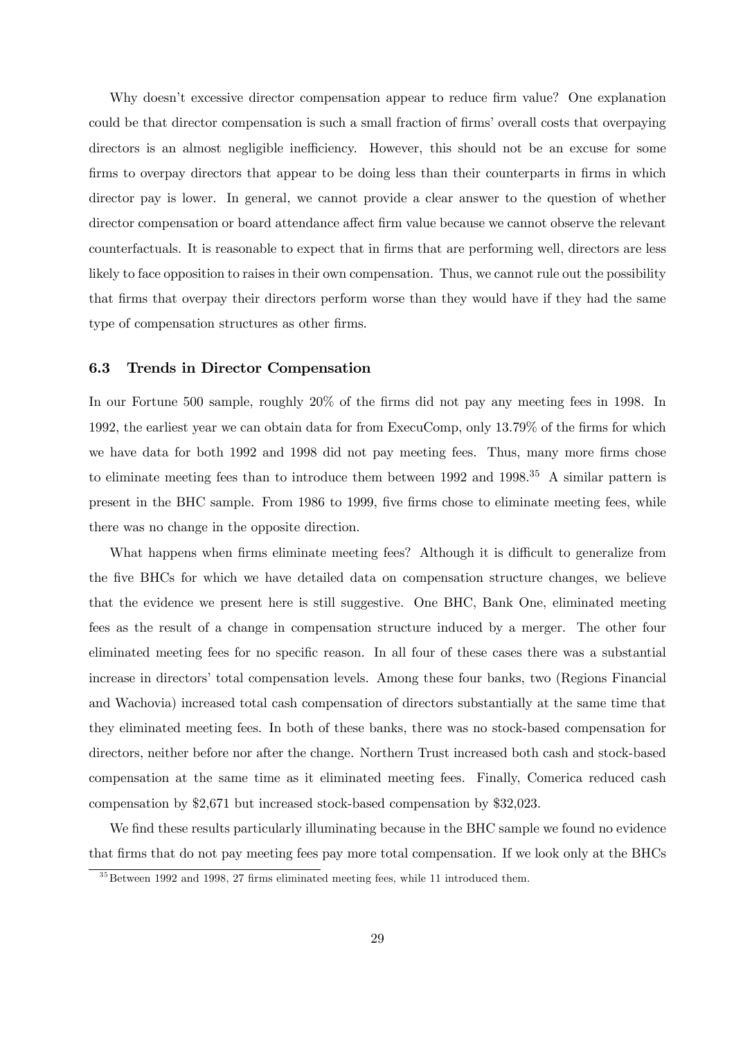Why doesn't excessive director compensation appear to reduce firm value? One explanation could be that director compensation is such a small fraction of firms' overall costs that overpaying directors is an almost negligible inefficiency. However, this should not be an excuse for some firms to overpay directors that appear to be doing less than their counterparts in firms in which director pay is lower. In general, we cannot provide a clear answer to the question of whether director compensation or board attendance affect firm value because we cannot observe the relevant counterfactuals. It is reasonable to expect that in firms that are performing well, directors are less likely to face opposition to raises in their own compensation. Thus, we cannot rule out the possibility that firms that overpay their directors perform worse than they would have if they had the same type of compensation structures as other firms.

### 6.3 Trends in Director Compensation

In our Fortune 500 sample, roughly 20% of the firms did not pay any meeting fees in 1998. In 1992, the earliest year we can obtain data for from ExecuComp, only 13.79% of the firms for which we have data for both 1992 and 1998 did not pay meeting fees. Thus, many more firms chose to eliminate meeting fees than to introduce them between 1992 and 1998.[35] A similar pattern is present in the BHC sample. From 1986 to 1999, five firms chose to eliminate meeting fees, while there was no change in the opposite direction.

What happens when firms eliminate meeting fees? Although it is difficult to generalize from the five BHCs for which we have detailed data on compensation structure changes, we believe that the evidence we present here is still suggestive. One BHC, Bank One, eliminated meeting fees as the result of a change in compensation structure induced by a merger. The other four eliminated meeting fees for no specific reason. In all four of these cases there was a substantial increase in directors' total compensation levels. Among these four banks, two (Regions Financial and Wachovia) increased total cash compensation of directors substantially at the same time that they eliminated meeting fees. In both of these banks, there was no stock-based compensation for directors, neither before nor after the change. Northern Trust increased both cash and stock-based compensation at the same time as it eliminated meeting fees. Finally, Comerica reduced cash compensation by $2,671 but increased stock-based compensation by $32,023.

We find these results particularly illuminating because in the BHC sample we found no evidence that firms that do not pay meeting fees pay more total compensation. If we look only at the BHCs

[35] Between 1992 and 1998, 27 firms eliminated meeting fees, while 11 introduced them.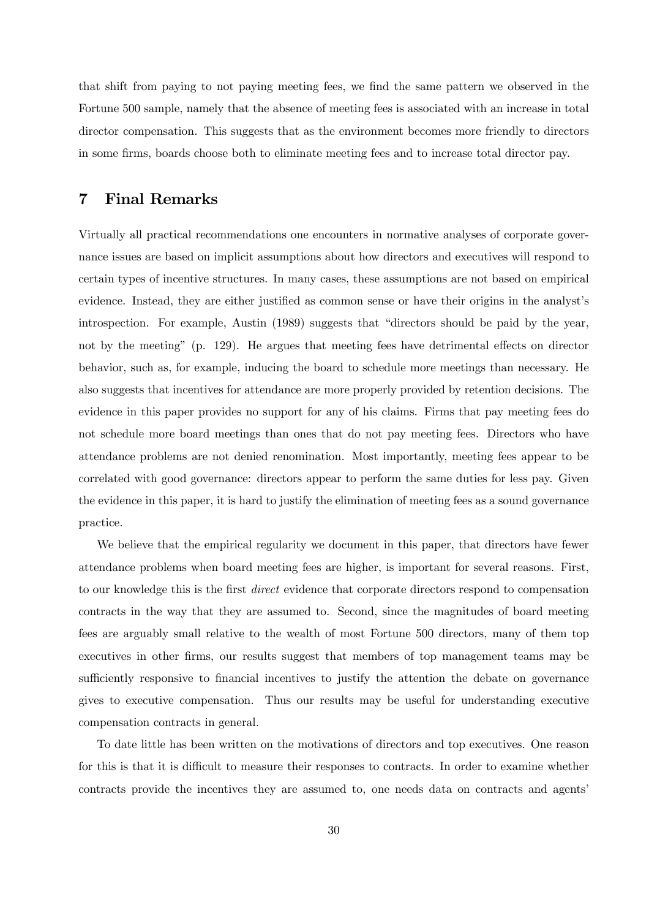that shift from paying to not paying meeting fees, we find the same pattern we observed in the Fortune 500 sample, namely that the absence of meeting fees is associated with an increase in total director compensation. This suggests that as the environment becomes more friendly to directors in some firms, boards choose both to eliminate meeting fees and to increase total director pay.

## 7 Final Remarks

Virtually all practical recommendations one encounters in normative analyses of corporate governance issues are based on implicit assumptions about how directors and executives will respond to certain types of incentive structures. In many cases, these assumptions are not based on empirical evidence. Instead, they are either justified as common sense or have their origins in the analyst's introspection. For example, Austin (1989) suggests that "directors should be paid by the year, not by the meeting" (p. 129). He argues that meeting fees have detrimental effects on director behavior, such as, for example, inducing the board to schedule more meetings than necessary. He also suggests that incentives for attendance are more properly provided by retention decisions. The evidence in this paper provides no support for any of his claims. Firms that pay meeting fees do not schedule more board meetings than ones that do not pay meeting fees. Directors who have attendance problems are not denied renomination. Most importantly, meeting fees appear to be correlated with good governance: directors appear to perform the same duties for less pay. Given the evidence in this paper, it is hard to justify the elimination of meeting fees as a sound governance practice.

We believe that the empirical regularity we document in this paper, that directors have fewer attendance problems when board meeting fees are higher, is important for several reasons. First, to our knowledge this is the first *direct* evidence that corporate directors respond to compensation contracts in the way that they are assumed to. Second, since the magnitudes of board meeting fees are arguably small relative to the wealth of most Fortune 500 directors, many of them top executives in other firms, our results suggest that members of top management teams may be sufficiently responsive to financial incentives to justify the attention the debate on governance gives to executive compensation. Thus our results may be useful for understanding executive compensation contracts in general.

To date little has been written on the motivations of directors and top executives. One reason for this is that it is difficult to measure their responses to contracts. In order to examine whether contracts provide the incentives they are assumed to, one needs data on contracts and agents'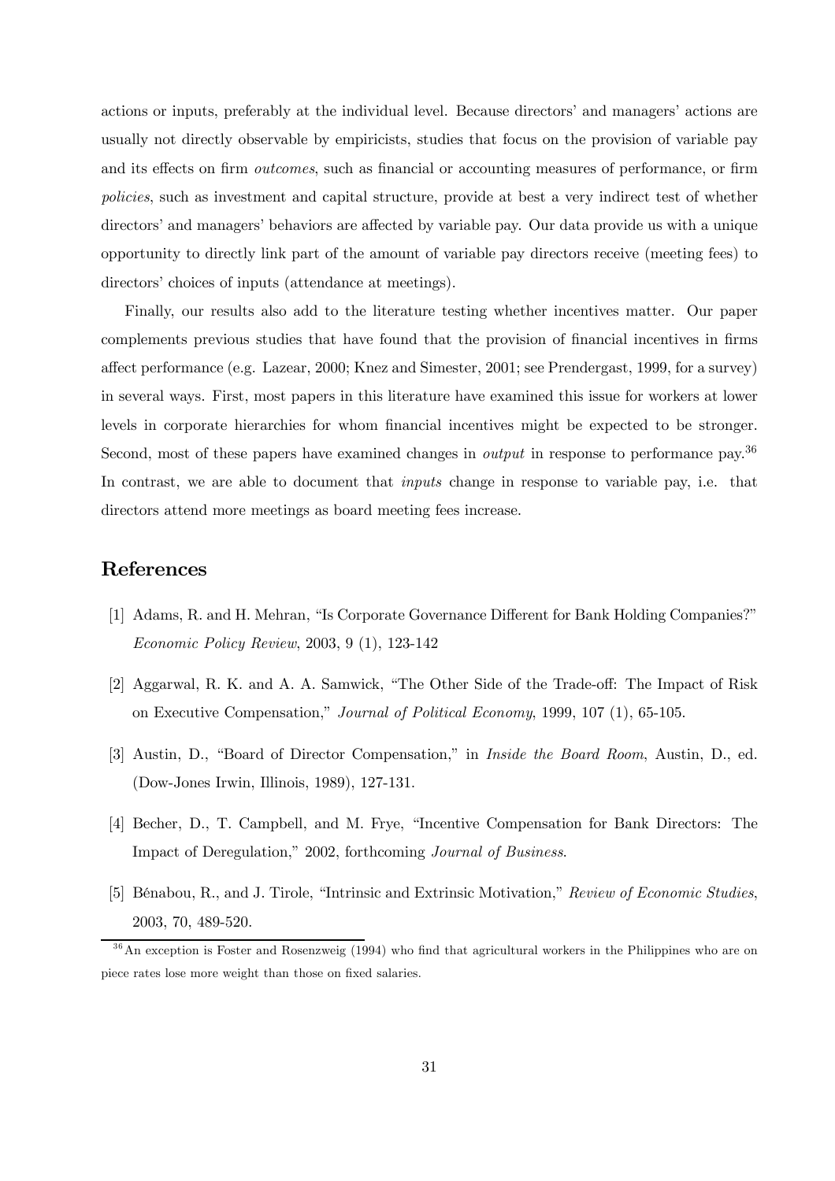actions or inputs, preferably at the individual level. Because directors' and managers' actions are usually not directly observable by empiricists, studies that focus on the provision of variable pay and its effects on firm *outcomes*, such as financial or accounting measures of performance, or firm *policies*, such as investment and capital structure, provide at best a very indirect test of whether directors' and managers' behaviors are affected by variable pay. Our data provide us with a unique opportunity to directly link part of the amount of variable pay directors receive (meeting fees) to directors' choices of inputs (attendance at meetings).

Finally, our results also add to the literature testing whether incentives matter. Our paper complements previous studies that have found that the provision of financial incentives in firms affect performance (e.g. Lazear, 2000; Knez and Simester, 2001; see Prendergast, 1999, for a survey) in several ways. First, most papers in this literature have examined this issue for workers at lower levels in corporate hierarchies for whom financial incentives might be expected to be stronger. Second, most of these papers have examined changes in *output* in response to performance pay.[36] In contrast, we are able to document that *inputs* change in response to variable pay, i.e. that directors attend more meetings as board meeting fees increase.

## References

[1] Adams, R. and H. Mehran, "Is Corporate Governance Different for Bank Holding Companies?" *Economic Policy Review*, 2003, 9 (1), 123-142

[2] Aggarwal, R. K. and A. A. Samwick, "The Other Side of the Trade-off: The Impact of Risk on Executive Compensation," *Journal of Political Economy*, 1999, 107 (1), 65-105.

[3] Austin, D., "Board of Director Compensation," in *Inside the Board Room*, Austin, D., ed. (Dow-Jones Irwin, Illinois, 1989), 127-131.

[4] Becher, D., T. Campbell, and M. Frye, "Incentive Compensation for Bank Directors: The Impact of Deregulation," 2002, forthcoming *Journal of Business*.

[5] Bénabou, R., and J. Tirole, "Intrinsic and Extrinsic Motivation," *Review of Economic Studies*, 2003, 70, 489-520.

[36] An exception is Foster and Rosenzweig (1994) who find that agricultural workers in the Philippines who are on piece rates lose more weight than those on fixed salaries.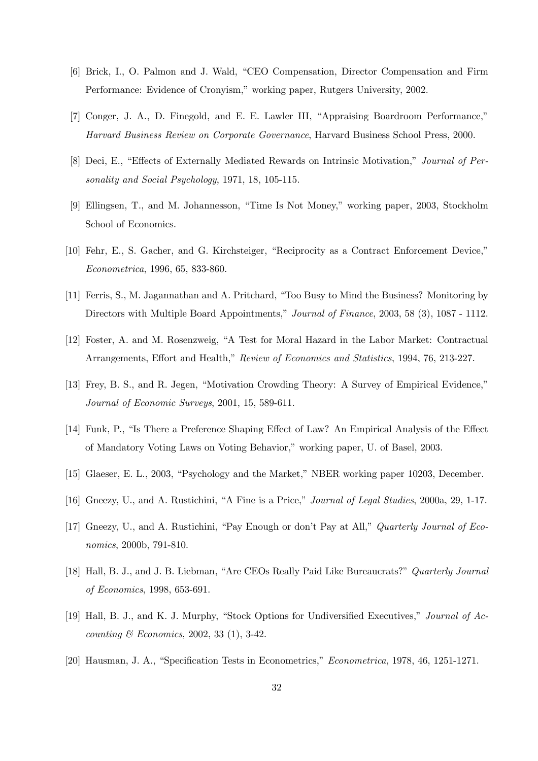[6] Brick, I., O. Palmon and J. Wald, "CEO Compensation, Director Compensation and Firm Performance: Evidence of Cronyism," working paper, Rutgers University, 2002.

[7] Conger, J. A., D. Finegold, and E. E. Lawler III, "Appraising Boardroom Performance," *Harvard Business Review on Corporate Governance*, Harvard Business School Press, 2000.

[8] Deci, E., "Effects of Externally Mediated Rewards on Intrinsic Motivation," *Journal of Personality and Social Psychology*, 1971, 18, 105-115.

[9] Ellingsen, T., and M. Johannesson, "Time Is Not Money," working paper, 2003, Stockholm School of Economics.

[10] Fehr, E., S. Gacher, and G. Kirchsteiger, "Reciprocity as a Contract Enforcement Device," *Econometrica*, 1996, 65, 833-860.

[11] Ferris, S., M. Jagannathan and A. Pritchard, "Too Busy to Mind the Business? Monitoring by Directors with Multiple Board Appointments," *Journal of Finance*, 2003, 58 (3), 1087 - 1112.

[12] Foster, A. and M. Rosenzweig, "A Test for Moral Hazard in the Labor Market: Contractual Arrangements, Effort and Health," *Review of Economics and Statistics*, 1994, 76, 213-227.

[13] Frey, B. S., and R. Jegen, "Motivation Crowding Theory: A Survey of Empirical Evidence," *Journal of Economic Surveys*, 2001, 15, 589-611.

[14] Funk, P., "Is There a Preference Shaping Effect of Law? An Empirical Analysis of the Effect of Mandatory Voting Laws on Voting Behavior," working paper, U. of Basel, 2003.

[15] Glaeser, E. L., 2003, "Psychology and the Market," NBER working paper 10203, December.

[16] Gneezy, U., and A. Rustichini, "A Fine is a Price," *Journal of Legal Studies*, 2000a, 29, 1-17.

[17] Gneezy, U., and A. Rustichini, "Pay Enough or don't Pay at All," *Quarterly Journal of Economics*, 2000b, 791-810.

[18] Hall, B. J., and J. B. Liebman, "Are CEOs Really Paid Like Bureaucrats?" *Quarterly Journal of Economics*, 1998, 653-691.

[19] Hall, B. J., and K. J. Murphy, "Stock Options for Undiversified Executives," *Journal of Accounting & Economics*, 2002, 33 (1), 3-42.

[20] Hausman, J. A., "Specification Tests in Econometrics," *Econometrica*, 1978, 46, 1251-1271.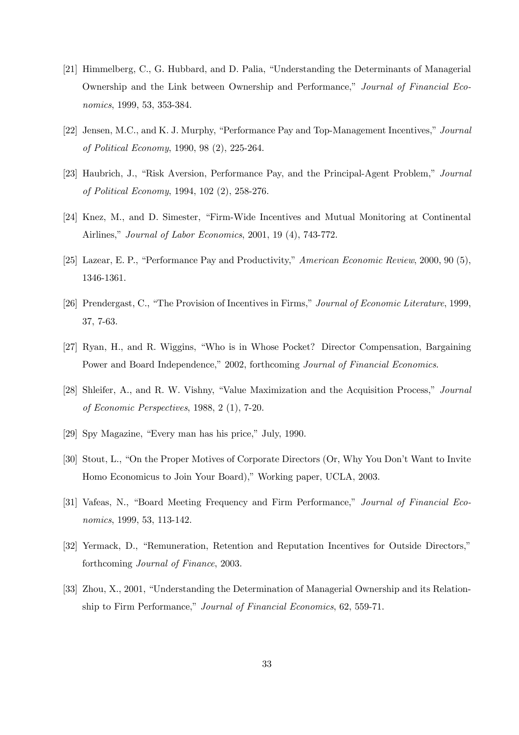[21] Himmelberg, C., G. Hubbard, and D. Palia, "Understanding the Determinants of Managerial Ownership and the Link between Ownership and Performance," *Journal of Financial Economics*, 1999, 53, 353-384.

[22] Jensen, M.C., and K. J. Murphy, "Performance Pay and Top-Management Incentives," *Journal of Political Economy*, 1990, 98 (2), 225-264.

[23] Haubrich, J., "Risk Aversion, Performance Pay, and the Principal-Agent Problem," *Journal of Political Economy*, 1994, 102 (2), 258-276.

[24] Knez, M., and D. Simester, "Firm-Wide Incentives and Mutual Monitoring at Continental Airlines," *Journal of Labor Economics*, 2001, 19 (4), 743-772.

[25] Lazear, E. P., "Performance Pay and Productivity," *American Economic Review*, 2000, 90 (5), 1346-1361.

[26] Prendergast, C., "The Provision of Incentives in Firms," *Journal of Economic Literature*, 1999, 37, 7-63.

[27] Ryan, H., and R. Wiggins, "Who is in Whose Pocket? Director Compensation, Bargaining Power and Board Independence," 2002, forthcoming *Journal of Financial Economics*.

[28] Shleifer, A., and R. W. Vishny, "Value Maximization and the Acquisition Process," *Journal of Economic Perspectives*, 1988, 2 (1), 7-20.

[29] Spy Magazine, "Every man has his price," July, 1990.

[30] Stout, L., "On the Proper Motives of Corporate Directors (Or, Why You Don't Want to Invite Homo Economicus to Join Your Board)," Working paper, UCLA, 2003.

[31] Vafeas, N., "Board Meeting Frequency and Firm Performance," *Journal of Financial Economics*, 1999, 53, 113-142.

[32] Yermack, D., "Remuneration, Retention and Reputation Incentives for Outside Directors," forthcoming *Journal of Finance*, 2003.

[33] Zhou, X., 2001, "Understanding the Determination of Managerial Ownership and its Relationship to Firm Performance," *Journal of Financial Economics*, 62, 559-71.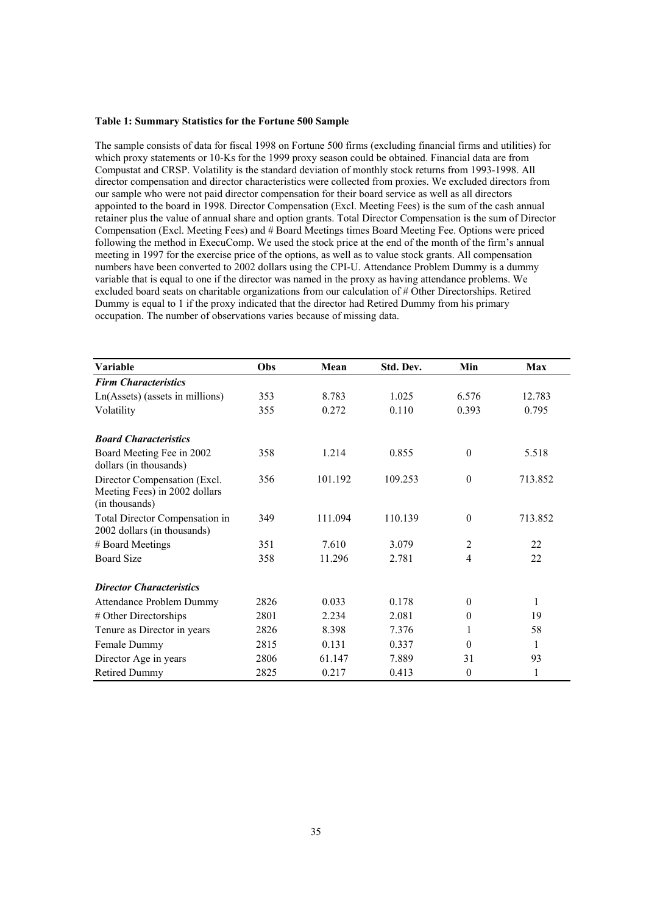**Table 1: Summary Statistics for the Fortune 500 Sample**

The sample consists of data for fiscal 1998 on Fortune 500 firms (excluding financial firms and utilities) for which proxy statements or 10-Ks for the 1999 proxy season could be obtained. Financial data are from Compustat and CRSP. Volatility is the standard deviation of monthly stock returns from 1993-1998. All director compensation and director characteristics were collected from proxies. We excluded directors from our sample who were not paid director compensation for their board service as well as all directors appointed to the board in 1998. Director Compensation (Excl. Meeting Fees) is the sum of the cash annual retainer plus the value of annual share and option grants. Total Director Compensation is the sum of Director Compensation (Excl. Meeting Fees) and # Board Meetings times Board Meeting Fee. Options were priced following the method in ExecuComp. We used the stock price at the end of the month of the firm's annual meeting in 1997 for the exercise price of the options, as well as to value stock grants. All compensation numbers have been converted to 2002 dollars using the CPI-U. Attendance Problem Dummy is a dummy variable that is equal to one if the director was named in the proxy as having attendance problems. We excluded board seats on charitable organizations from our calculation of # Other Directorships. Retired Dummy is equal to 1 if the proxy indicated that the director had Retired Dummy from his primary occupation. The number of observations varies because of missing data.

| Variable | Obs | Mean | Std. Dev. | Min | Max |
|---|---|---|---|---|---|
| ***Firm Characteristics*** | | | | | |
| Ln(Assets) (assets in millions) | 353 | 8.783 | 1.025 | 6.576 | 12.783 |
| Volatility | 355 | 0.272 | 0.110 | 0.393 | 0.795 |
| ***Board Characteristics*** | | | | | |
| Board Meeting Fee in 2002 dollars (in thousands) | 358 | 1.214 | 0.855 | 0 | 5.518 |
| Director Compensation (Excl. Meeting Fees) in 2002 dollars (in thousands) | 356 | 101.192 | 109.253 | 0 | 713.852 |
| Total Director Compensation in 2002 dollars (in thousands) | 349 | 111.094 | 110.139 | 0 | 713.852 |
| # Board Meetings | 351 | 7.610 | 3.079 | 2 | 22 |
| Board Size | 358 | 11.296 | 2.781 | 4 | 22 |
| ***Director Characteristics*** | | | | | |
| Attendance Problem Dummy | 2826 | 0.033 | 0.178 | 0 | 1 |
| # Other Directorships | 2801 | 2.234 | 2.081 | 0 | 19 |
| Tenure as Director in years | 2826 | 8.398 | 7.376 | 1 | 58 |
| Female Dummy | 2815 | 0.131 | 0.337 | 0 | 1 |
| Director Age in years | 2806 | 61.147 | 7.889 | 31 | 93 |
| Retired Dummy | 2825 | 0.217 | 0.413 | 0 | 1 |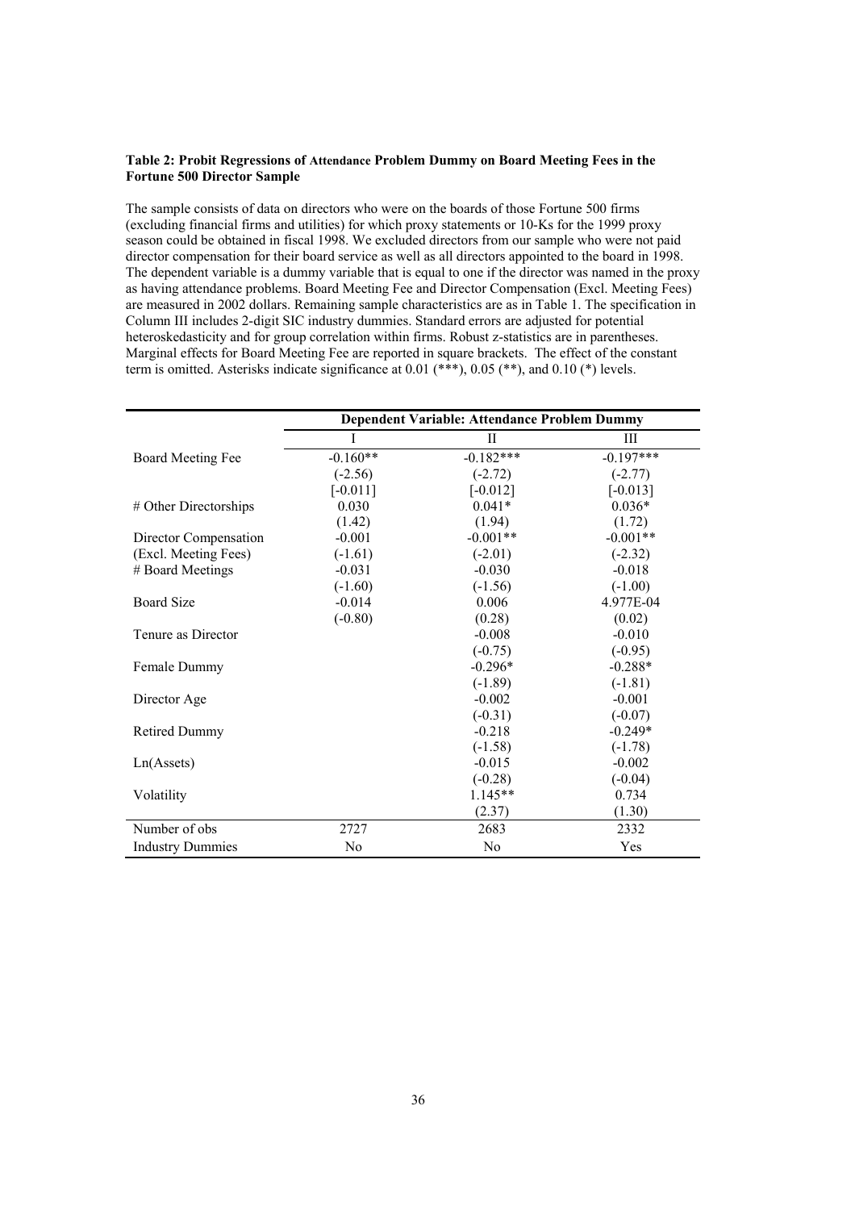**Table 2: Probit Regressions of Attendance Problem Dummy on Board Meeting Fees in the Fortune 500 Director Sample**

The sample consists of data on directors who were on the boards of those Fortune 500 firms (excluding financial firms and utilities) for which proxy statements or 10-Ks for the 1999 proxy season could be obtained in fiscal 1998. We excluded directors from our sample who were not paid director compensation for their board service as well as all directors appointed to the board in 1998. The dependent variable is a dummy variable that is equal to one if the director was named in the proxy as having attendance problems. Board Meeting Fee and Director Compensation (Excl. Meeting Fees) are measured in 2002 dollars. Remaining sample characteristics are as in Table 1. The specification in Column III includes 2-digit SIC industry dummies. Standard errors are adjusted for potential heteroskedasticity and for group correlation within firms. Robust z-statistics are in parentheses. Marginal effects for Board Meeting Fee are reported in square brackets. The effect of the constant term is omitted. Asterisks indicate significance at 0.01 (***), 0.05 (**), and 0.10 (*) levels.

| | Dependent Variable: Attendance Problem Dummy | | |
|---|---|---|---|
| | I | II | III |
| Board Meeting Fee | -0.160** | -0.182*** | -0.197*** |
| | (-2.56) | (-2.72) | (-2.77) |
| | [-0.011] | [-0.012] | [-0.013] |
| # Other Directorships | 0.030 | 0.041* | 0.036* |
| | (1.42) | (1.94) | (1.72) |
| Director Compensation | -0.001 | -0.001** | -0.001** |
| (Excl. Meeting Fees) | (-1.61) | (-2.01) | (-2.32) |
| # Board Meetings | -0.031 | -0.030 | -0.018 |
| | (-1.60) | (-1.56) | (-1.00) |
| Board Size | -0.014 | 0.006 | 4.977E-04 |
| | (-0.80) | (0.28) | (0.02) |
| Tenure as Director | | -0.008 | -0.010 |
| | | (-0.75) | (-0.95) |
| Female Dummy | | -0.296* | -0.288* |
| | | (-1.89) | (-1.81) |
| Director Age | | -0.002 | -0.001 |
| | | (-0.31) | (-0.07) |
| Retired Dummy | | -0.218 | -0.249* |
| | | (-1.58) | (-1.78) |
| Ln(Assets) | | -0.015 | -0.002 |
| | | (-0.28) | (-0.04) |
| Volatility | | 1.145** | 0.734 |
| | | (2.37) | (1.30) |
| Number of obs | 2727 | 2683 | 2332 |
| Industry Dummies | No | No | Yes |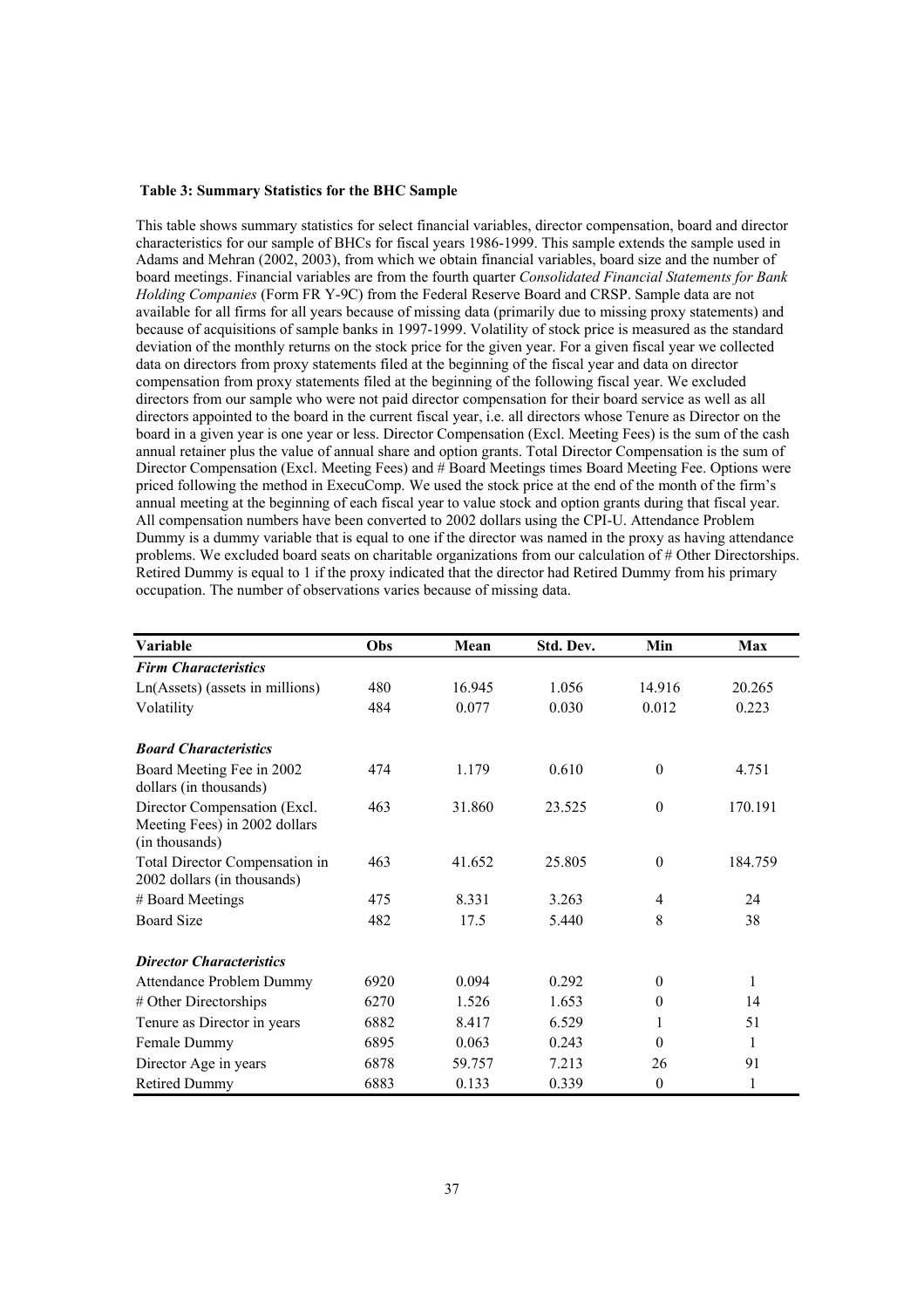**Table 3: Summary Statistics for the BHC Sample**

This table shows summary statistics for select financial variables, director compensation, board and director characteristics for our sample of BHCs for fiscal years 1986-1999. This sample extends the sample used in Adams and Mehran (2002, 2003), from which we obtain financial variables, board size and the number of board meetings. Financial variables are from the fourth quarter *Consolidated Financial Statements for Bank Holding Companies* (Form FR Y-9C) from the Federal Reserve Board and CRSP. Sample data are not available for all firms for all years because of missing data (primarily due to missing proxy statements) and because of acquisitions of sample banks in 1997-1999. Volatility of stock price is measured as the standard deviation of the monthly returns on the stock price for the given year. For a given fiscal year we collected data on directors from proxy statements filed at the beginning of the fiscal year and data on director compensation from proxy statements filed at the beginning of the following fiscal year. We excluded directors from our sample who were not paid director compensation for their board service as well as all directors appointed to the board in the current fiscal year, i.e. all directors whose Tenure as Director on the board in a given year is one year or less. Director Compensation (Excl. Meeting Fees) is the sum of the cash annual retainer plus the value of annual share and option grants. Total Director Compensation is the sum of Director Compensation (Excl. Meeting Fees) and # Board Meetings times Board Meeting Fee. Options were priced following the method in ExecuComp. We used the stock price at the end of the month of the firm's annual meeting at the beginning of each fiscal year to value stock and option grants during that fiscal year. All compensation numbers have been converted to 2002 dollars using the CPI-U. Attendance Problem Dummy is a dummy variable that is equal to one if the director was named in the proxy as having attendance problems. We excluded board seats on charitable organizations from our calculation of # Other Directorships. Retired Dummy is equal to 1 if the proxy indicated that the director had Retired Dummy from his primary occupation. The number of observations varies because of missing data.

| Variable | Obs | Mean | Std. Dev. | Min | Max |
|---|---|---|---|---|---|
| ***Firm Characteristics*** | | | | | |
| Ln(Assets) (assets in millions) | 480 | 16.945 | 1.056 | 14.916 | 20.265 |
| Volatility | 484 | 0.077 | 0.030 | 0.012 | 0.223 |
| ***Board Characteristics*** | | | | | |
| Board Meeting Fee in 2002 dollars (in thousands) | 474 | 1.179 | 0.610 | 0 | 4.751 |
| Director Compensation (Excl. Meeting Fees) in 2002 dollars (in thousands) | 463 | 31.860 | 23.525 | 0 | 170.191 |
| Total Director Compensation in 2002 dollars (in thousands) | 463 | 41.652 | 25.805 | 0 | 184.759 |
| # Board Meetings | 475 | 8.331 | 3.263 | 4 | 24 |
| Board Size | 482 | 17.5 | 5.440 | 8 | 38 |
| ***Director Characteristics*** | | | | | |
| Attendance Problem Dummy | 6920 | 0.094 | 0.292 | 0 | 1 |
| # Other Directorships | 6270 | 1.526 | 1.653 | 0 | 14 |
| Tenure as Director in years | 6882 | 8.417 | 6.529 | 1 | 51 |
| Female Dummy | 6895 | 0.063 | 0.243 | 0 | 1 |
| Director Age in years | 6878 | 59.757 | 7.213 | 26 | 91 |
| Retired Dummy | 6883 | 0.133 | 0.339 | 0 | 1 |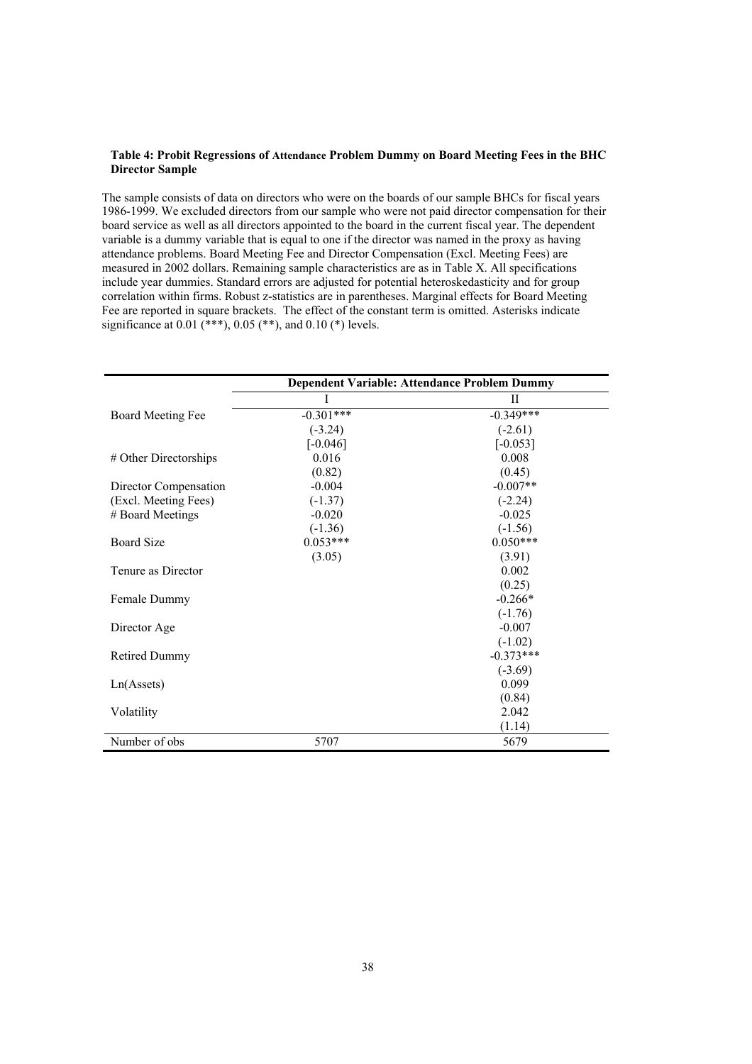**Table 4: Probit Regressions of Attendance Problem Dummy on Board Meeting Fees in the BHC Director Sample**

The sample consists of data on directors who were on the boards of our sample BHCs for fiscal years 1986-1999. We excluded directors from our sample who were not paid director compensation for their board service as well as all directors appointed to the board in the current fiscal year. The dependent variable is a dummy variable that is equal to one if the director was named in the proxy as having attendance problems. Board Meeting Fee and Director Compensation (Excl. Meeting Fees) are measured in 2002 dollars. Remaining sample characteristics are as in Table X. All specifications include year dummies. Standard errors are adjusted for potential heteroskedasticity and for group correlation within firms. Robust z-statistics are in parentheses. Marginal effects for Board Meeting Fee are reported in square brackets. The effect of the constant term is omitted. Asterisks indicate significance at 0.01 (***), 0.05 (**), and 0.10 (*) levels.

| | **Dependent Variable: Attendance Problem Dummy** | |
|---|---|---|
| | I | II |
| Board Meeting Fee | -0.301*** | -0.349*** |
| | (-3.24) | (-2.61) |
| | [-0.046] | [-0.053] |
| # Other Directorships | 0.016 | 0.008 |
| | (0.82) | (0.45) |
| Director Compensation (Excl. Meeting Fees) | -0.004 | -0.007** |
| | (-1.37) | (-2.24) |
| # Board Meetings | -0.020 | -0.025 |
| | (-1.36) | (-1.56) |
| Board Size | 0.053*** | 0.050*** |
| | (3.05) | (3.91) |
| Tenure as Director | | 0.002 |
| | | (0.25) |
| Female Dummy | | -0.266* |
| | | (-1.76) |
| Director Age | | -0.007 |
| | | (-1.02) |
| Retired Dummy | | -0.373*** |
| | | (-3.69) |
| Ln(Assets) | | 0.099 |
| | | (0.84) |
| Volatility | | 2.042 |
| | | (1.14) |
| Number of obs | 5707 | 5679 |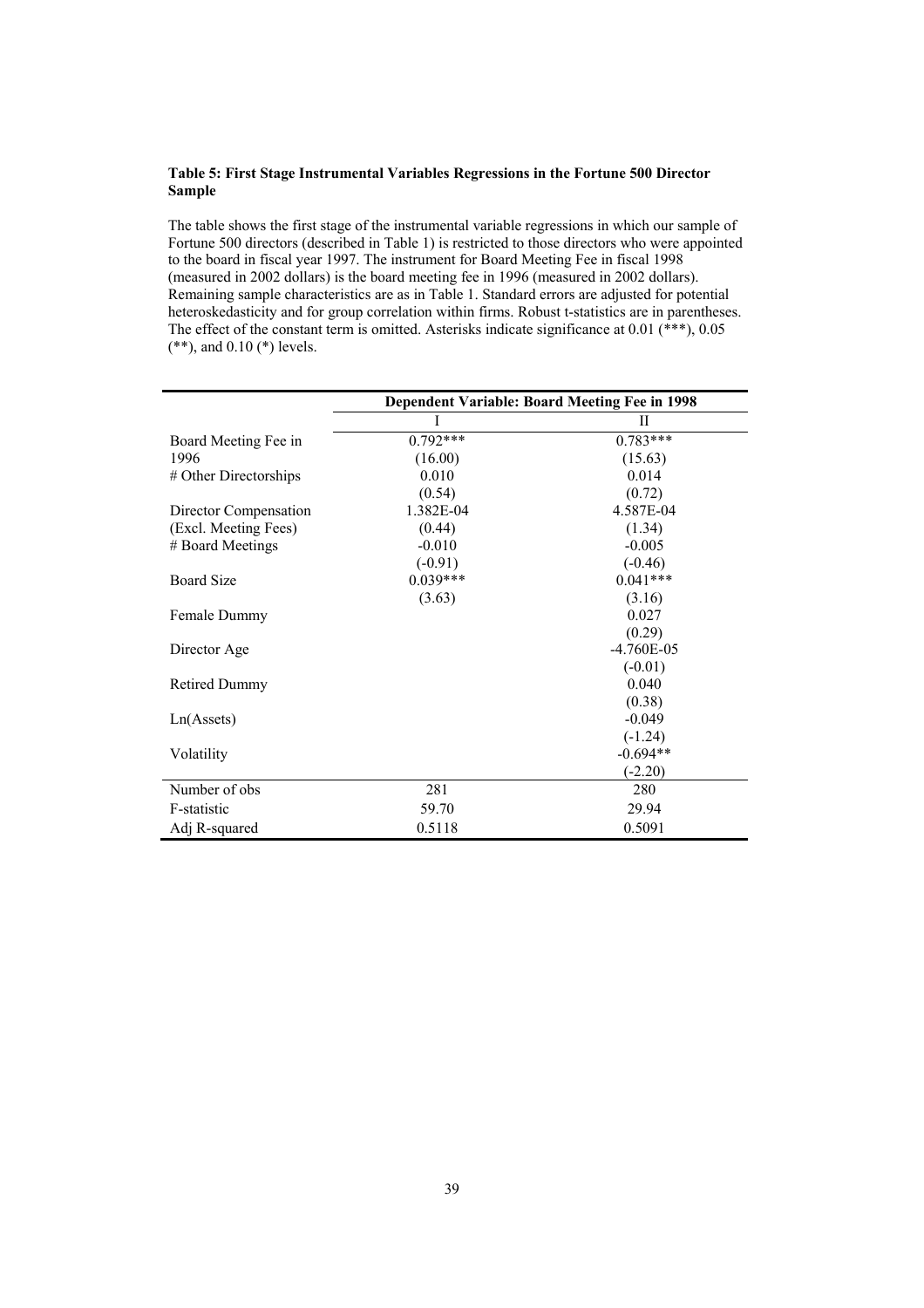**Table 5: First Stage Instrumental Variables Regressions in the Fortune 500 Director Sample**

The table shows the first stage of the instrumental variable regressions in which our sample of Fortune 500 directors (described in Table 1) is restricted to those directors who were appointed to the board in fiscal year 1997. The instrument for Board Meeting Fee in fiscal 1998 (measured in 2002 dollars) is the board meeting fee in 1996 (measured in 2002 dollars). Remaining sample characteristics are as in Table 1. Standard errors are adjusted for potential heteroskedasticity and for group correlation within firms. Robust t-statistics are in parentheses. The effect of the constant term is omitted. Asterisks indicate significance at 0.01 (***), 0.05 (**), and 0.10 (*) levels.

| | Dependent Variable: Board Meeting Fee in 1998 | |
|---|---|---|
| | I | II |
| Board Meeting Fee in 1996 | 0.792*** | 0.783*** |
| | (16.00) | (15.63) |
| # Other Directorships | 0.010 | 0.014 |
| | (0.54) | (0.72) |
| Director Compensation (Excl. Meeting Fees) | 1.382E-04 | 4.587E-04 |
| | (0.44) | (1.34) |
| # Board Meetings | -0.010 | -0.005 |
| | (-0.91) | (-0.46) |
| Board Size | 0.039*** | 0.041*** |
| | (3.63) | (3.16) |
| Female Dummy | | 0.027 |
| | | (0.29) |
| Director Age | | -4.760E-05 |
| | | (-0.01) |
| Retired Dummy | | 0.040 |
| | | (0.38) |
| Ln(Assets) | | -0.049 |
| | | (-1.24) |
| Volatility | | -0.694** |
| | | (-2.20) |
| Number of obs | 281 | 280 |
| F-statistic | 59.70 | 29.94 |
| Adj R-squared | 0.5118 | 0.5091 |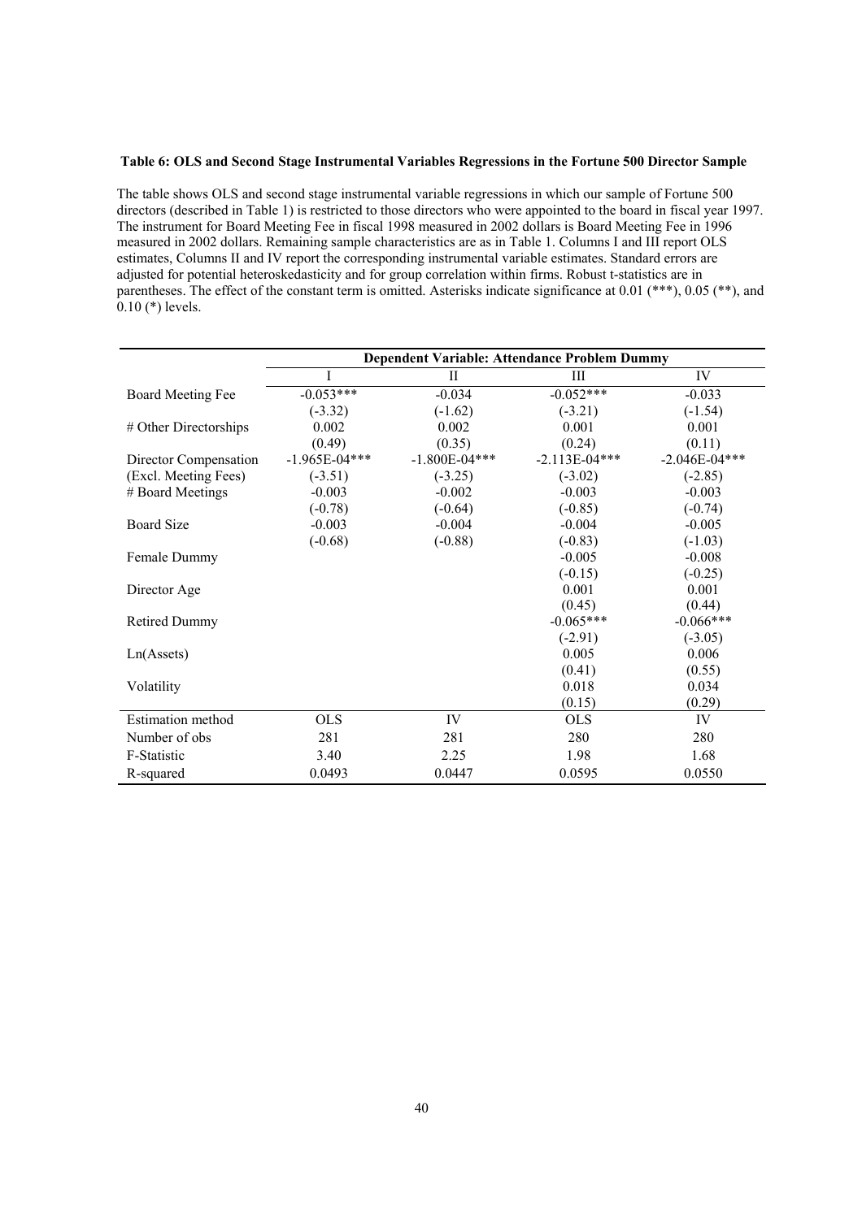**Table 6: OLS and Second Stage Instrumental Variables Regressions in the Fortune 500 Director Sample**

The table shows OLS and second stage instrumental variable regressions in which our sample of Fortune 500 directors (described in Table 1) is restricted to those directors who were appointed to the board in fiscal year 1997. The instrument for Board Meeting Fee in fiscal 1998 measured in 2002 dollars is Board Meeting Fee in 1996 measured in 2002 dollars. Remaining sample characteristics are as in Table 1. Columns I and III report OLS estimates, Columns II and IV report the corresponding instrumental variable estimates. Standard errors are adjusted for potential heteroskedasticity and for group correlation within firms. Robust t-statistics are in parentheses. The effect of the constant term is omitted. Asterisks indicate significance at 0.01 (***), 0.05 (**), and 0.10 (*) levels.

| | Dependent Variable: Attendance Problem Dummy | | | |
|---|---|---|---|---|
| | I | II | III | IV |
| Board Meeting Fee | -0.053*** | -0.034 | -0.052*** | -0.033 |
| | (-3.32) | (-1.62) | (-3.21) | (-1.54) |
| # Other Directorships | 0.002 | 0.002 | 0.001 | 0.001 |
| | (0.49) | (0.35) | (0.24) | (0.11) |
| Director Compensation | -1.965E-04*** | -1.800E-04*** | -2.113E-04*** | -2.046E-04*** |
| (Excl. Meeting Fees) | (-3.51) | (-3.25) | (-3.02) | (-2.85) |
| # Board Meetings | -0.003 | -0.002 | -0.003 | -0.003 |
| | (-0.78) | (-0.64) | (-0.85) | (-0.74) |
| Board Size | -0.003 | -0.004 | -0.004 | -0.005 |
| | (-0.68) | (-0.88) | (-0.83) | (-1.03) |
| Female Dummy | | | -0.005 | -0.008 |
| | | | (-0.15) | (-0.25) |
| Director Age | | | 0.001 | 0.001 |
| | | | (0.45) | (0.44) |
| Retired Dummy | | | -0.065*** | -0.066*** |
| | | | (-2.91) | (-3.05) |
| Ln(Assets) | | | 0.005 | 0.006 |
| | | | (0.41) | (0.55) |
| Volatility | | | 0.018 | 0.034 |
| | | | (0.15) | (0.29) |
| Estimation method | OLS | IV | OLS | IV |
| Number of obs | 281 | 281 | 280 | 280 |
| F-Statistic | 3.40 | 2.25 | 1.98 | 1.68 |
| R-squared | 0.0493 | 0.0447 | 0.0595 | 0.0550 |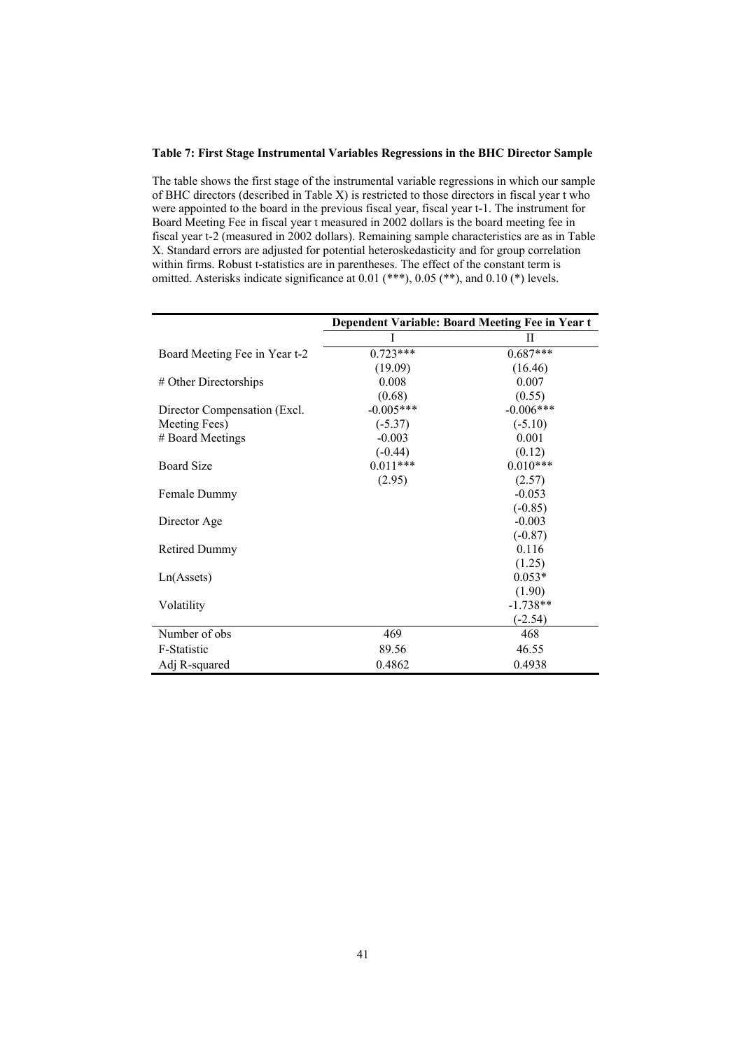**Table 7: First Stage Instrumental Variables Regressions in the BHC Director Sample**

The table shows the first stage of the instrumental variable regressions in which our sample of BHC directors (described in Table X) is restricted to those directors in fiscal year t who were appointed to the board in the previous fiscal year, fiscal year t-1. The instrument for Board Meeting Fee in fiscal year t measured in 2002 dollars is the board meeting fee in fiscal year t-2 (measured in 2002 dollars). Remaining sample characteristics are as in Table X. Standard errors are adjusted for potential heteroskedasticity and for group correlation within firms. Robust t-statistics are in parentheses. The effect of the constant term is omitted. Asterisks indicate significance at 0.01 (***), 0.05 (**), and 0.10 (*) levels.

| | Dependent Variable: Board Meeting Fee in Year t | |
|---|---|---|
| | I | II |
| Board Meeting Fee in Year t-2 | 0.723*** | 0.687*** |
| | (19.09) | (16.46) |
| # Other Directorships | 0.008 | 0.007 |
| | (0.68) | (0.55) |
| Director Compensation (Excl. Meeting Fees) | -0.005*** | -0.006*** |
| | (-5.37) | (-5.10) |
| # Board Meetings | -0.003 | 0.001 |
| | (-0.44) | (0.12) |
| Board Size | 0.011*** | 0.010*** |
| | (2.95) | (2.57) |
| Female Dummy | | -0.053 |
| | | (-0.85) |
| Director Age | | -0.003 |
| | | (-0.87) |
| Retired Dummy | | 0.116 |
| | | (1.25) |
| Ln(Assets) | | 0.053* |
| | | (1.90) |
| Volatility | | -1.738** |
| | | (-2.54) |
| Number of obs | 469 | 468 |
| F-Statistic | 89.56 | 46.55 |
| Adj R-squared | 0.4862 | 0.4938 |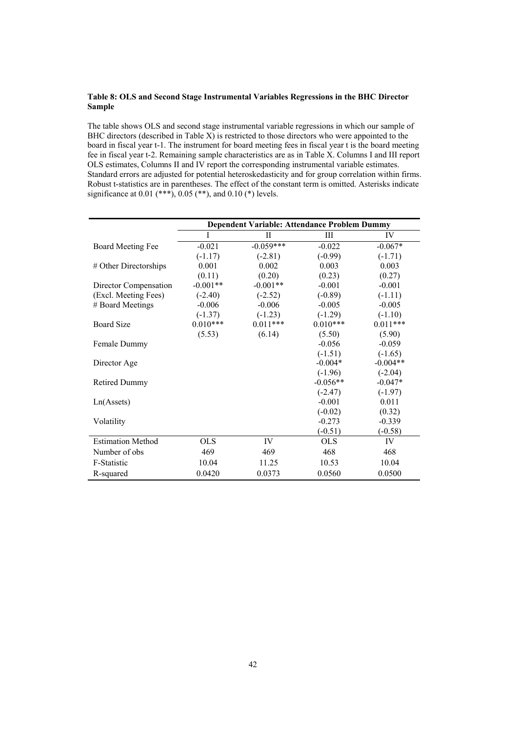**Table 8: OLS and Second Stage Instrumental Variables Regressions in the BHC Director Sample**

The table shows OLS and second stage instrumental variable regressions in which our sample of BHC directors (described in Table X) is restricted to those directors who were appointed to the board in fiscal year t-1. The instrument for board meeting fees in fiscal year t is the board meeting fee in fiscal year t-2. Remaining sample characteristics are as in Table X. Columns I and III report OLS estimates, Columns II and IV report the corresponding instrumental variable estimates. Standard errors are adjusted for potential heteroskedasticity and for group correlation within firms. Robust t-statistics are in parentheses. The effect of the constant term is omitted. Asterisks indicate significance at 0.01 (***), 0.05 (**), and 0.10 (*) levels.

| | Dependent Variable: Attendance Problem Dummy | | | |
|---|---|---|---|---|
| | I | II | III | IV |
| Board Meeting Fee | -0.021 | -0.059*** | -0.022 | -0.067* |
| | (-1.17) | (-2.81) | (-0.99) | (-1.71) |
| # Other Directorships | 0.001 | 0.002 | 0.003 | 0.003 |
| | (0.11) | (0.20) | (0.23) | (0.27) |
| Director Compensation | -0.001** | -0.001** | -0.001 | -0.001 |
| (Excl. Meeting Fees) | (-2.40) | (-2.52) | (-0.89) | (-1.11) |
| # Board Meetings | -0.006 | -0.006 | -0.005 | -0.005 |
| | (-1.37) | (-1.23) | (-1.29) | (-1.10) |
| Board Size | 0.010*** | 0.011*** | 0.010*** | 0.011*** |
| | (5.53) | (6.14) | (5.50) | (5.90) |
| Female Dummy | | | -0.056 | -0.059 |
| | | | (-1.51) | (-1.65) |
| Director Age | | | -0.004* | -0.004** |
| | | | (-1.96) | (-2.04) |
| Retired Dummy | | | -0.056** | -0.047* |
| | | | (-2.47) | (-1.97) |
| Ln(Assets) | | | -0.001 | 0.011 |
| | | | (-0.02) | (0.32) |
| Volatility | | | -0.273 | -0.339 |
| | | | (-0.51) | (-0.58) |
| Estimation Method | OLS | IV | OLS | IV |
| Number of obs | 469 | 469 | 468 | 468 |
| F-Statistic | 10.04 | 11.25 | 10.53 | 10.04 |
| R-squared | 0.0420 | 0.0373 | 0.0560 | 0.0500 |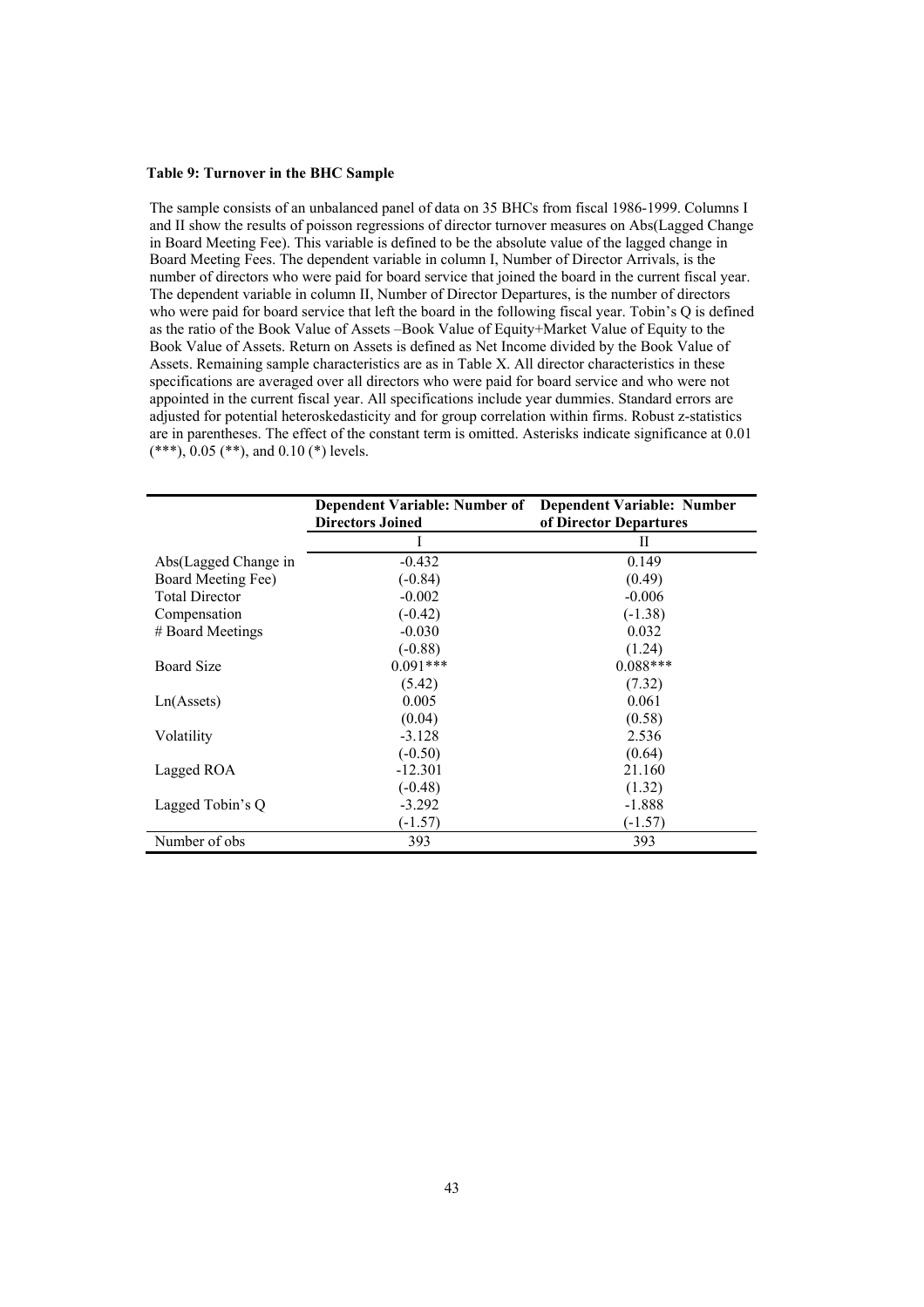**Table 9: Turnover in the BHC Sample**

The sample consists of an unbalanced panel of data on 35 BHCs from fiscal 1986-1999. Columns I and II show the results of poisson regressions of director turnover measures on Abs(Lagged Change in Board Meeting Fee). This variable is defined to be the absolute value of the lagged change in Board Meeting Fees. The dependent variable in column I, Number of Director Arrivals, is the number of directors who were paid for board service that joined the board in the current fiscal year. The dependent variable in column II, Number of Director Departures, is the number of directors who were paid for board service that left the board in the following fiscal year. Tobin's Q is defined as the ratio of the Book Value of Assets –Book Value of Equity+Market Value of Equity to the Book Value of Assets. Return on Assets is defined as Net Income divided by the Book Value of Assets. Remaining sample characteristics are as in Table X. All director characteristics in these specifications are averaged over all directors who were paid for board service and who were not appointed in the current fiscal year. All specifications include year dummies. Standard errors are adjusted for potential heteroskedasticity and for group correlation within firms. Robust z-statistics are in parentheses. The effect of the constant term is omitted. Asterisks indicate significance at 0.01 (***), 0.05 (**), and 0.10 (*) levels.

| | **Dependent Variable: Number of Directors Joined** | **Dependent Variable: Number of Director Departures** |
|---|---|---|
| | I | II |
| Abs(Lagged Change in Board Meeting Fee) | -0.432 | 0.149 |
| | (-0.84) | (0.49) |
| Total Director Compensation | -0.002 | -0.006 |
| | (-0.42) | (-1.38) |
| # Board Meetings | -0.030 | 0.032 |
| | (-0.88) | (1.24) |
| Board Size | 0.091*** | 0.088*** |
| | (5.42) | (7.32) |
| Ln(Assets) | 0.005 | 0.061 |
| | (0.04) | (0.58) |
| Volatility | -3.128 | 2.536 |
| | (-0.50) | (0.64) |
| Lagged ROA | -12.301 | 21.160 |
| | (-0.48) | (1.32) |
| Lagged Tobin's Q | -3.292 | -1.888 |
| | (-1.57) | (-1.57) |
| Number of obs | 393 | 393 |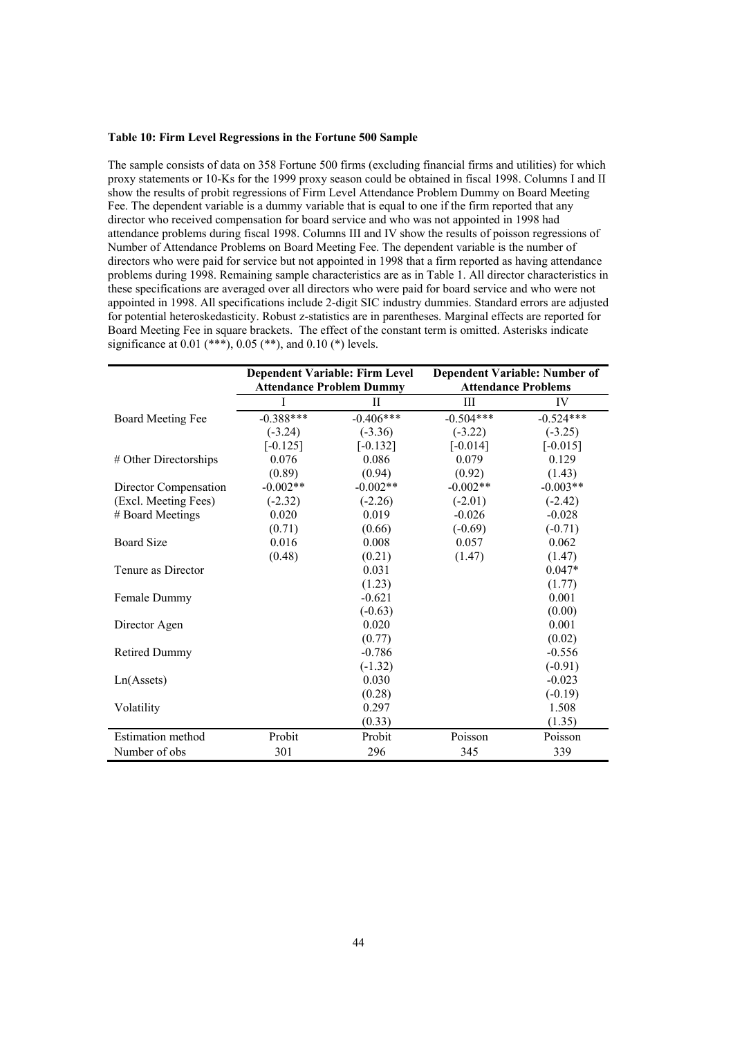**Table 10: Firm Level Regressions in the Fortune 500 Sample**

The sample consists of data on 358 Fortune 500 firms (excluding financial firms and utilities) for which proxy statements or 10-Ks for the 1999 proxy season could be obtained in fiscal 1998. Columns I and II show the results of probit regressions of Firm Level Attendance Problem Dummy on Board Meeting Fee. The dependent variable is a dummy variable that is equal to one if the firm reported that any director who received compensation for board service and who was not appointed in 1998 had attendance problems during fiscal 1998. Columns III and IV show the results of poisson regressions of Number of Attendance Problems on Board Meeting Fee. The dependent variable is the number of directors who were paid for service but not appointed in 1998 that a firm reported as having attendance problems during 1998. Remaining sample characteristics are as in Table 1. All director characteristics in these specifications are averaged over all directors who were paid for board service and who were not appointed in 1998. All specifications include 2-digit SIC industry dummies. Standard errors are adjusted for potential heteroskedasticity. Robust z-statistics are in parentheses. Marginal effects are reported for Board Meeting Fee in square brackets. The effect of the constant term is omitted. Asterisks indicate significance at 0.01 (***), 0.05 (**), and 0.10 (*) levels.

| | Dependent Variable: Firm Level Attendance Problem Dummy | | Dependent Variable: Number of Attendance Problems | |
|---|---|---|---|---|
| | I | II | III | IV |
| Board Meeting Fee | -0.388*** | -0.406*** | -0.504*** | -0.524*** |
| | (-3.24) | (-3.36) | (-3.22) | (-3.25) |
| | [-0.125] | [-0.132] | [-0.014] | [-0.015] |
| # Other Directorships | 0.076 | 0.086 | 0.079 | 0.129 |
| | (0.89) | (0.94) | (0.92) | (1.43) |
| Director Compensation | -0.002** | -0.002** | -0.002** | -0.003** |
| (Excl. Meeting Fees) | (-2.32) | (-2.26) | (-2.01) | (-2.42) |
| # Board Meetings | 0.020 | 0.019 | -0.026 | -0.028 |
| | (0.71) | (0.66) | (-0.69) | (-0.71) |
| Board Size | 0.016 | 0.008 | 0.057 | 0.062 |
| | (0.48) | (0.21) | (1.47) | (1.47) |
| Tenure as Director | | 0.031 | | 0.047* |
| | | (1.23) | | (1.77) |
| Female Dummy | | -0.621 | | 0.001 |
| | | (-0.63) | | (0.00) |
| Director Agen | | 0.020 | | 0.001 |
| | | (0.77) | | (0.02) |
| Retired Dummy | | -0.786 | | -0.556 |
| | | (-1.32) | | (-0.91) |
| Ln(Assets) | | 0.030 | | -0.023 |
| | | (0.28) | | (-0.19) |
| Volatility | | 0.297 | | 1.508 |
| | | (0.33) | | (1.35) |
| Estimation method | Probit | Probit | Poisson | Poisson |
| Number of obs | 301 | 296 | 345 | 339 |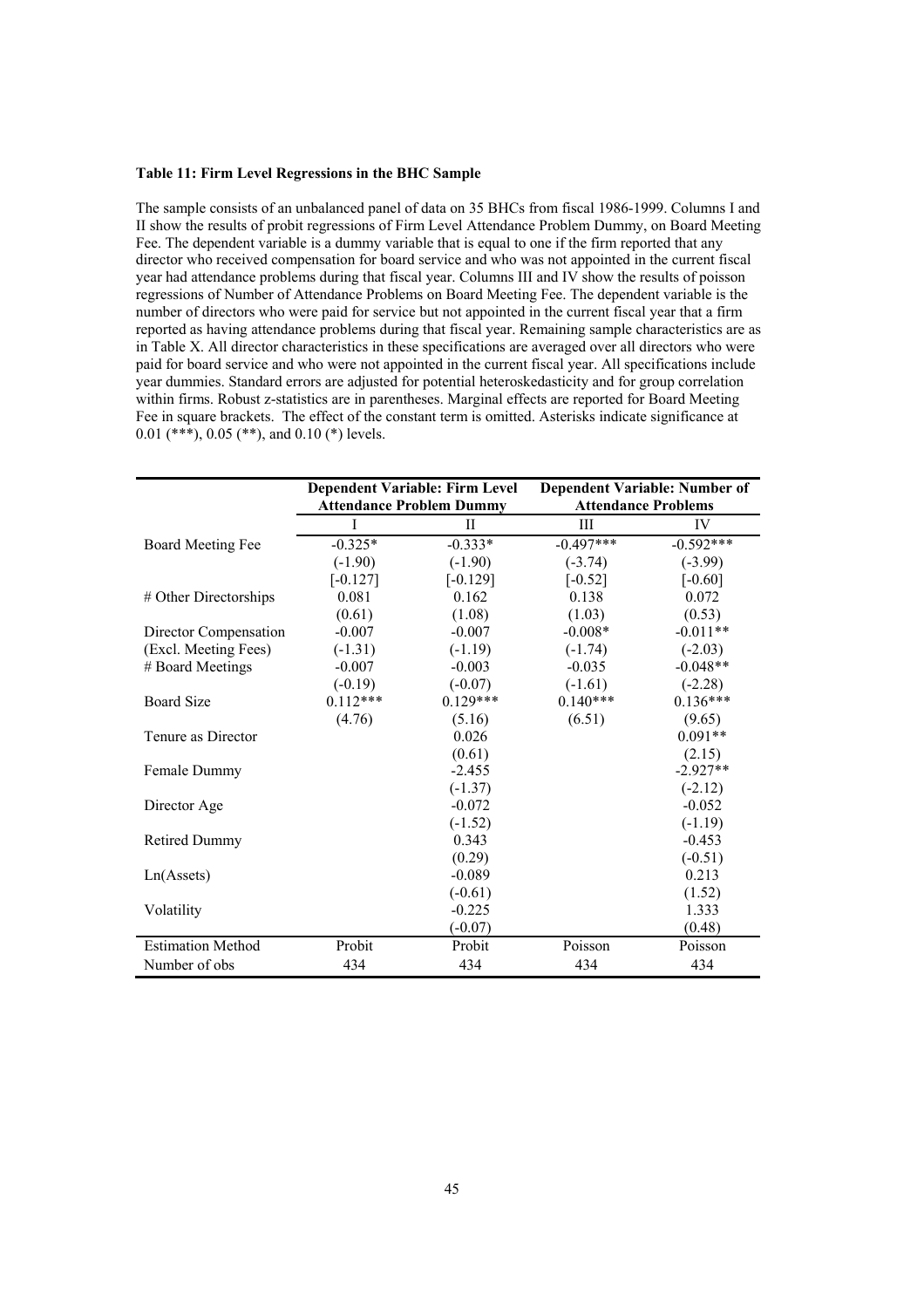**Table 11: Firm Level Regressions in the BHC Sample**

The sample consists of an unbalanced panel of data on 35 BHCs from fiscal 1986-1999. Columns I and II show the results of probit regressions of Firm Level Attendance Problem Dummy, on Board Meeting Fee. The dependent variable is a dummy variable that is equal to one if the firm reported that any director who received compensation for board service and who was not appointed in the current fiscal year had attendance problems during that fiscal year. Columns III and IV show the results of poisson regressions of Number of Attendance Problems on Board Meeting Fee. The dependent variable is the number of directors who were paid for service but not appointed in the current fiscal year that a firm reported as having attendance problems during that fiscal year. Remaining sample characteristics are as in Table X. All director characteristics in these specifications are averaged over all directors who were paid for board service and who were not appointed in the current fiscal year. All specifications include year dummies. Standard errors are adjusted for potential heteroskedasticity and for group correlation within firms. Robust z-statistics are in parentheses. Marginal effects are reported for Board Meeting Fee in square brackets. The effect of the constant term is omitted. Asterisks indicate significance at 0.01 (***), 0.05 (**), and 0.10 (*) levels.

| | Dependent Variable: Firm Level Attendance Problem Dummy | | Dependent Variable: Number of Attendance Problems | |
|---|---|---|---|---|
| | I | II | III | IV |
| Board Meeting Fee | -0.325* | -0.333* | -0.497*** | -0.592*** |
| | (-1.90) | (-1.90) | (-3.74) | (-3.99) |
| | [-0.127] | [-0.129] | [-0.52] | [-0.60] |
| # Other Directorships | 0.081 | 0.162 | 0.138 | 0.072 |
| | (0.61) | (1.08) | (1.03) | (0.53) |
| Director Compensation | -0.007 | -0.007 | -0.008* | -0.011** |
| (Excl. Meeting Fees) | (-1.31) | (-1.19) | (-1.74) | (-2.03) |
| # Board Meetings | -0.007 | -0.003 | -0.035 | -0.048** |
| | (-0.19) | (-0.07) | (-1.61) | (-2.28) |
| Board Size | 0.112*** | 0.129*** | 0.140*** | 0.136*** |
| | (4.76) | (5.16) | (6.51) | (9.65) |
| Tenure as Director | | 0.026 | | 0.091** |
| | | (0.61) | | (2.15) |
| Female Dummy | | -2.455 | | -2.927** |
| | | (-1.37) | | (-2.12) |
| Director Age | | -0.072 | | -0.052 |
| | | (-1.52) | | (-1.19) |
| Retired Dummy | | 0.343 | | -0.453 |
| | | (0.29) | | (-0.51) |
| Ln(Assets) | | -0.089 | | 0.213 |
| | | (-0.61) | | (1.52) |
| Volatility | | -0.225 | | 1.333 |
| | | (-0.07) | | (0.48) |
| Estimation Method | Probit | Probit | Poisson | Poisson |
| Number of obs | 434 | 434 | 434 | 434 |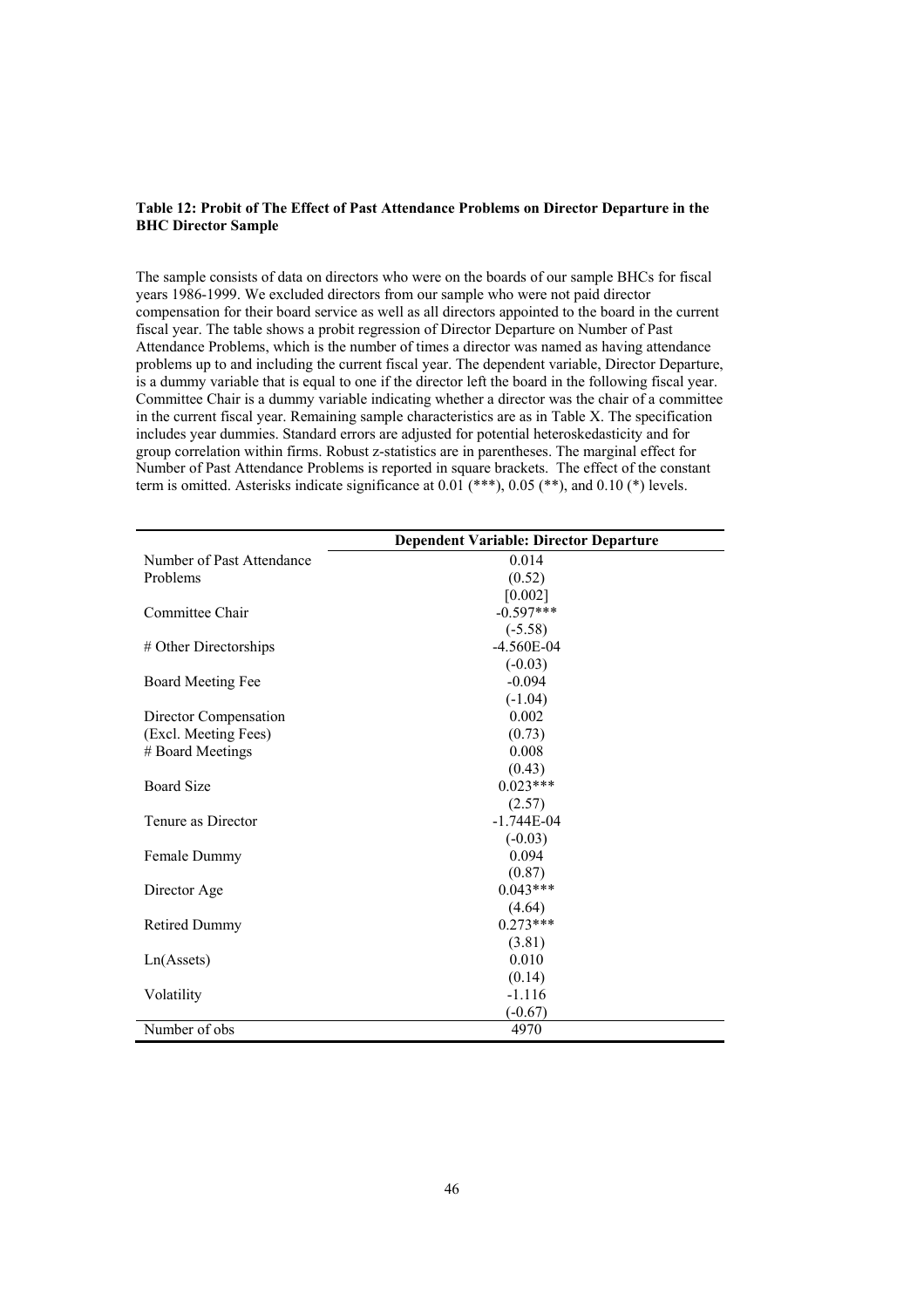**Table 12: Probit of The Effect of Past Attendance Problems on Director Departure in the BHC Director Sample**

The sample consists of data on directors who were on the boards of our sample BHCs for fiscal years 1986-1999. We excluded directors from our sample who were not paid director compensation for their board service as well as all directors appointed to the board in the current fiscal year. The table shows a probit regression of Director Departure on Number of Past Attendance Problems, which is the number of times a director was named as having attendance problems up to and including the current fiscal year. The dependent variable, Director Departure, is a dummy variable that is equal to one if the director left the board in the following fiscal year. Committee Chair is a dummy variable indicating whether a director was the chair of a committee in the current fiscal year. Remaining sample characteristics are as in Table X. The specification includes year dummies. Standard errors are adjusted for potential heteroskedasticity and for group correlation within firms. Robust z-statistics are in parentheses. The marginal effect for Number of Past Attendance Problems is reported in square brackets. The effect of the constant term is omitted. Asterisks indicate significance at 0.01 (***), 0.05 (**), and 0.10 (*) levels.

| | **Dependent Variable: Director Departure** |
|---|---|
| Number of Past Attendance Problems | 0.014 |
| | (0.52) |
| | [0.002] |
| Committee Chair | -0.597*** |
| | (-5.58) |
| # Other Directorships | -4.560E-04 |
| | (-0.03) |
| Board Meeting Fee | -0.094 |
| | (-1.04) |
| Director Compensation (Excl. Meeting Fees) | 0.002 |
| | (0.73) |
| # Board Meetings | 0.008 |
| | (0.43) |
| Board Size | 0.023*** |
| | (2.57) |
| Tenure as Director | -1.744E-04 |
| | (-0.03) |
| Female Dummy | 0.094 |
| | (0.87) |
| Director Age | 0.043*** |
| | (4.64) |
| Retired Dummy | 0.273*** |
| | (3.81) |
| Ln(Assets) | 0.010 |
| | (0.14) |
| Volatility | -1.116 |
| | (-0.67) |
| Number of obs | 4970 |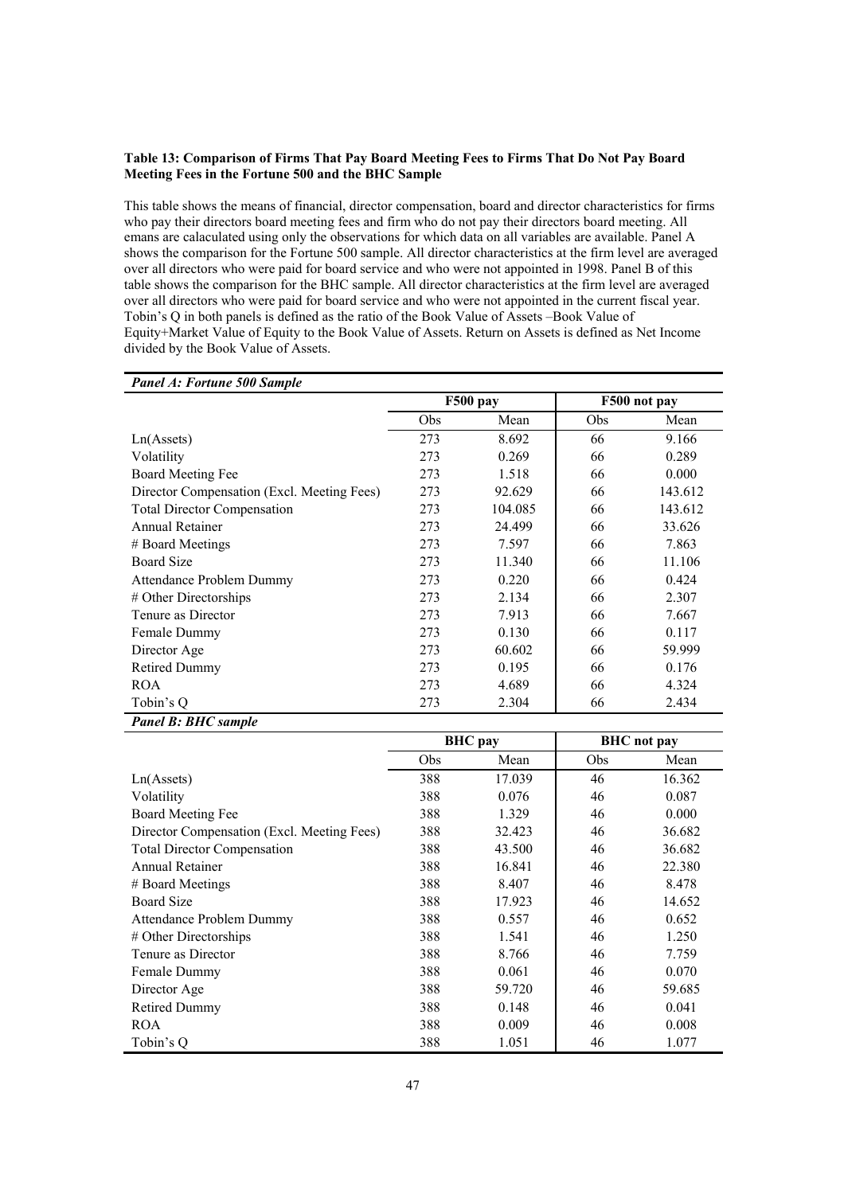**Table 13: Comparison of Firms That Pay Board Meeting Fees to Firms That Do Not Pay Board Meeting Fees in the Fortune 500 and the BHC Sample**

This table shows the means of financial, director compensation, board and director characteristics for firms who pay their directors board meeting fees and firm who do not pay their directors board meeting. All emans are calaculated using only the observations for which data on all variables are available. Panel A shows the comparison for the Fortune 500 sample. All director characteristics at the firm level are averaged over all directors who were paid for board service and who were not appointed in 1998. Panel B of this table shows the comparison for the BHC sample. All director characteristics at the firm level are averaged over all directors who were paid for board service and who were not appointed in the current fiscal year. Tobin's Q in both panels is defined as the ratio of the Book Value of Assets –Book Value of Equity+Market Value of Equity to the Book Value of Assets. Return on Assets is defined as Net Income divided by the Book Value of Assets.

***Panel A: Fortune 500 Sample***

| | F500 pay | | F500 not pay | |
|---|---|---|---|---|
| | Obs | Mean | Obs | Mean |
| Ln(Assets) | 273 | 8.692 | 66 | 9.166 |
| Volatility | 273 | 0.269 | 66 | 0.289 |
| Board Meeting Fee | 273 | 1.518 | 66 | 0.000 |
| Director Compensation (Excl. Meeting Fees) | 273 | 92.629 | 66 | 143.612 |
| Total Director Compensation | 273 | 104.085 | 66 | 143.612 |
| Annual Retainer | 273 | 24.499 | 66 | 33.626 |
| # Board Meetings | 273 | 7.597 | 66 | 7.863 |
| Board Size | 273 | 11.340 | 66 | 11.106 |
| Attendance Problem Dummy | 273 | 0.220 | 66 | 0.424 |
| # Other Directorships | 273 | 2.134 | 66 | 2.307 |
| Tenure as Director | 273 | 7.913 | 66 | 7.667 |
| Female Dummy | 273 | 0.130 | 66 | 0.117 |
| Director Age | 273 | 60.602 | 66 | 59.999 |
| Retired Dummy | 273 | 0.195 | 66 | 0.176 |
| ROA | 273 | 4.689 | 66 | 4.324 |
| Tobin's Q | 273 | 2.304 | 66 | 2.434 |

***Panel B: BHC sample***

| | BHC pay | | BHC not pay | |
|---|---|---|---|---|
| | Obs | Mean | Obs | Mean |
| Ln(Assets) | 388 | 17.039 | 46 | 16.362 |
| Volatility | 388 | 0.076 | 46 | 0.087 |
| Board Meeting Fee | 388 | 1.329 | 46 | 0.000 |
| Director Compensation (Excl. Meeting Fees) | 388 | 32.423 | 46 | 36.682 |
| Total Director Compensation | 388 | 43.500 | 46 | 36.682 |
| Annual Retainer | 388 | 16.841 | 46 | 22.380 |
| # Board Meetings | 388 | 8.407 | 46 | 8.478 |
| Board Size | 388 | 17.923 | 46 | 14.652 |
| Attendance Problem Dummy | 388 | 0.557 | 46 | 0.652 |
| # Other Directorships | 388 | 1.541 | 46 | 1.250 |
| Tenure as Director | 388 | 8.766 | 46 | 7.759 |
| Female Dummy | 388 | 0.061 | 46 | 0.070 |
| Director Age | 388 | 59.720 | 46 | 59.685 |
| Retired Dummy | 388 | 0.148 | 46 | 0.041 |
| ROA | 388 | 0.009 | 46 | 0.008 |
| Tobin's Q | 388 | 1.051 | 46 | 1.077 |